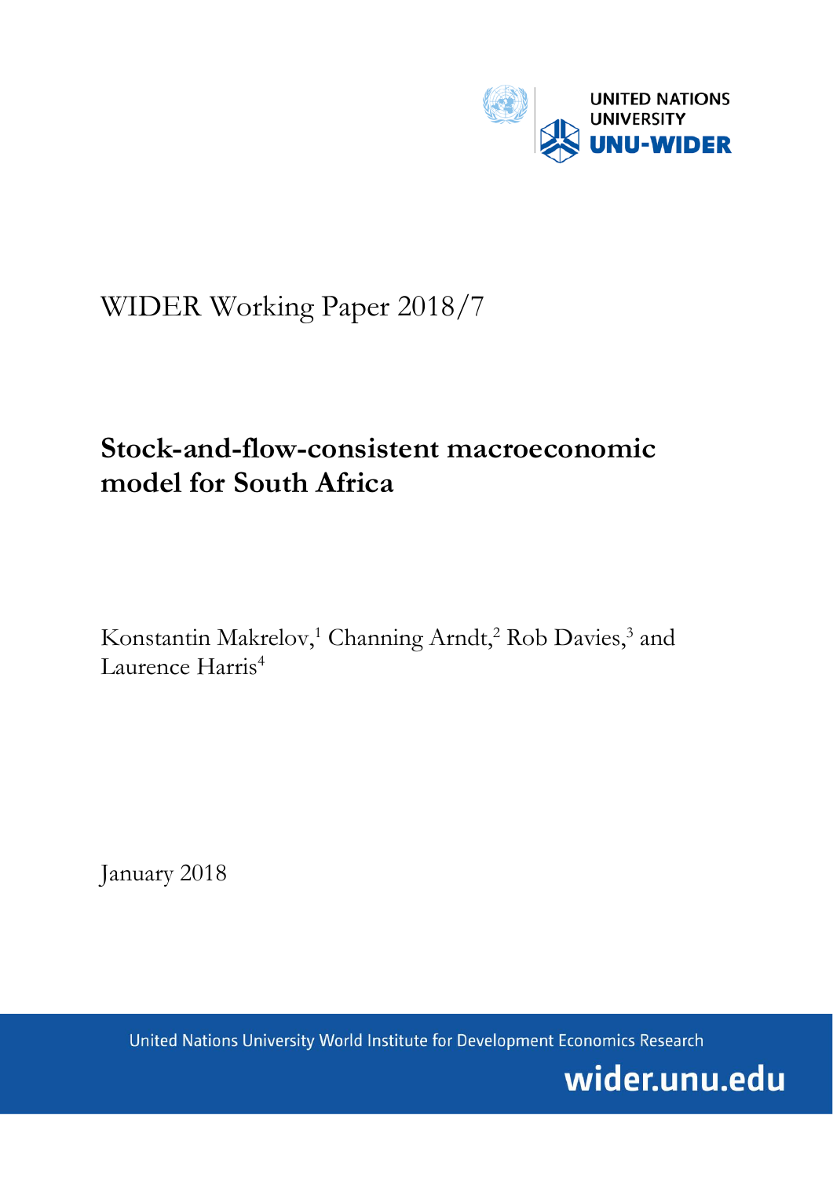UNITED NATIONS UNIVERSITY

UNU-WIDER

WIDER Working Paper 2018/7

# Stock-and-flow-consistent macroeconomic model for South Africa

Konstantin Makrelov,[1] Channing Arndt,[2] Rob Davies,[3] and Laurence Harris[4]

January 2018

United Nations University World Institute for Development Economics Research

wider.unu.edu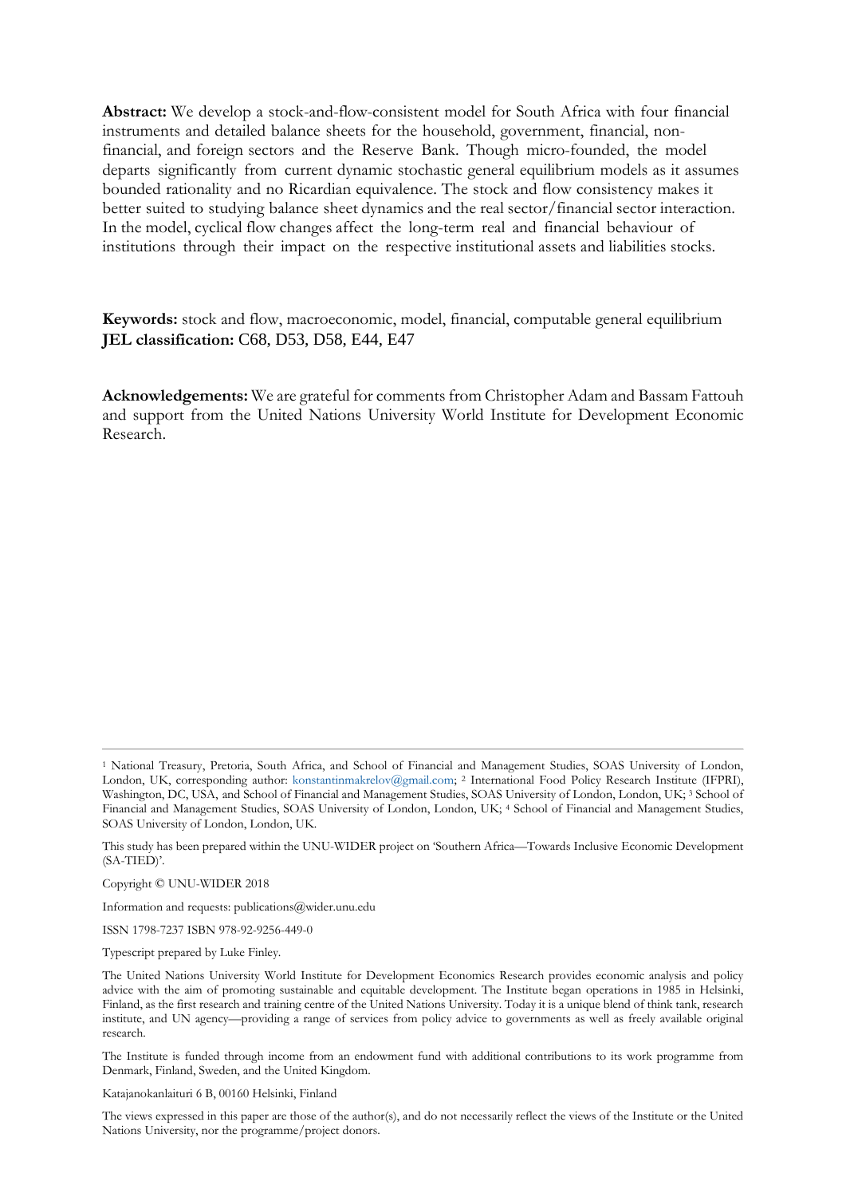**Abstract:** We develop a stock-and-flow-consistent model for South Africa with four financial instruments and detailed balance sheets for the household, government, financial, non-financial, and foreign sectors and the Reserve Bank. Though micro-founded, the model departs significantly from current dynamic stochastic general equilibrium models as it assumes bounded rationality and no Ricardian equivalence. The stock and flow consistency makes it better suited to studying balance sheet dynamics and the real sector/financial sector interaction. In the model, cyclical flow changes affect the long-term real and financial behaviour of institutions through their impact on the respective institutional assets and liabilities stocks.

**Keywords:** stock and flow, macroeconomic, model, financial, computable general equilibrium
**JEL classification:** C68, D53, D58, E44, E47

**Acknowledgements:** We are grateful for comments from Christopher Adam and Bassam Fattouh and support from the United Nations University World Institute for Development Economic Research.

---

[1] National Treasury, Pretoria, South Africa, and School of Financial and Management Studies, SOAS University of London, London, UK, corresponding author: konstantinmakrelov@gmail.com; [2] International Food Policy Research Institute (IFPRI), Washington, DC, USA, and School of Financial and Management Studies, SOAS University of London, London, UK; [3] School of Financial and Management Studies, SOAS University of London, London, UK; [4] School of Financial and Management Studies, SOAS University of London, London, UK.

This study has been prepared within the UNU-WIDER project on 'Southern Africa—Towards Inclusive Economic Development (SA-TIED)'.

Copyright © UNU-WIDER 2018

Information and requests: publications@wider.unu.edu

ISSN 1798-7237 ISBN 978-92-9256-449-0

Typescript prepared by Luke Finley.

The United Nations University World Institute for Development Economics Research provides economic analysis and policy advice with the aim of promoting sustainable and equitable development. The Institute began operations in 1985 in Helsinki, Finland, as the first research and training centre of the United Nations University. Today it is a unique blend of think tank, research institute, and UN agency—providing a range of services from policy advice to governments as well as freely available original research.

The Institute is funded through income from an endowment fund with additional contributions to its work programme from Denmark, Finland, Sweden, and the United Kingdom.

Katajanokanlaituri 6 B, 00160 Helsinki, Finland

The views expressed in this paper are those of the author(s), and do not necessarily reflect the views of the Institute or the United Nations University, nor the programme/project donors.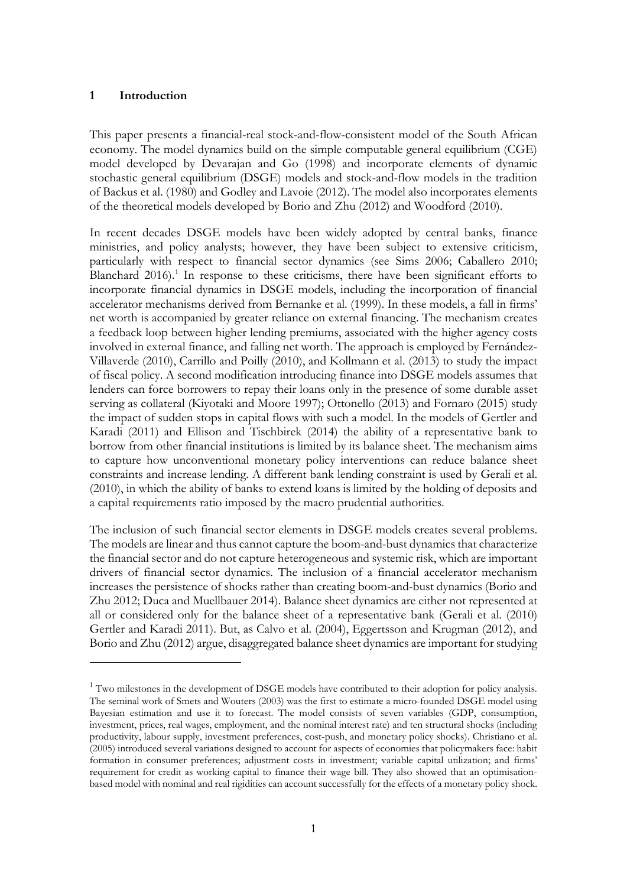## 1 Introduction

This paper presents a financial-real stock-and-flow-consistent model of the South African economy. The model dynamics build on the simple computable general equilibrium (CGE) model developed by Devarajan and Go (1998) and incorporate elements of dynamic stochastic general equilibrium (DSGE) models and stock-and-flow models in the tradition of Backus et al. (1980) and Godley and Lavoie (2012). The model also incorporates elements of the theoretical models developed by Borio and Zhu (2012) and Woodford (2010).

In recent decades DSGE models have been widely adopted by central banks, finance ministries, and policy analysts; however, they have been subject to extensive criticism, particularly with respect to financial sector dynamics (see Sims 2006; Caballero 2010; Blanchard 2016).[1] In response to these criticisms, there have been significant efforts to incorporate financial dynamics in DSGE models, including the incorporation of financial accelerator mechanisms derived from Bernanke et al. (1999). In these models, a fall in firms' net worth is accompanied by greater reliance on external financing. The mechanism creates a feedback loop between higher lending premiums, associated with the higher agency costs involved in external finance, and falling net worth. The approach is employed by Fernández-Villaverde (2010), Carrillo and Poilly (2010), and Kollmann et al. (2013) to study the impact of fiscal policy. A second modification introducing finance into DSGE models assumes that lenders can force borrowers to repay their loans only in the presence of some durable asset serving as collateral (Kiyotaki and Moore 1997); Ottonello (2013) and Fornaro (2015) study the impact of sudden stops in capital flows with such a model. In the models of Gertler and Karadi (2011) and Ellison and Tischbirek (2014) the ability of a representative bank to borrow from other financial institutions is limited by its balance sheet. The mechanism aims to capture how unconventional monetary policy interventions can reduce balance sheet constraints and increase lending. A different bank lending constraint is used by Gerali et al. (2010), in which the ability of banks to extend loans is limited by the holding of deposits and a capital requirements ratio imposed by the macro prudential authorities.

The inclusion of such financial sector elements in DSGE models creates several problems. The models are linear and thus cannot capture the boom-and-bust dynamics that characterize the financial sector and do not capture heterogeneous and systemic risk, which are important drivers of financial sector dynamics. The inclusion of a financial accelerator mechanism increases the persistence of shocks rather than creating boom-and-bust dynamics (Borio and Zhu 2012; Duca and Muellbauer 2014). Balance sheet dynamics are either not represented at all or considered only for the balance sheet of a representative bank (Gerali et al. (2010) Gertler and Karadi 2011). But, as Calvo et al. (2004), Eggertsson and Krugman (2012), and Borio and Zhu (2012) argue, disaggregated balance sheet dynamics are important for studying

[1] Two milestones in the development of DSGE models have contributed to their adoption for policy analysis. The seminal work of Smets and Wouters (2003) was the first to estimate a micro-founded DSGE model using Bayesian estimation and use it to forecast. The model consists of seven variables (GDP, consumption, investment, prices, real wages, employment, and the nominal interest rate) and ten structural shocks (including productivity, labour supply, investment preferences, cost-push, and monetary policy shocks). Christiano et al. (2005) introduced several variations designed to account for aspects of economies that policymakers face: habit formation in consumer preferences; adjustment costs in investment; variable capital utilization; and firms' requirement for credit as working capital to finance their wage bill. They also showed that an optimisation-based model with nominal and real rigidities can account successfully for the effects of a monetary policy shock.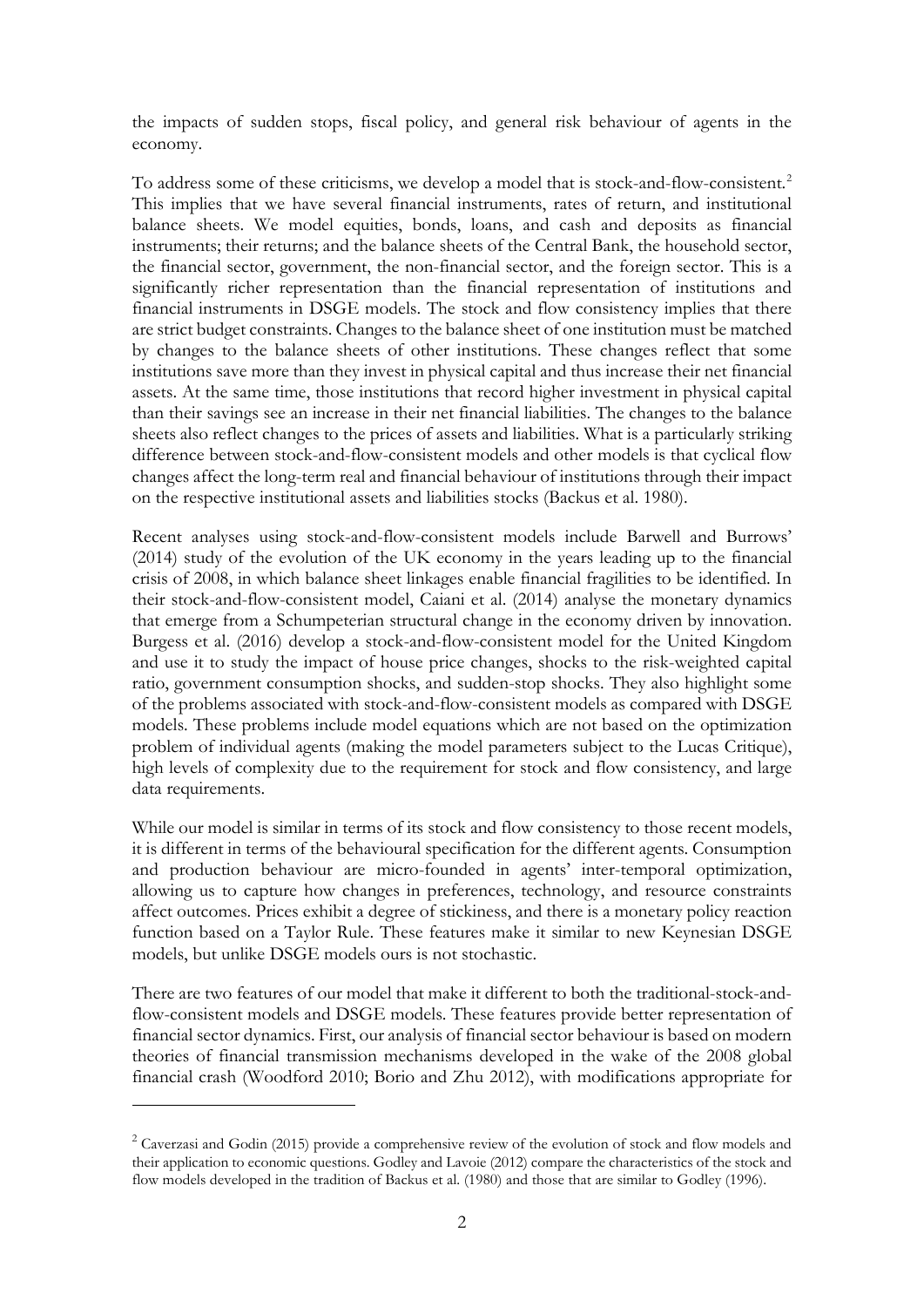the impacts of sudden stops, fiscal policy, and general risk behaviour of agents in the economy.

To address some of these criticisms, we develop a model that is stock-and-flow-consistent.[2] This implies that we have several financial instruments, rates of return, and institutional balance sheets. We model equities, bonds, loans, and cash and deposits as financial instruments; their returns; and the balance sheets of the Central Bank, the household sector, the financial sector, government, the non-financial sector, and the foreign sector. This is a significantly richer representation than the financial representation of institutions and financial instruments in DSGE models. The stock and flow consistency implies that there are strict budget constraints. Changes to the balance sheet of one institution must be matched by changes to the balance sheets of other institutions. These changes reflect that some institutions save more than they invest in physical capital and thus increase their net financial assets. At the same time, those institutions that record higher investment in physical capital than their savings see an increase in their net financial liabilities. The changes to the balance sheets also reflect changes to the prices of assets and liabilities. What is a particularly striking difference between stock-and-flow-consistent models and other models is that cyclical flow changes affect the long-term real and financial behaviour of institutions through their impact on the respective institutional assets and liabilities stocks (Backus et al. 1980).

Recent analyses using stock-and-flow-consistent models include Barwell and Burrows' (2014) study of the evolution of the UK economy in the years leading up to the financial crisis of 2008, in which balance sheet linkages enable financial fragilities to be identified. In their stock-and-flow-consistent model, Caiani et al. (2014) analyse the monetary dynamics that emerge from a Schumpeterian structural change in the economy driven by innovation. Burgess et al. (2016) develop a stock-and-flow-consistent model for the United Kingdom and use it to study the impact of house price changes, shocks to the risk-weighted capital ratio, government consumption shocks, and sudden-stop shocks. They also highlight some of the problems associated with stock-and-flow-consistent models as compared with DSGE models. These problems include model equations which are not based on the optimization problem of individual agents (making the model parameters subject to the Lucas Critique), high levels of complexity due to the requirement for stock and flow consistency, and large data requirements.

While our model is similar in terms of its stock and flow consistency to those recent models, it is different in terms of the behavioural specification for the different agents. Consumption and production behaviour are micro-founded in agents' inter-temporal optimization, allowing us to capture how changes in preferences, technology, and resource constraints affect outcomes. Prices exhibit a degree of stickiness, and there is a monetary policy reaction function based on a Taylor Rule. These features make it similar to new Keynesian DSGE models, but unlike DSGE models ours is not stochastic.

There are two features of our model that make it different to both the traditional-stock-and-flow-consistent models and DSGE models. These features provide better representation of financial sector dynamics. First, our analysis of financial sector behaviour is based on modern theories of financial transmission mechanisms developed in the wake of the 2008 global financial crash (Woodford 2010; Borio and Zhu 2012), with modifications appropriate for

[2] Caverzasi and Godin (2015) provide a comprehensive review of the evolution of stock and flow models and their application to economic questions. Godley and Lavoie (2012) compare the characteristics of the stock and flow models developed in the tradition of Backus et al. (1980) and those that are similar to Godley (1996).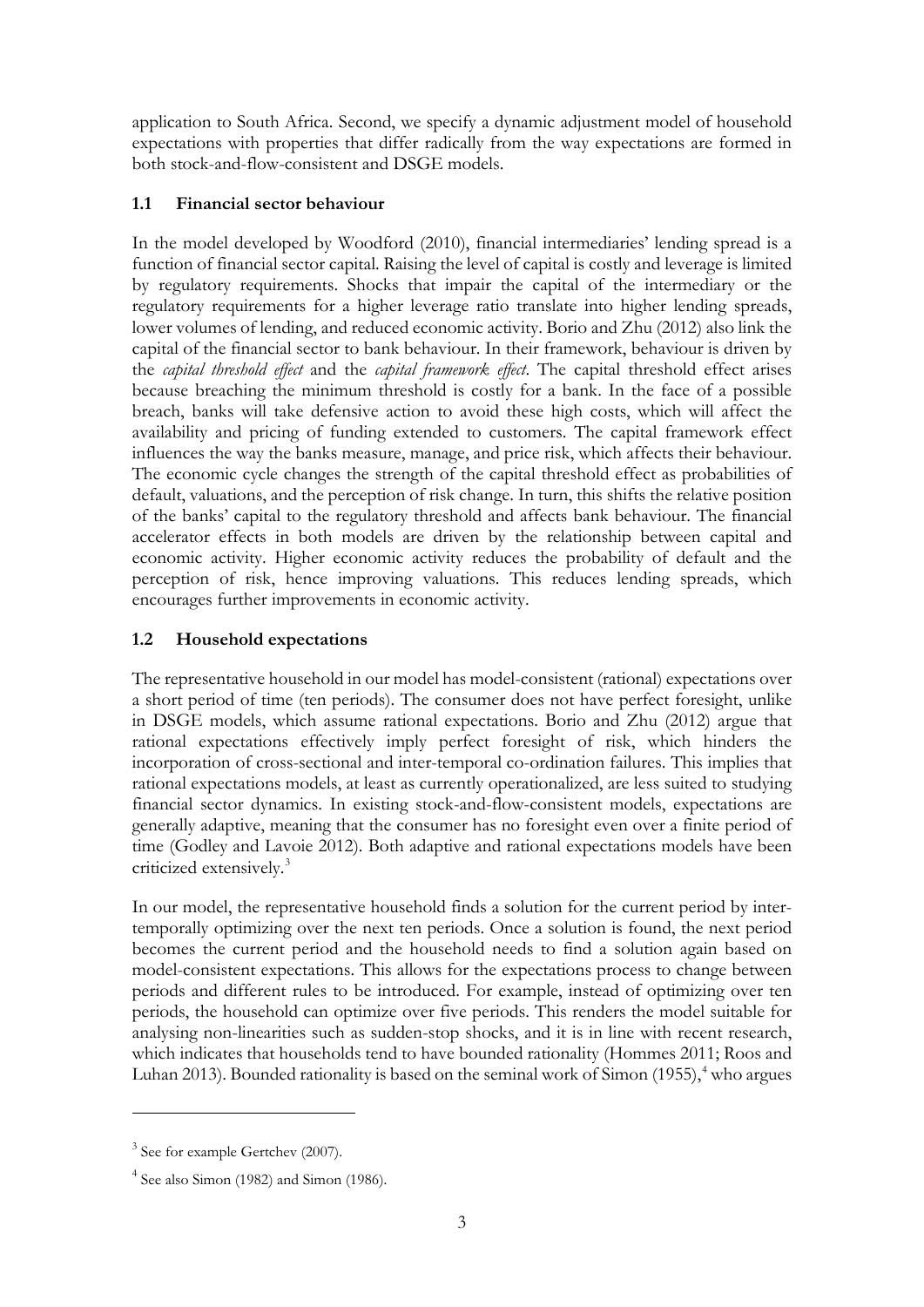application to South Africa. Second, we specify a dynamic adjustment model of household expectations with properties that differ radically from the way expectations are formed in both stock-and-flow-consistent and DSGE models.

## 1.1 Financial sector behaviour

In the model developed by Woodford (2010), financial intermediaries' lending spread is a function of financial sector capital. Raising the level of capital is costly and leverage is limited by regulatory requirements. Shocks that impair the capital of the intermediary or the regulatory requirements for a higher leverage ratio translate into higher lending spreads, lower volumes of lending, and reduced economic activity. Borio and Zhu (2012) also link the capital of the financial sector to bank behaviour. In their framework, behaviour is driven by the *capital threshold effect* and the *capital framework effect*. The capital threshold effect arises because breaching the minimum threshold is costly for a bank. In the face of a possible breach, banks will take defensive action to avoid these high costs, which will affect the availability and pricing of funding extended to customers. The capital framework effect influences the way the banks measure, manage, and price risk, which affects their behaviour. The economic cycle changes the strength of the capital threshold effect as probabilities of default, valuations, and the perception of risk change. In turn, this shifts the relative position of the banks' capital to the regulatory threshold and affects bank behaviour. The financial accelerator effects in both models are driven by the relationship between capital and economic activity. Higher economic activity reduces the probability of default and the perception of risk, hence improving valuations. This reduces lending spreads, which encourages further improvements in economic activity.

## 1.2 Household expectations

The representative household in our model has model-consistent (rational) expectations over a short period of time (ten periods). The consumer does not have perfect foresight, unlike in DSGE models, which assume rational expectations. Borio and Zhu (2012) argue that rational expectations effectively imply perfect foresight of risk, which hinders the incorporation of cross-sectional and inter-temporal co-ordination failures. This implies that rational expectations models, at least as currently operationalized, are less suited to studying financial sector dynamics. In existing stock-and-flow-consistent models, expectations are generally adaptive, meaning that the consumer has no foresight even over a finite period of time (Godley and Lavoie 2012). Both adaptive and rational expectations models have been criticized extensively.[3]

In our model, the representative household finds a solution for the current period by inter-temporally optimizing over the next ten periods. Once a solution is found, the next period becomes the current period and the household needs to find a solution again based on model-consistent expectations. This allows for the expectations process to change between periods and different rules to be introduced. For example, instead of optimizing over ten periods, the household can optimize over five periods. This renders the model suitable for analysing non-linearities such as sudden-stop shocks, and it is in line with recent research, which indicates that households tend to have bounded rationality (Hommes 2011; Roos and Luhan 2013). Bounded rationality is based on the seminal work of Simon (1955),[4] who argues

---

[3] See for example Gertchev (2007).

[4] See also Simon (1982) and Simon (1986).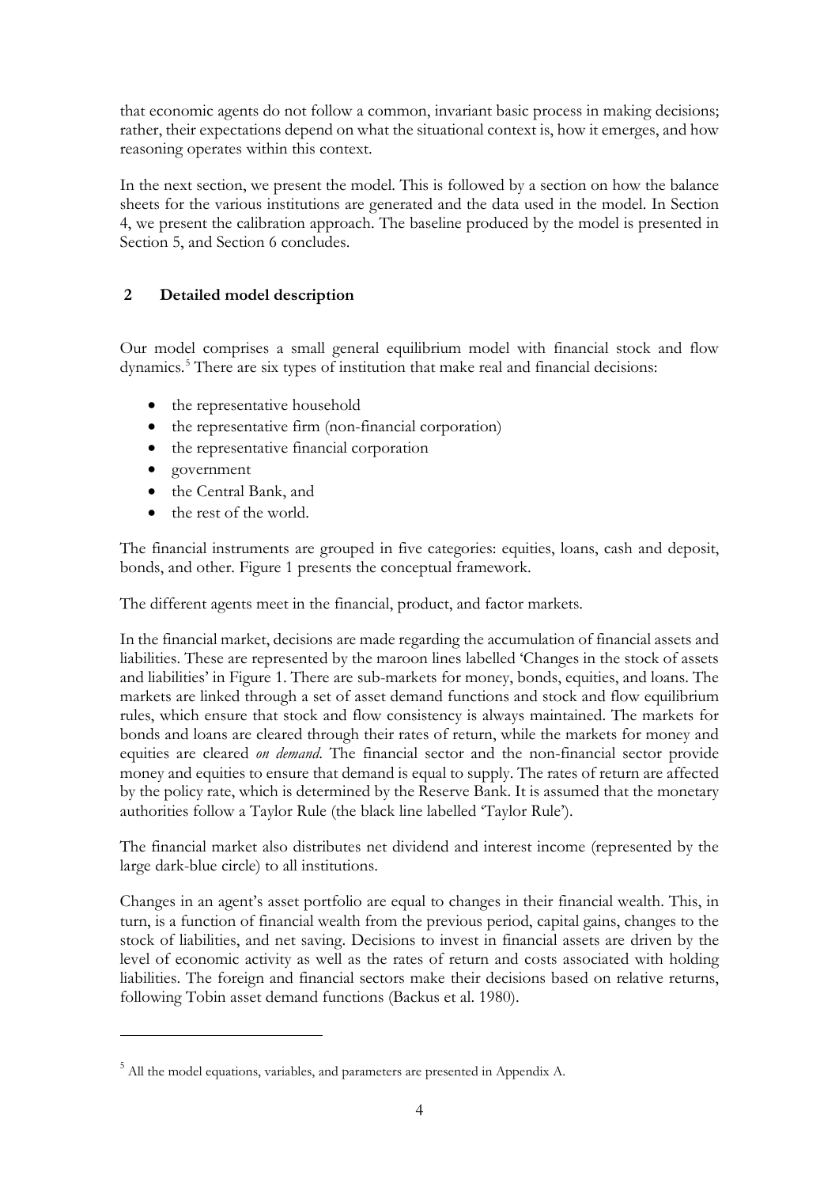that economic agents do not follow a common, invariant basic process in making decisions; rather, their expectations depend on what the situational context is, how it emerges, and how reasoning operates within this context.

In the next section, we present the model. This is followed by a section on how the balance sheets for the various institutions are generated and the data used in the model. In Section 4, we present the calibration approach. The baseline produced by the model is presented in Section 5, and Section 6 concludes.

## 2 Detailed model description

Our model comprises a small general equilibrium model with financial stock and flow dynamics.[5] There are six types of institution that make real and financial decisions:

- the representative household
- the representative firm (non-financial corporation)
- the representative financial corporation
- government
- the Central Bank, and
- the rest of the world.

The financial instruments are grouped in five categories: equities, loans, cash and deposit, bonds, and other. Figure 1 presents the conceptual framework.

The different agents meet in the financial, product, and factor markets.

In the financial market, decisions are made regarding the accumulation of financial assets and liabilities. These are represented by the maroon lines labelled 'Changes in the stock of assets and liabilities' in Figure 1. There are sub-markets for money, bonds, equities, and loans. The markets are linked through a set of asset demand functions and stock and flow equilibrium rules, which ensure that stock and flow consistency is always maintained. The markets for bonds and loans are cleared through their rates of return, while the markets for money and equities are cleared *on demand*. The financial sector and the non-financial sector provide money and equities to ensure that demand is equal to supply. The rates of return are affected by the policy rate, which is determined by the Reserve Bank. It is assumed that the monetary authorities follow a Taylor Rule (the black line labelled 'Taylor Rule').

The financial market also distributes net dividend and interest income (represented by the large dark-blue circle) to all institutions.

Changes in an agent's asset portfolio are equal to changes in their financial wealth. This, in turn, is a function of financial wealth from the previous period, capital gains, changes to the stock of liabilities, and net saving. Decisions to invest in financial assets are driven by the level of economic activity as well as the rates of return and costs associated with holding liabilities. The foreign and financial sectors make their decisions based on relative returns, following Tobin asset demand functions (Backus et al. 1980).

[5] All the model equations, variables, and parameters are presented in Appendix A.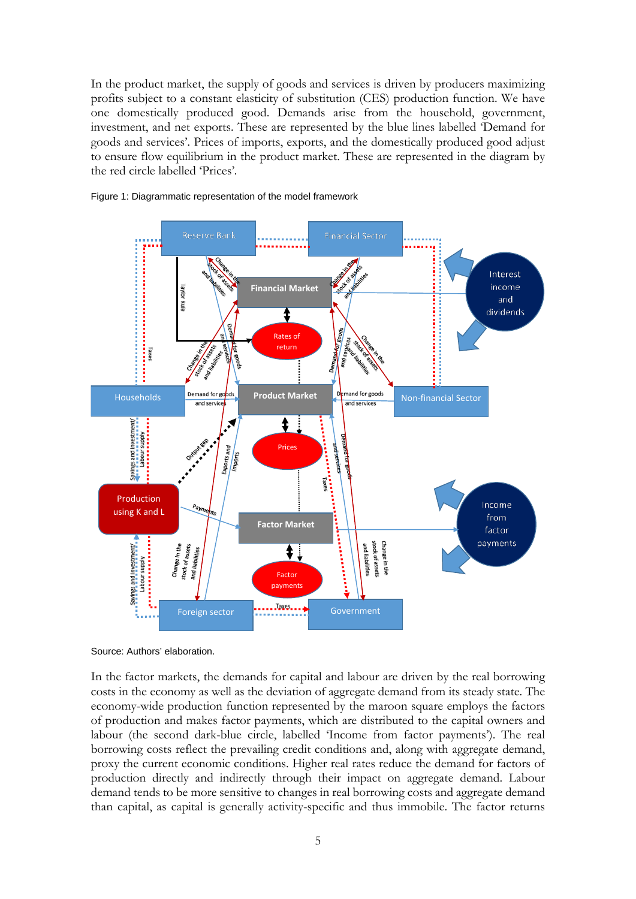In the product market, the supply of goods and services is driven by producers maximizing profits subject to a constant elasticity of substitution (CES) production function. We have one domestically produced good. Demands arise from the household, government, investment, and net exports. These are represented by the blue lines labelled 'Demand for goods and services'. Prices of imports, exports, and the domestically produced good adjust to ensure flow equilibrium in the product market. These are represented in the diagram by the red circle labelled 'Prices'.

Figure 1: Diagrammatic representation of the model framework

Source: Authors' elaboration.

In the factor markets, the demands for capital and labour are driven by the real borrowing costs in the economy as well as the deviation of aggregate demand from its steady state. The economy-wide production function represented by the maroon square employs the factors of production and makes factor payments, which are distributed to the capital owners and labour (the second dark-blue circle, labelled 'Income from factor payments'). The real borrowing costs reflect the prevailing credit conditions and, along with aggregate demand, proxy the current economic conditions. Higher real rates reduce the demand for factors of production directly and indirectly through their impact on aggregate demand. Labour demand tends to be more sensitive to changes in real borrowing costs and aggregate demand than capital, as capital is generally activity-specific and thus immobile. The factor returns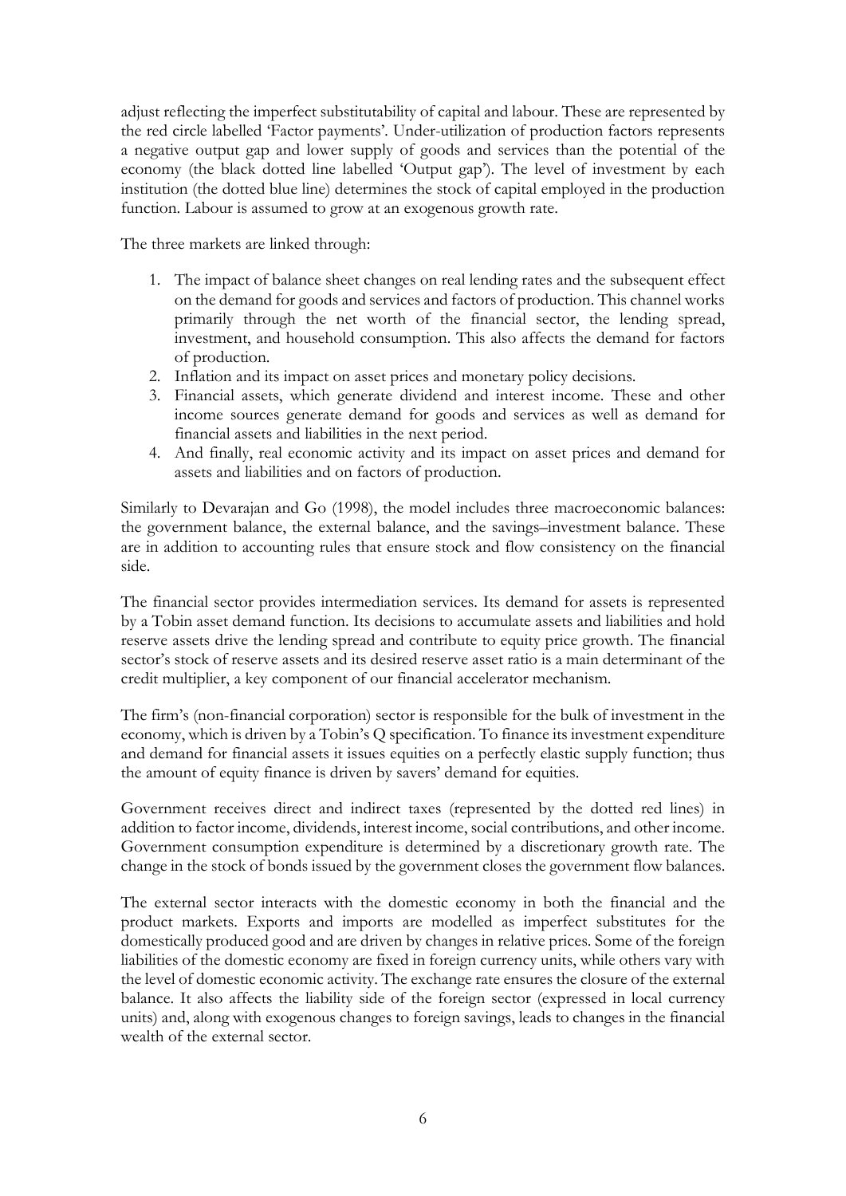adjust reflecting the imperfect substitutability of capital and labour. These are represented by the red circle labelled 'Factor payments'. Under-utilization of production factors represents a negative output gap and lower supply of goods and services than the potential of the economy (the black dotted line labelled 'Output gap'). The level of investment by each institution (the dotted blue line) determines the stock of capital employed in the production function. Labour is assumed to grow at an exogenous growth rate.

The three markets are linked through:

1. The impact of balance sheet changes on real lending rates and the subsequent effect on the demand for goods and services and factors of production. This channel works primarily through the net worth of the financial sector, the lending spread, investment, and household consumption. This also affects the demand for factors of production.
2. Inflation and its impact on asset prices and monetary policy decisions.
3. Financial assets, which generate dividend and interest income. These and other income sources generate demand for goods and services as well as demand for financial assets and liabilities in the next period.
4. And finally, real economic activity and its impact on asset prices and demand for assets and liabilities and on factors of production.

Similarly to Devarajan and Go (1998), the model includes three macroeconomic balances: the government balance, the external balance, and the savings–investment balance. These are in addition to accounting rules that ensure stock and flow consistency on the financial side.

The financial sector provides intermediation services. Its demand for assets is represented by a Tobin asset demand function. Its decisions to accumulate assets and liabilities and hold reserve assets drive the lending spread and contribute to equity price growth. The financial sector's stock of reserve assets and its desired reserve asset ratio is a main determinant of the credit multiplier, a key component of our financial accelerator mechanism.

The firm's (non-financial corporation) sector is responsible for the bulk of investment in the economy, which is driven by a Tobin's Q specification. To finance its investment expenditure and demand for financial assets it issues equities on a perfectly elastic supply function; thus the amount of equity finance is driven by savers' demand for equities.

Government receives direct and indirect taxes (represented by the dotted red lines) in addition to factor income, dividends, interest income, social contributions, and other income. Government consumption expenditure is determined by a discretionary growth rate. The change in the stock of bonds issued by the government closes the government flow balances.

The external sector interacts with the domestic economy in both the financial and the product markets. Exports and imports are modelled as imperfect substitutes for the domestically produced good and are driven by changes in relative prices. Some of the foreign liabilities of the domestic economy are fixed in foreign currency units, while others vary with the level of domestic economic activity. The exchange rate ensures the closure of the external balance. It also affects the liability side of the foreign sector (expressed in local currency units) and, along with exogenous changes to foreign savings, leads to changes in the financial wealth of the external sector.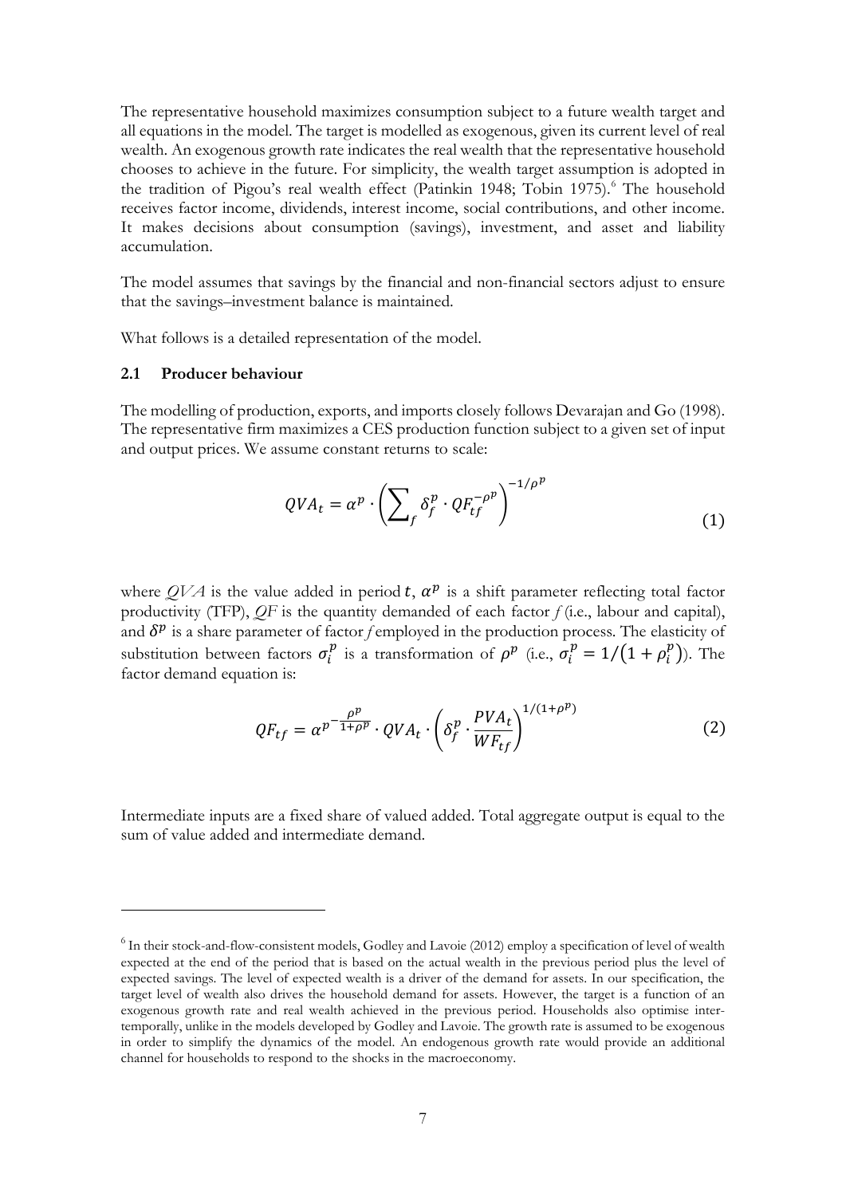The representative household maximizes consumption subject to a future wealth target and all equations in the model. The target is modelled as exogenous, given its current level of real wealth. An exogenous growth rate indicates the real wealth that the representative household chooses to achieve in the future. For simplicity, the wealth target assumption is adopted in the tradition of Pigou's real wealth effect (Patinkin 1948; Tobin 1975).[6] The household receives factor income, dividends, interest income, social contributions, and other income. It makes decisions about consumption (savings), investment, and asset and liability accumulation.

The model assumes that savings by the financial and non-financial sectors adjust to ensure that the savings–investment balance is maintained.

What follows is a detailed representation of the model.

### 2.1 Producer behaviour

The modelling of production, exports, and imports closely follows Devarajan and Go (1998). The representative firm maximizes a CES production function subject to a given set of input and output prices. We assume constant returns to scale:

$$QVA_t = \alpha^p \cdot \left( \sum_f \delta_f^p \cdot QF_{tf}^{-\rho^p} \right)^{-1/\rho^p} \tag{1}$$

where *QVA* is the value added in period $t$, $\alpha^p$ is a shift parameter reflecting total factor productivity (TFP), *QF* is the quantity demanded of each factor *f* (i.e., labour and capital), and $\delta^p$ is a share parameter of factor *f* employed in the production process. The elasticity of substitution between factors $\sigma_i^p$ is a transformation of $\rho^p$ (i.e., $\sigma_i^p = 1/(1 + \rho_i^p)$). The factor demand equation is:

$$QF_{tf} = \alpha^{p^{-\frac{\rho^p}{1+\rho^p}}} \cdot QVA_t \cdot \left( \delta_f^p \cdot \frac{PVA_t}{WF_{tf}} \right)^{1/(1+\rho^p)} \tag{2}$$

Intermediate inputs are a fixed share of valued added. Total aggregate output is equal to the sum of value added and intermediate demand.

---

[6] In their stock-and-flow-consistent models, Godley and Lavoie (2012) employ a specification of level of wealth expected at the end of the period that is based on the actual wealth in the previous period plus the level of expected savings. The level of expected wealth is a driver of the demand for assets. In our specification, the target level of wealth also drives the household demand for assets. However, the target is a function of an exogenous growth rate and real wealth achieved in the previous period. Households also optimise inter-temporally, unlike in the models developed by Godley and Lavoie. The growth rate is assumed to be exogenous in order to simplify the dynamics of the model. An endogenous growth rate would provide an additional channel for households to respond to the shocks in the macroeconomy.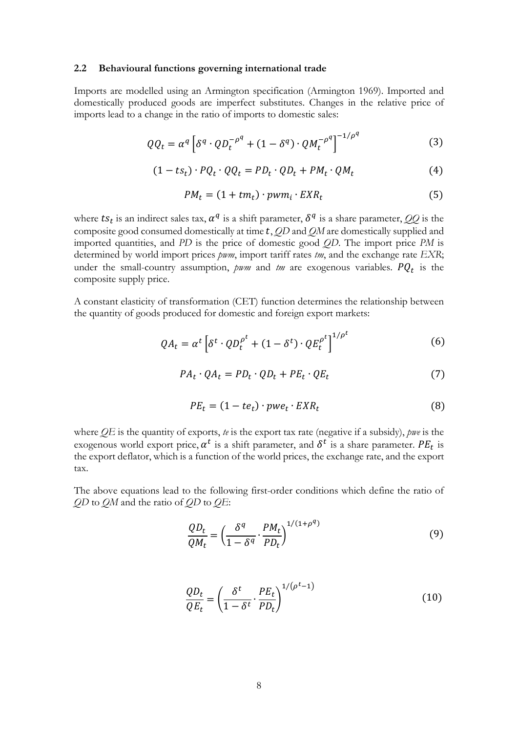### 2.2 Behavioural functions governing international trade

Imports are modelled using an Armington specification (Armington 1969). Imported and domestically produced goods are imperfect substitutes. Changes in the relative price of imports lead to a change in the ratio of imports to domestic sales:

$$QQ_t = \alpha^q \left[\delta^q \cdot QD_t^{-\rho^q} + (1-\delta^q) \cdot QM_t^{-\rho^q}\right]^{-1/\rho^q} \tag{3}$$

$$(1 - ts_t) \cdot PQ_t \cdot QQ_t = PD_t \cdot QD_t + PM_t \cdot QM_t \tag{4}$$

$$PM_t = (1 + tm_t) \cdot pwm_i \cdot EXR_t \tag{5}$$

where $ts_t$ is an indirect sales tax, $\alpha^q$ is a shift parameter, $\delta^q$ is a share parameter, *QQ* is the composite good consumed domestically at time $t$, *QD* and *QM* are domestically supplied and imported quantities, and *PD* is the price of domestic good *QD*. The import price *PM* is determined by world import prices *pwm*, import tariff rates *tm*, and the exchange rate *EXR*; under the small-country assumption, *pwm* and *tm* are exogenous variables. $PQ_t$ is the composite supply price.

A constant elasticity of transformation (CET) function determines the relationship between the quantity of goods produced for domestic and foreign export markets:

$$QA_t = \alpha^t \left[\delta^t \cdot QD_t^{\rho^t} + (1-\delta^t) \cdot QE_t^{\rho^t}\right]^{1/\rho^t} \tag{6}$$

$$PA_t \cdot QA_t = PD_t \cdot QD_t + PE_t \cdot QE_t \tag{7}$$

$$PE_t = (1 - te_t) \cdot pwe_t \cdot EXR_t \tag{8}$$

where *QE* is the quantity of exports, *te* is the export tax rate (negative if a subsidy), *pwe* is the exogenous world export price, $\alpha^t$ is a shift parameter, and $\delta^t$ is a share parameter. $PE_t$ is the export deflator, which is a function of the world prices, the exchange rate, and the export tax.

The above equations lead to the following first-order conditions which define the ratio of *QD* to *QM* and the ratio of *QD* to *QE*:

$$\frac{QD_t}{QM_t} = \left(\frac{\delta^q}{1-\delta^q} \cdot \frac{PM_t}{PD_t}\right)^{1/(1+\rho^q)} \tag{9}$$

$$\frac{QD_t}{QE_t} = \left(\frac{\delta^t}{1-\delta^t} \cdot \frac{PE_t}{PD_t}\right)^{1/(\rho^t-1)} \tag{10}$$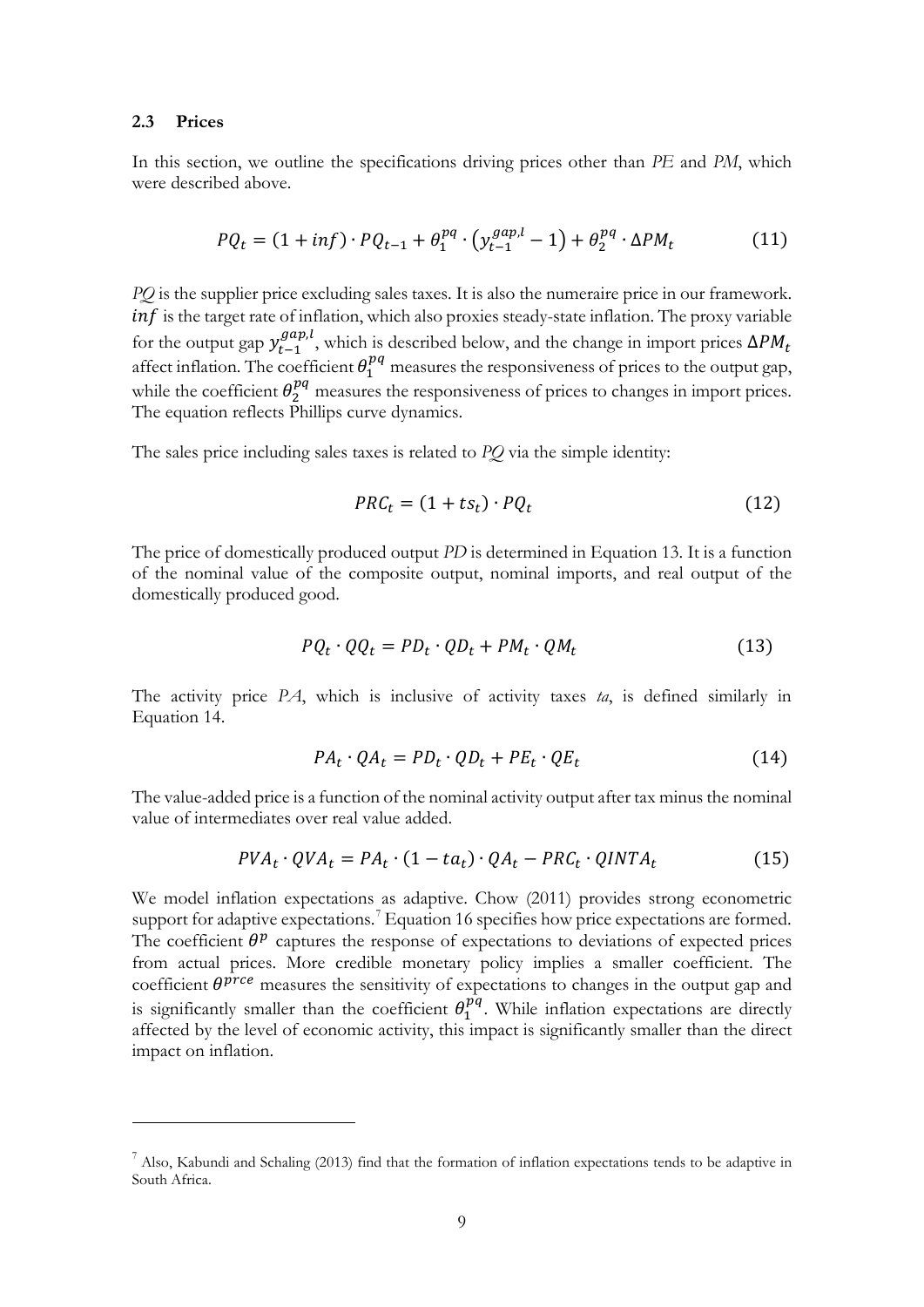### 2.3 Prices

In this section, we outline the specifications driving prices other than *PE* and *PM*, which were described above.

$$PQ_t = (1 + inf) \cdot PQ_{t-1} + \theta_1^{pq} \cdot \left(y_{t-1}^{gap,l} - 1\right) + \theta_2^{pq} \cdot \Delta PM_t \tag{11}$$

*PQ* is the supplier price excluding sales taxes. It is also the numeraire price in our framework. $inf$ is the target rate of inflation, which also proxies steady-state inflation. The proxy variable for the output gap $y_{t-1}^{gap,l}$, which is described below, and the change in import prices $\Delta PM_t$ affect inflation. The coefficient $\theta_1^{pq}$ measures the responsiveness of prices to the output gap, while the coefficient $\theta_2^{pq}$ measures the responsiveness of prices to changes in import prices. The equation reflects Phillips curve dynamics.

The sales price including sales taxes is related to *PQ* via the simple identity:

$$PRC_t = (1 + ts_t) \cdot PQ_t \tag{12}$$

The price of domestically produced output *PD* is determined in Equation 13. It is a function of the nominal value of the composite output, nominal imports, and real output of the domestically produced good.

$$PQ_t \cdot QQ_t = PD_t \cdot QD_t + PM_t \cdot QM_t \tag{13}$$

The activity price *PA*, which is inclusive of activity taxes *ta*, is defined similarly in Equation 14.

$$PA_t \cdot QA_t = PD_t \cdot QD_t + PE_t \cdot QE_t \tag{14}$$

The value-added price is a function of the nominal activity output after tax minus the nominal value of intermediates over real value added.

$$PVA_t \cdot QVA_t = PA_t \cdot (1 - ta_t) \cdot QA_t - PRC_t \cdot QINTA_t \tag{15}$$

We model inflation expectations as adaptive. Chow (2011) provides strong econometric support for adaptive expectations.[7] Equation 16 specifies how price expectations are formed. The coefficient $\theta^p$ captures the response of expectations to deviations of expected prices from actual prices. More credible monetary policy implies a smaller coefficient. The coefficient $\theta^{prce}$ measures the sensitivity of expectations to changes in the output gap and is significantly smaller than the coefficient $\theta_1^{pq}$. While inflation expectations are directly affected by the level of economic activity, this impact is significantly smaller than the direct impact on inflation.

---

[7] Also, Kabundi and Schaling (2013) find that the formation of inflation expectations tends to be adaptive in South Africa.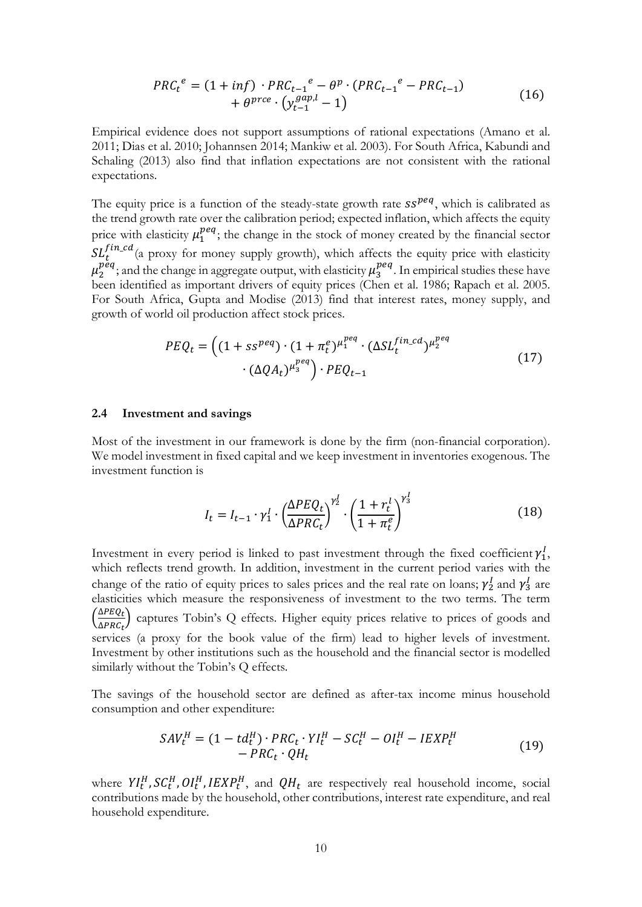$$PRC_t{}^e = (1 + inf) \cdot PRC_{t-1}{}^e - \theta^p \cdot (PRC_{t-1}{}^e - PRC_{t-1}) + \theta^{prce} \cdot \left(y_{t-1}^{gap,l} - 1\right) \tag{16}$$

Empirical evidence does not support assumptions of rational expectations (Amano et al. 2011; Dias et al. 2010; Johannsen 2014; Mankiw et al. 2003). For South Africa, Kabundi and Schaling (2013) also find that inflation expectations are not consistent with the rational expectations.

The equity price is a function of the steady-state growth rate $ss^{peq}$, which is calibrated as the trend growth rate over the calibration period; expected inflation, which affects the equity price with elasticity $\mu_1^{peq}$; the change in the stock of money created by the financial sector $SL_t^{fin\_cd}$ (a proxy for money supply growth), which affects the equity price with elasticity $\mu_2^{peq}$; and the change in aggregate output, with elasticity $\mu_3^{peq}$. In empirical studies these have been identified as important drivers of equity prices (Chen et al. 1986; Rapach et al. 2005. For South Africa, Gupta and Modise (2013) find that interest rates, money supply, and growth of world oil production affect stock prices.

$$PEQ_t = \left((1 + ss^{peq}) \cdot (1 + \pi_t^e)^{\mu_1^{peq}} \cdot (\Delta SL_t^{fin\_cd})^{\mu_2^{peq}} \cdot (\Delta QA_t)^{\mu_3^{peq}}\right) \cdot PEQ_{t-1} \tag{17}$$

## 2.4 Investment and savings

Most of the investment in our framework is done by the firm (non-financial corporation). We model investment in fixed capital and we keep investment in inventories exogenous. The investment function is

$$I_t = I_{t-1} \cdot \gamma_1^I \cdot \left(\frac{\Delta PEQ_t}{\Delta PRC_t}\right)^{\gamma_2^I} \cdot \left(\frac{1 + r_t^l}{1 + \pi_t^e}\right)^{\gamma_3^I} \tag{18}$$

Investment in every period is linked to past investment through the fixed coefficient $\gamma_1^I$, which reflects trend growth. In addition, investment in the current period varies with the change of the ratio of equity prices to sales prices and the real rate on loans; $\gamma_2^I$ and $\gamma_3^I$ are elasticities which measure the responsiveness of investment to the two terms. The term $\left(\frac{\Delta PEQ_t}{\Delta PRC_t}\right)$ captures Tobin's Q effects. Higher equity prices relative to prices of goods and services (a proxy for the book value of the firm) lead to higher levels of investment. Investment by other institutions such as the household and the financial sector is modelled similarly without the Tobin's Q effects.

The savings of the household sector are defined as after-tax income minus household consumption and other expenditure:

$$SAV_t^H = (1 - td_t^H) \cdot PRC_t \cdot YI_t^H - SC_t^H - OI_t^H - IEXP_t^H - PRC_t \cdot QH_t \tag{19}$$

where $YI_t^H, SC_t^H, OI_t^H, IEXP_t^H$, and $QH_t$ are respectively real household income, social contributions made by the household, other contributions, interest rate expenditure, and real household expenditure.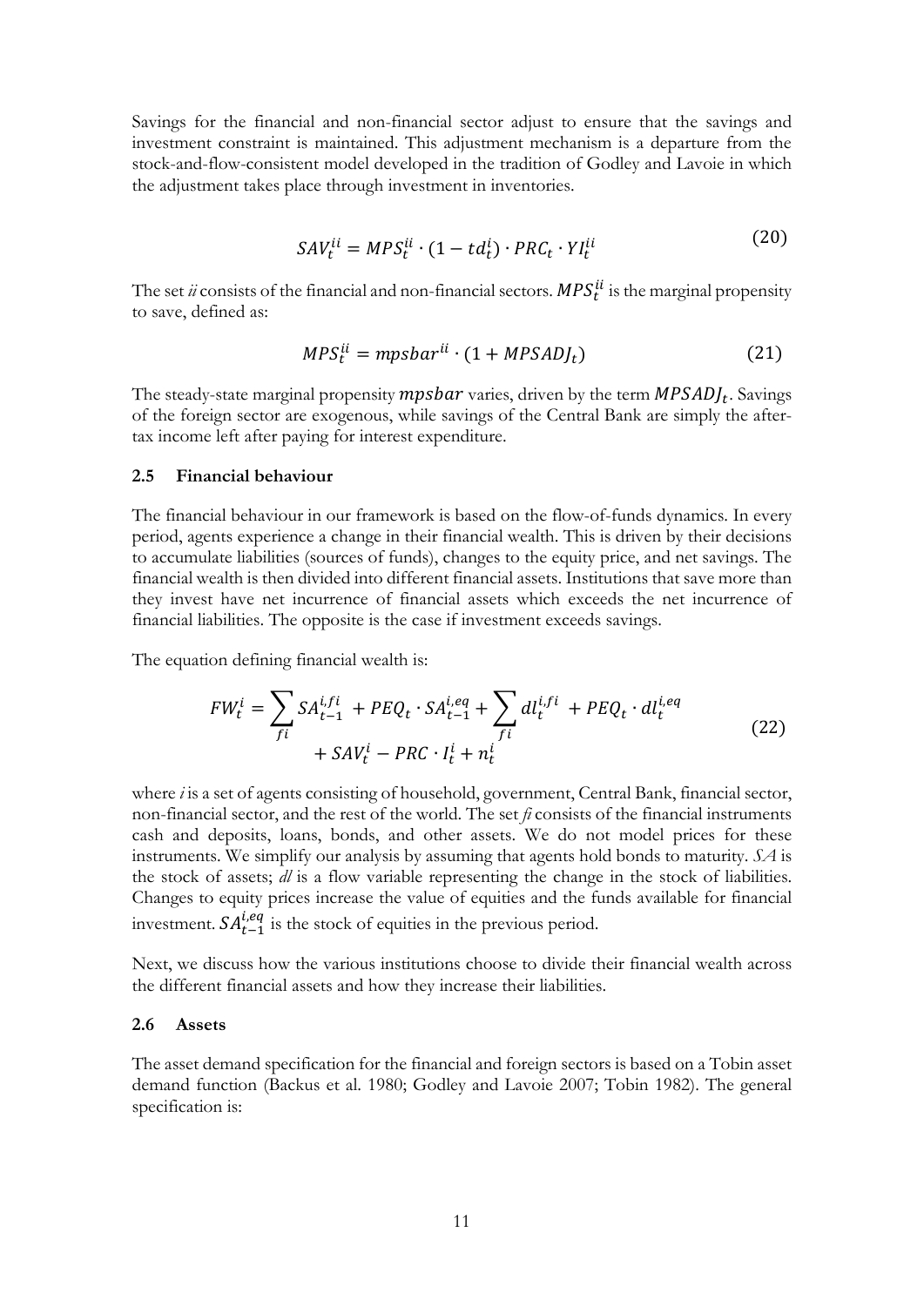Savings for the financial and non-financial sector adjust to ensure that the savings and investment constraint is maintained. This adjustment mechanism is a departure from the stock-and-flow-consistent model developed in the tradition of Godley and Lavoie in which the adjustment takes place through investment in inventories.

$$SAV_t^{ii} = MPS_t^{ii} \cdot (1 - td_t^i) \cdot PRC_t \cdot YI_t^{ii} \tag{20}$$

The set *ii* consists of the financial and non-financial sectors. $MPS_t^{ii}$ is the marginal propensity to save, defined as:

$$MPS_t^{ii} = mpsbar^{ii} \cdot (1 + MPSADJ_t) \tag{21}$$

The steady-state marginal propensity $mpsbar$ varies, driven by the term $MPSADJ_t$. Savings of the foreign sector are exogenous, while savings of the Central Bank are simply the after-tax income left after paying for interest expenditure.

### 2.5 Financial behaviour

The financial behaviour in our framework is based on the flow-of-funds dynamics. In every period, agents experience a change in their financial wealth. This is driven by their decisions to accumulate liabilities (sources of funds), changes to the equity price, and net savings. The financial wealth is then divided into different financial assets. Institutions that save more than they invest have net incurrence of financial assets which exceeds the net incurrence of financial liabilities. The opposite is the case if investment exceeds savings.

The equation defining financial wealth is:

$$FW_t^i = \sum_{fi} SA_{t-1}^{i,fi} + PEQ_t \cdot SA_{t-1}^{i,eq} + \sum_{fi} dl_t^{i,fi} + PEQ_t \cdot dl_t^{i,eq} + SAV_t^i - PRC \cdot I_t^i + n_t^i \tag{22}$$

where *i* is a set of agents consisting of household, government, Central Bank, financial sector, non-financial sector, and the rest of the world. The set *fi* consists of the financial instruments cash and deposits, loans, bonds, and other assets. We do not model prices for these instruments. We simplify our analysis by assuming that agents hold bonds to maturity. *SA* is the stock of assets; *dl* is a flow variable representing the change in the stock of liabilities. Changes to equity prices increase the value of equities and the funds available for financial investment. $SA_{t-1}^{i,eq}$ is the stock of equities in the previous period.

Next, we discuss how the various institutions choose to divide their financial wealth across the different financial assets and how they increase their liabilities.

### 2.6 Assets

The asset demand specification for the financial and foreign sectors is based on a Tobin asset demand function (Backus et al. 1980; Godley and Lavoie 2007; Tobin 1982). The general specification is: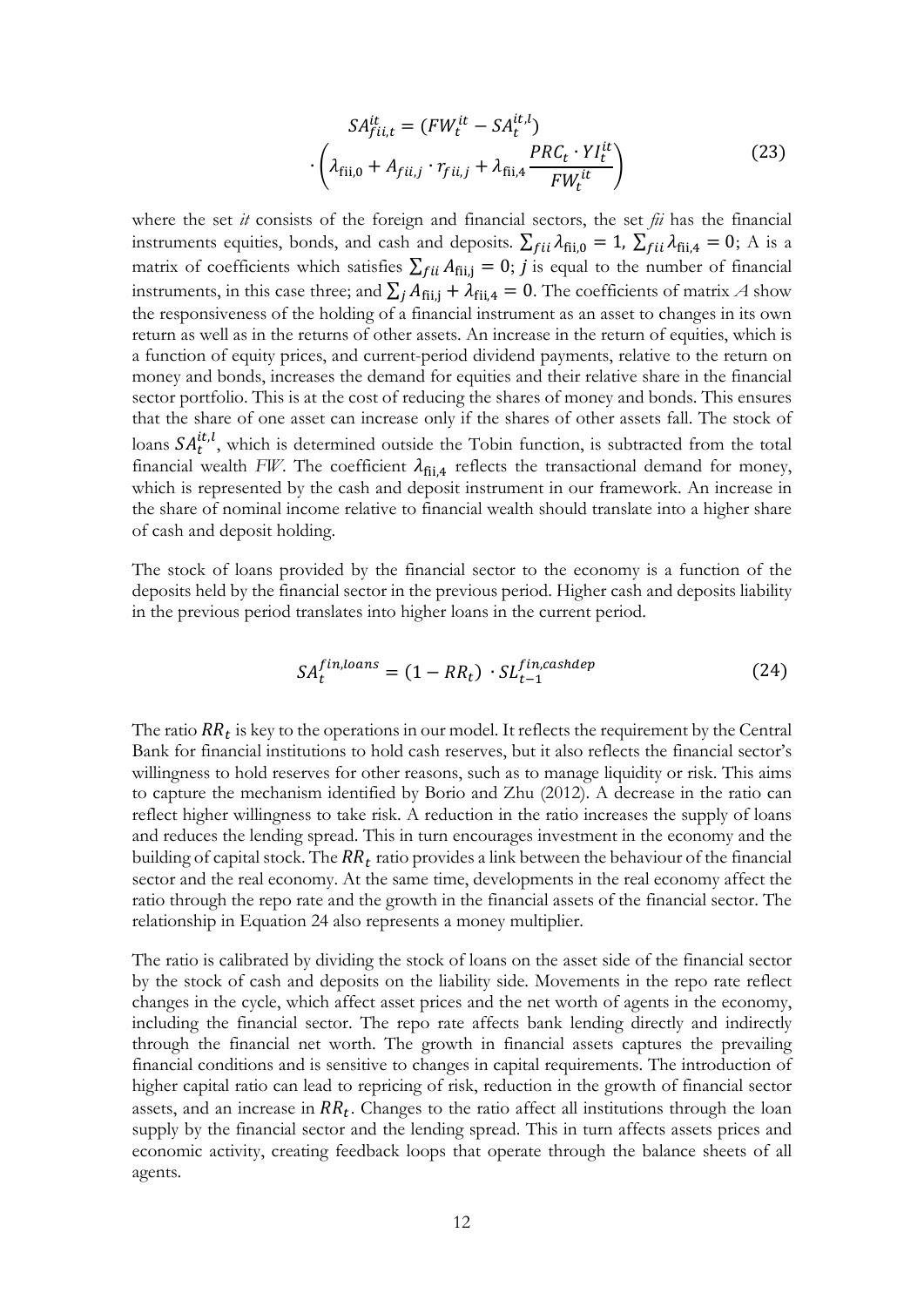$$SA_{fii,t}^{it} = (FW_t^{it} - SA_t^{it,l}) \cdot \left( \lambda_{\text{fii},0} + A_{fii,j} \cdot r_{fii,j} + \lambda_{\text{fii},4} \frac{PRC_t \cdot YI_t^{it}}{FW_t^{it}} \right) \tag{23}$$

where the set *it* consists of the foreign and financial sectors, the set *fii* has the financial instruments equities, bonds, and cash and deposits. $\sum_{fii} \lambda_{\text{fii},0} = 1$, $\sum_{fii} \lambda_{\text{fii},4} = 0$; A is a matrix of coefficients which satisfies $\sum_{fii} A_{\text{fii,j}} = 0$; $j$ is equal to the number of financial instruments, in this case three; and $\sum_j A_{\text{fii,j}} + \lambda_{\text{fii},4} = 0$. The coefficients of matrix *A* show the responsiveness of the holding of a financial instrument as an asset to changes in its own return as well as in the returns of other assets. An increase in the return of equities, which is a function of equity prices, and current-period dividend payments, relative to the return on money and bonds, increases the demand for equities and their relative share in the financial sector portfolio. This is at the cost of reducing the shares of money and bonds. This ensures that the share of one asset can increase only if the shares of other assets fall. The stock of loans $SA_t^{it,l}$, which is determined outside the Tobin function, is subtracted from the total financial wealth *FW*. The coefficient $\lambda_{\text{fii},4}$ reflects the transactional demand for money, which is represented by the cash and deposit instrument in our framework. An increase in the share of nominal income relative to financial wealth should translate into a higher share of cash and deposit holding.

The stock of loans provided by the financial sector to the economy is a function of the deposits held by the financial sector in the previous period. Higher cash and deposits liability in the previous period translates into higher loans in the current period.

$$SA_t^{fin,loans} = (1 - RR_t) \cdot SL_{t-1}^{fin,cashdep} \tag{24}$$

The ratio $RR_t$ is key to the operations in our model. It reflects the requirement by the Central Bank for financial institutions to hold cash reserves, but it also reflects the financial sector's willingness to hold reserves for other reasons, such as to manage liquidity or risk. This aims to capture the mechanism identified by Borio and Zhu (2012). A decrease in the ratio can reflect higher willingness to take risk. A reduction in the ratio increases the supply of loans and reduces the lending spread. This in turn encourages investment in the economy and the building of capital stock. The $RR_t$ ratio provides a link between the behaviour of the financial sector and the real economy. At the same time, developments in the real economy affect the ratio through the repo rate and the growth in the financial assets of the financial sector. The relationship in Equation 24 also represents a money multiplier.

The ratio is calibrated by dividing the stock of loans on the asset side of the financial sector by the stock of cash and deposits on the liability side. Movements in the repo rate reflect changes in the cycle, which affect asset prices and the net worth of agents in the economy, including the financial sector. The repo rate affects bank lending directly and indirectly through the financial net worth. The growth in financial assets captures the prevailing financial conditions and is sensitive to changes in capital requirements. The introduction of higher capital ratio can lead to repricing of risk, reduction in the growth of financial sector assets, and an increase in $RR_t$. Changes to the ratio affect all institutions through the loan supply by the financial sector and the lending spread. This in turn affects assets prices and economic activity, creating feedback loops that operate through the balance sheets of all agents.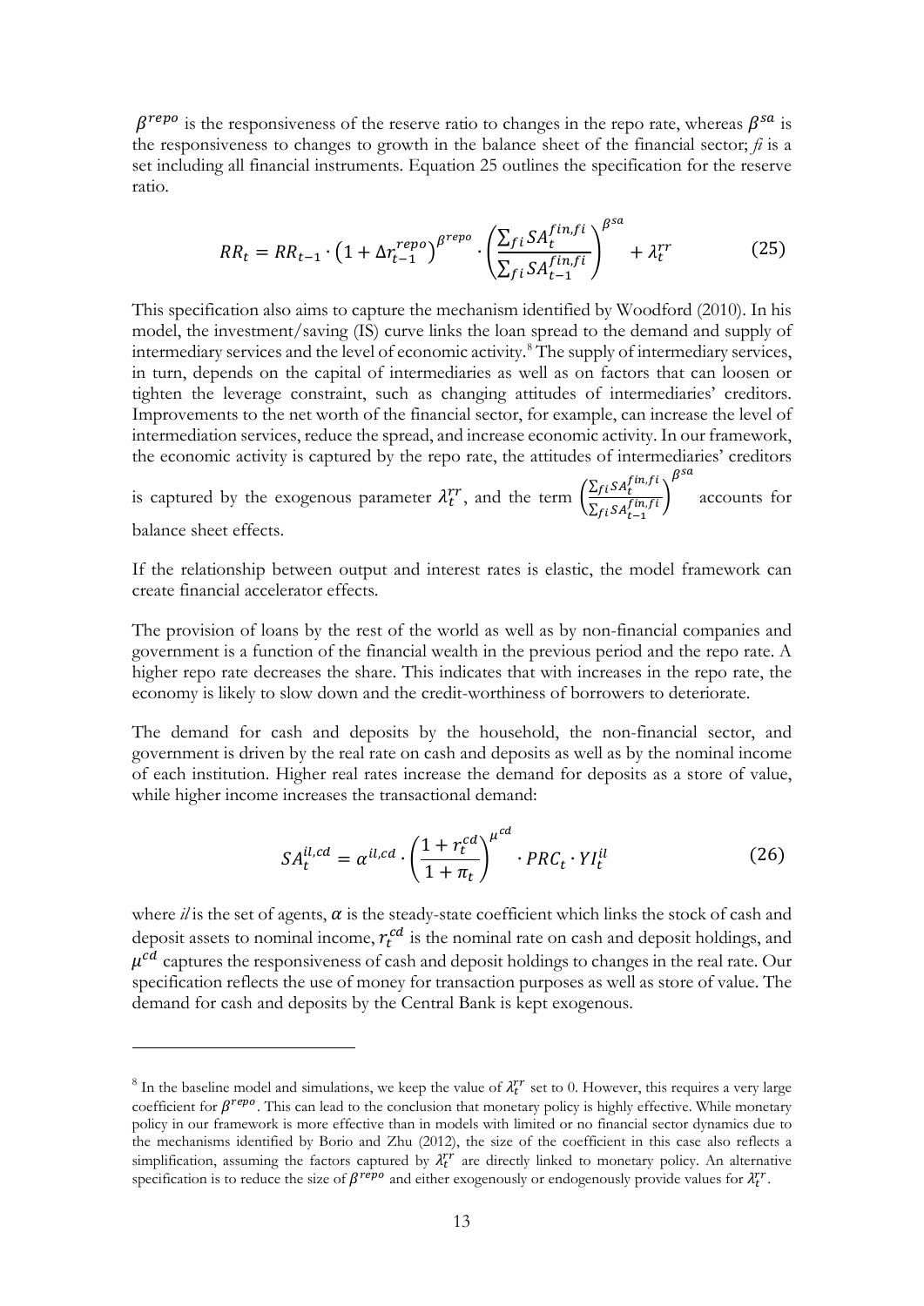$\beta^{repo}$ is the responsiveness of the reserve ratio to changes in the repo rate, whereas $\beta^{sa}$ is the responsiveness to changes to growth in the balance sheet of the financial sector; *fi* is a set including all financial instruments. Equation 25 outlines the specification for the reserve ratio.

$$RR_t = RR_{t-1} \cdot \left(1 + \Delta r_{t-1}^{repo}\right)^{\beta^{repo}} \cdot \left(\frac{\sum_{fi} SA_t^{fin,fi}}{\sum_{fi} SA_{t-1}^{fin,fi}}\right)^{\beta^{sa}} + \lambda_t^{rr} \tag{25}$$

This specification also aims to capture the mechanism identified by Woodford (2010). In his model, the investment/saving (IS) curve links the loan spread to the demand and supply of intermediary services and the level of economic activity.[8] The supply of intermediary services, in turn, depends on the capital of intermediaries as well as on factors that can loosen or tighten the leverage constraint, such as changing attitudes of intermediaries' creditors. Improvements to the net worth of the financial sector, for example, can increase the level of intermediation services, reduce the spread, and increase economic activity. In our framework, the economic activity is captured by the repo rate, the attitudes of intermediaries' creditors is captured by the exogenous parameter $\lambda_t^{rr}$, and the term $\left(\frac{\sum_{fi} SA_t^{fin,fi}}{\sum_{fi} SA_{t-1}^{fin,fi}}\right)^{\beta^{sa}}$ accounts for balance sheet effects.

If the relationship between output and interest rates is elastic, the model framework can create financial accelerator effects.

The provision of loans by the rest of the world as well as by non-financial companies and government is a function of the financial wealth in the previous period and the repo rate. A higher repo rate decreases the share. This indicates that with increases in the repo rate, the economy is likely to slow down and the credit-worthiness of borrowers to deteriorate.

The demand for cash and deposits by the household, the non-financial sector, and government is driven by the real rate on cash and deposits as well as by the nominal income of each institution. Higher real rates increase the demand for deposits as a store of value, while higher income increases the transactional demand:

$$SA_t^{il,cd} = \alpha^{il,cd} \cdot \left(\frac{1 + r_t^{cd}}{1 + \pi_t}\right)^{\mu^{cd}} \cdot PRC_t \cdot YI_t^{il} \tag{26}$$

where *il* is the set of agents, $\alpha$ is the steady-state coefficient which links the stock of cash and deposit assets to nominal income, $r_t^{cd}$ is the nominal rate on cash and deposit holdings, and $\mu^{cd}$ captures the responsiveness of cash and deposit holdings to changes in the real rate. Our specification reflects the use of money for transaction purposes as well as store of value. The demand for cash and deposits by the Central Bank is kept exogenous.

[8] In the baseline model and simulations, we keep the value of $\lambda_t^{rr}$ set to 0. However, this requires a very large coefficient for $\beta^{repo}$. This can lead to the conclusion that monetary policy is highly effective. While monetary policy in our framework is more effective than in models with limited or no financial sector dynamics due to the mechanisms identified by Borio and Zhu (2012), the size of the coefficient in this case also reflects a simplification, assuming the factors captured by $\lambda_t^{rr}$ are directly linked to monetary policy. An alternative specification is to reduce the size of $\beta^{repo}$ and either exogenously or endogenously provide values for $\lambda_t^{rr}$.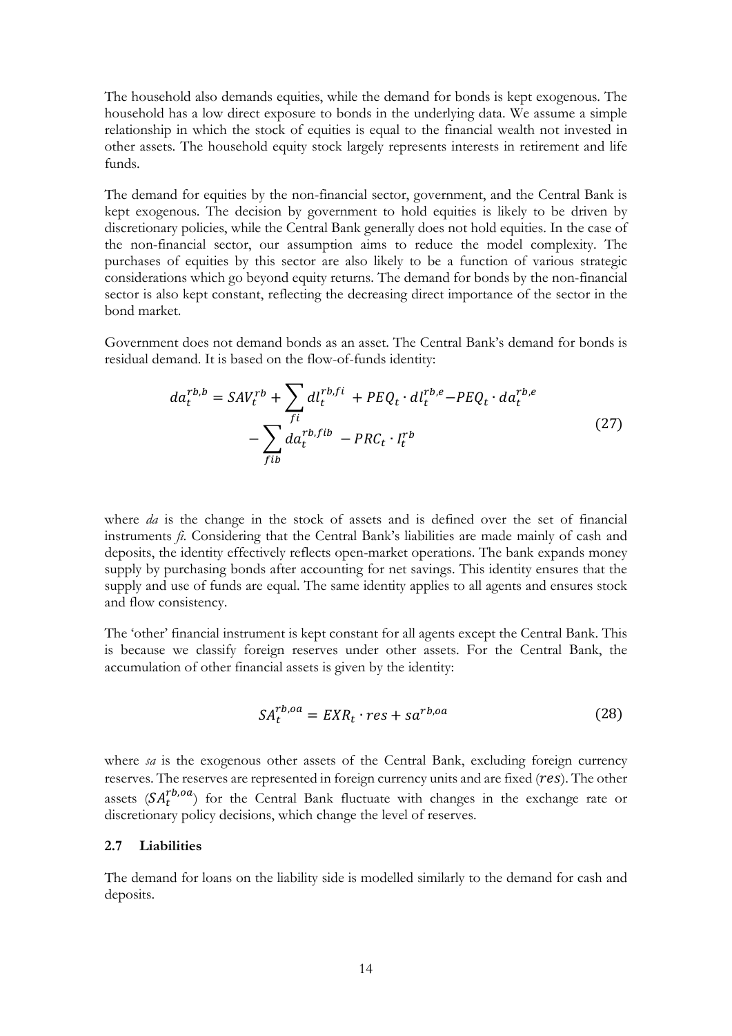The household also demands equities, while the demand for bonds is kept exogenous. The household has a low direct exposure to bonds in the underlying data. We assume a simple relationship in which the stock of equities is equal to the financial wealth not invested in other assets. The household equity stock largely represents interests in retirement and life funds.

The demand for equities by the non-financial sector, government, and the Central Bank is kept exogenous. The decision by government to hold equities is likely to be driven by discretionary policies, while the Central Bank generally does not hold equities. In the case of the non-financial sector, our assumption aims to reduce the model complexity. The purchases of equities by this sector are also likely to be a function of various strategic considerations which go beyond equity returns. The demand for bonds by the non-financial sector is also kept constant, reflecting the decreasing direct importance of the sector in the bond market.

Government does not demand bonds as an asset. The Central Bank's demand for bonds is residual demand. It is based on the flow-of-funds identity:

$$da_t^{rb,b} = SAV_t^{rb} + \sum_{fi} dl_t^{rb,fi} + PEQ_t \cdot dl_t^{rb,e} - PEQ_t \cdot da_t^{rb,e} - \sum_{fib} da_t^{rb,fib} - PRC_t \cdot I_t^{rb} \tag{27}$$

where *da* is the change in the stock of assets and is defined over the set of financial instruments *fi*. Considering that the Central Bank's liabilities are made mainly of cash and deposits, the identity effectively reflects open-market operations. The bank expands money supply by purchasing bonds after accounting for net savings. This identity ensures that the supply and use of funds are equal. The same identity applies to all agents and ensures stock and flow consistency.

The 'other' financial instrument is kept constant for all agents except the Central Bank. This is because we classify foreign reserves under other assets. For the Central Bank, the accumulation of other financial assets is given by the identity:

$$SA_t^{rb,oa} = EXR_t \cdot res + sa^{rb,oa} \tag{28}$$

where *sa* is the exogenous other assets of the Central Bank, excluding foreign currency reserves. The reserves are represented in foreign currency units and are fixed ($res$). The other assets ($SA_t^{rb,oa}$) for the Central Bank fluctuate with changes in the exchange rate or discretionary policy decisions, which change the level of reserves.

### 2.7 Liabilities

The demand for loans on the liability side is modelled similarly to the demand for cash and deposits.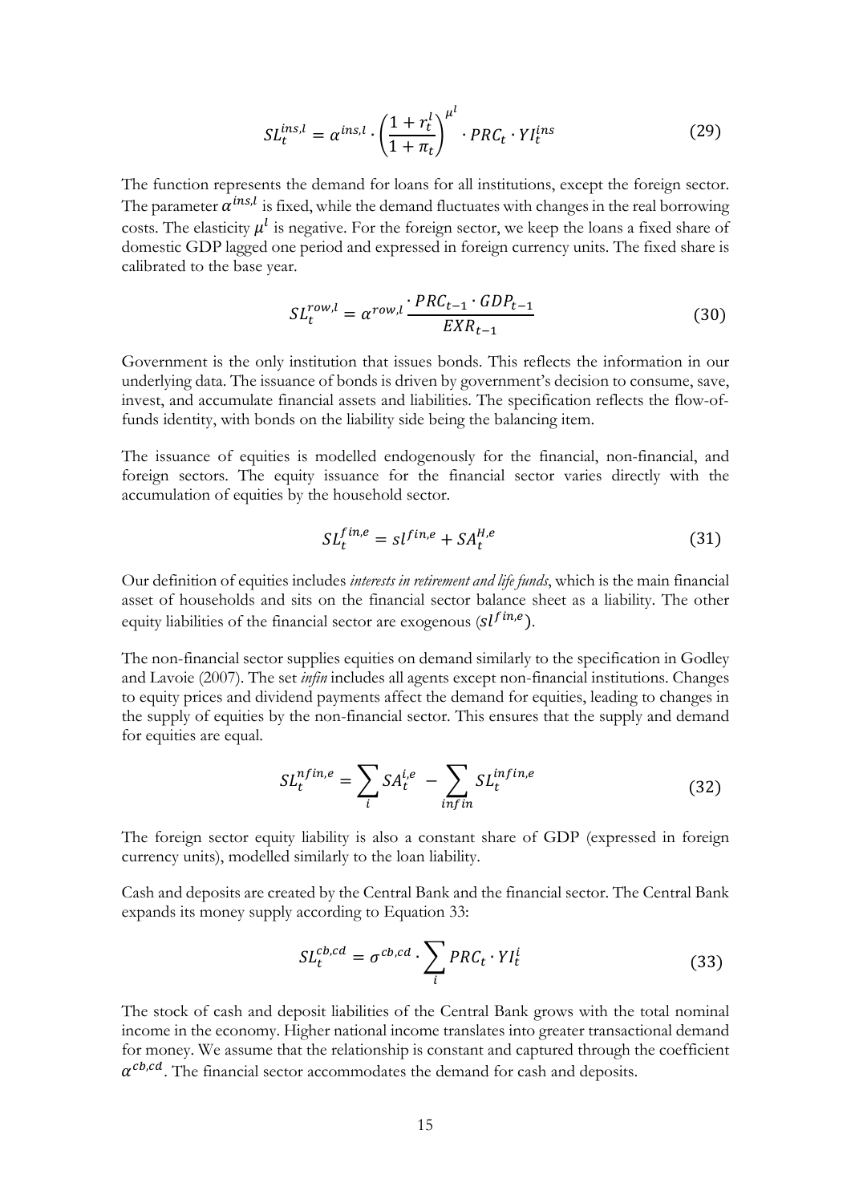$$SL_t^{ins,l} = \alpha^{ins,l} \cdot \left( \frac{1 + r_t^l}{1 + \pi_t} \right)^{\mu^l} \cdot PRC_t \cdot YI_t^{ins} \tag{29}$$

The function represents the demand for loans for all institutions, except the foreign sector. The parameter $\alpha^{ins,l}$ is fixed, while the demand fluctuates with changes in the real borrowing costs. The elasticity $\mu^l$ is negative. For the foreign sector, we keep the loans a fixed share of domestic GDP lagged one period and expressed in foreign currency units. The fixed share is calibrated to the base year.

$$SL_t^{row,l} = \alpha^{row,l} \frac{\cdot PRC_{t-1} \cdot GDP_{t-1}}{EXR_{t-1}} \tag{30}$$

Government is the only institution that issues bonds. This reflects the information in our underlying data. The issuance of bonds is driven by government's decision to consume, save, invest, and accumulate financial assets and liabilities. The specification reflects the flow-of-funds identity, with bonds on the liability side being the balancing item.

The issuance of equities is modelled endogenously for the financial, non-financial, and foreign sectors. The equity issuance for the financial sector varies directly with the accumulation of equities by the household sector.

$$SL_t^{fin,e} = sl^{fin,e} + SA_t^{H,e} \tag{31}$$

Our definition of equities includes *interests in retirement and life funds*, which is the main financial asset of households and sits on the financial sector balance sheet as a liability. The other equity liabilities of the financial sector are exogenous ($sl^{fin,e}$).

The non-financial sector supplies equities on demand similarly to the specification in Godley and Lavoie (2007). The set *infin* includes all agents except non-financial institutions. Changes to equity prices and dividend payments affect the demand for equities, leading to changes in the supply of equities by the non-financial sector. This ensures that the supply and demand for equities are equal.

$$SL_t^{nfin,e} = \sum_i SA_t^{i,e} - \sum_{infin} SL_t^{infin,e} \tag{32}$$

The foreign sector equity liability is also a constant share of GDP (expressed in foreign currency units), modelled similarly to the loan liability.

Cash and deposits are created by the Central Bank and the financial sector. The Central Bank expands its money supply according to Equation 33:

$$SL_t^{cb,cd} = \sigma^{cb,cd} \cdot \sum_i PRC_t \cdot YI_t^i \tag{33}$$

The stock of cash and deposit liabilities of the Central Bank grows with the total nominal income in the economy. Higher national income translates into greater transactional demand for money. We assume that the relationship is constant and captured through the coefficient $\alpha^{cb,cd}$. The financial sector accommodates the demand for cash and deposits.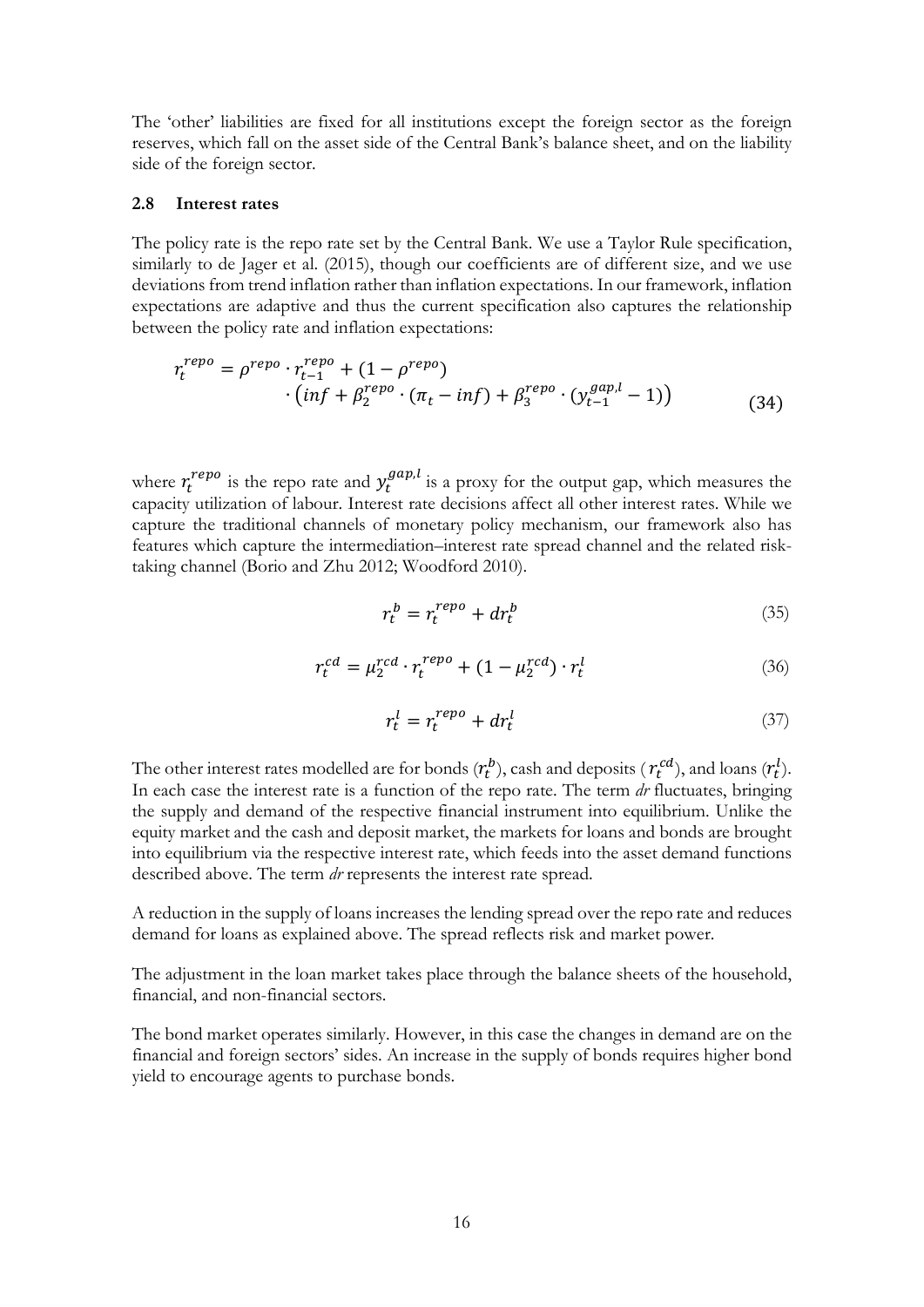The 'other' liabilities are fixed for all institutions except the foreign sector as the foreign reserves, which fall on the asset side of the Central Bank's balance sheet, and on the liability side of the foreign sector.

### 2.8 Interest rates

The policy rate is the repo rate set by the Central Bank. We use a Taylor Rule specification, similarly to de Jager et al. (2015), though our coefficients are of different size, and we use deviations from trend inflation rather than inflation expectations. In our framework, inflation expectations are adaptive and thus the current specification also captures the relationship between the policy rate and inflation expectations:

$$r_t^{repo} = \rho^{repo} \cdot r_{t-1}^{repo} + (1 - \rho^{repo}) \cdot \left(inf + \beta_2^{repo} \cdot (\pi_t - inf) + \beta_3^{repo} \cdot (y_{t-1}^{gap,l} - 1)\right) \tag{34}$$

where $r_t^{repo}$ is the repo rate and $y_t^{gap,l}$ is a proxy for the output gap, which measures the capacity utilization of labour. Interest rate decisions affect all other interest rates. While we capture the traditional channels of monetary policy mechanism, our framework also has features which capture the intermediation–interest rate spread channel and the related risk-taking channel (Borio and Zhu 2012; Woodford 2010).

$$r_t^b = r_t^{repo} + dr_t^b \tag{35}$$

$$r_t^{cd} = \mu_2^{rcd} \cdot r_t^{repo} + (1 - \mu_2^{rcd}) \cdot r_t^l \tag{36}$$

$$r_t^l = r_t^{repo} + dr_t^l \tag{37}$$

The other interest rates modelled are for bonds ($r_t^b$), cash and deposits ($r_t^{cd}$), and loans ($r_t^l$). In each case the interest rate is a function of the repo rate. The term *dr* fluctuates, bringing the supply and demand of the respective financial instrument into equilibrium. Unlike the equity market and the cash and deposit market, the markets for loans and bonds are brought into equilibrium via the respective interest rate, which feeds into the asset demand functions described above. The term *dr* represents the interest rate spread.

A reduction in the supply of loans increases the lending spread over the repo rate and reduces demand for loans as explained above. The spread reflects risk and market power.

The adjustment in the loan market takes place through the balance sheets of the household, financial, and non-financial sectors.

The bond market operates similarly. However, in this case the changes in demand are on the financial and foreign sectors' sides. An increase in the supply of bonds requires higher bond yield to encourage agents to purchase bonds.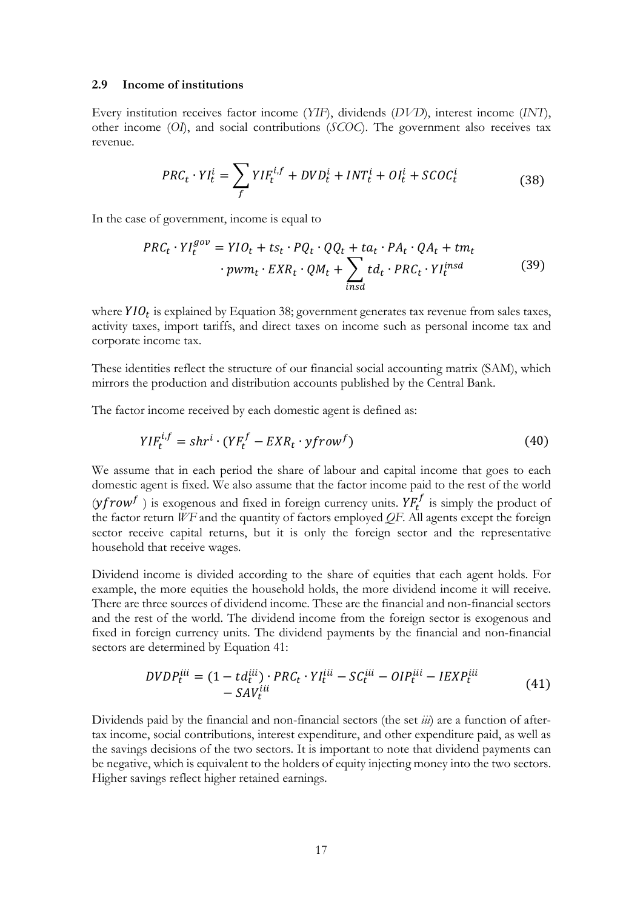### 2.9 Income of institutions

Every institution receives factor income (*YIF*), dividends (*DVD*), interest income (*INT*), other income (*OI*), and social contributions (*SCOC*). The government also receives tax revenue.

$$PRC_t \cdot YI_t^i = \sum_f YIF_t^{i,f} + DVD_t^i + INT_t^i + OI_t^i + SCOC_t^i \tag{38}$$

In the case of government, income is equal to

$$PRC_t \cdot YI_t^{gov} = YIO_t + ts_t \cdot PQ_t \cdot QQ_t + ta_t \cdot PA_t \cdot QA_t + tm_t \cdot pwm_t \cdot EXR_t \cdot QM_t + \sum_{insd} td_t \cdot PRC_t \cdot YI_t^{insd} \tag{39}$$

where $YIO_t$ is explained by Equation 38; government generates tax revenue from sales taxes, activity taxes, import tariffs, and direct taxes on income such as personal income tax and corporate income tax.

These identities reflect the structure of our financial social accounting matrix (SAM), which mirrors the production and distribution accounts published by the Central Bank.

The factor income received by each domestic agent is defined as:

$$YIF_t^{i,f} = shr^i \cdot (YF_t^f - EXR_t \cdot yfrow^f) \tag{40}$$

We assume that in each period the share of labour and capital income that goes to each domestic agent is fixed. We also assume that the factor income paid to the rest of the world ($yfrow^f$ ) is exogenous and fixed in foreign currency units. $YF_t^f$ is simply the product of the factor return *WF* and the quantity of factors employed *QF*. All agents except the foreign sector receive capital returns, but it is only the foreign sector and the representative household that receive wages.

Dividend income is divided according to the share of equities that each agent holds. For example, the more equities the household holds, the more dividend income it will receive. There are three sources of dividend income. These are the financial and non-financial sectors and the rest of the world. The dividend income from the foreign sector is exogenous and fixed in foreign currency units. The dividend payments by the financial and non-financial sectors are determined by Equation 41:

$$DVDP_t^{iii} = (1 - td_t^{iii}) \cdot PRC_t \cdot YI_t^{iii} - SC_t^{iii} - OIP_t^{iii} - IEXP_t^{iii} - SAV_t^{iii} \tag{41}$$

Dividends paid by the financial and non-financial sectors (the set *iii*) are a function of after-tax income, social contributions, interest expenditure, and other expenditure paid, as well as the savings decisions of the two sectors. It is important to note that dividend payments can be negative, which is equivalent to the holders of equity injecting money into the two sectors. Higher savings reflect higher retained earnings.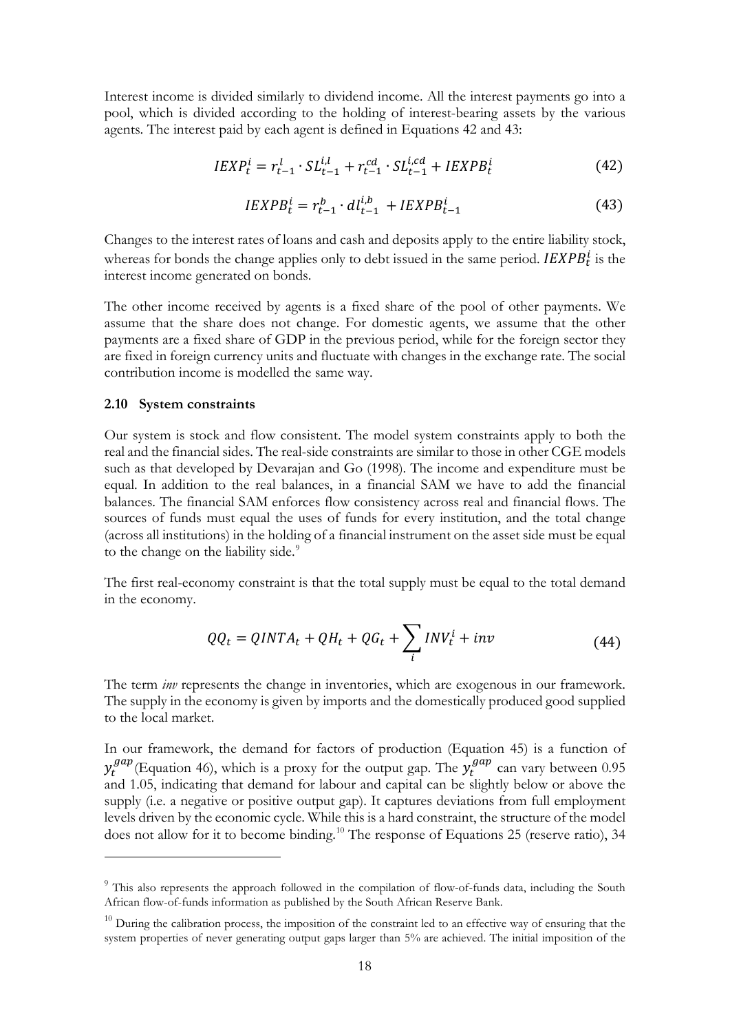Interest income is divided similarly to dividend income. All the interest payments go into a pool, which is divided according to the holding of interest-bearing assets by the various agents. The interest paid by each agent is defined in Equations 42 and 43:

$$IEXP_t^i = r_{t-1}^l \cdot SL_{t-1}^{i,l} + r_{t-1}^{cd} \cdot SL_{t-1}^{i,cd} + IEXPB_t^i \tag{42}$$

$$IEXPB_t^i = r_{t-1}^b \cdot dl_{t-1}^{i,b} + IEXPB_{t-1}^i \tag{43}$$

Changes to the interest rates of loans and cash and deposits apply to the entire liability stock, whereas for bonds the change applies only to debt issued in the same period. $IEXPB_t^i$ is the interest income generated on bonds.

The other income received by agents is a fixed share of the pool of other payments. We assume that the share does not change. For domestic agents, we assume that the other payments are a fixed share of GDP in the previous period, while for the foreign sector they are fixed in foreign currency units and fluctuate with changes in the exchange rate. The social contribution income is modelled the same way.

### 2.10 System constraints

Our system is stock and flow consistent. The model system constraints apply to both the real and the financial sides. The real-side constraints are similar to those in other CGE models such as that developed by Devarajan and Go (1998). The income and expenditure must be equal. In addition to the real balances, in a financial SAM we have to add the financial balances. The financial SAM enforces flow consistency across real and financial flows. The sources of funds must equal the uses of funds for every institution, and the total change (across all institutions) in the holding of a financial instrument on the asset side must be equal to the change on the liability side.[9]

The first real-economy constraint is that the total supply must be equal to the total demand in the economy.

$$QQ_t = QINTA_t + QH_t + QG_t + \sum_i INV_t^i + inv \tag{44}$$

The term *inv* represents the change in inventories, which are exogenous in our framework. The supply in the economy is given by imports and the domestically produced good supplied to the local market.

In our framework, the demand for factors of production (Equation 45) is a function of $y_t^{gap}$ (Equation 46), which is a proxy for the output gap. The $y_t^{gap}$ can vary between 0.95 and 1.05, indicating that demand for labour and capital can be slightly below or above the supply (i.e. a negative or positive output gap). It captures deviations from full employment levels driven by the economic cycle. While this is a hard constraint, the structure of the model does not allow for it to become binding.[10] The response of Equations 25 (reserve ratio), 34

[9] This also represents the approach followed in the compilation of flow-of-funds data, including the South African flow-of-funds information as published by the South African Reserve Bank.

[10] During the calibration process, the imposition of the constraint led to an effective way of ensuring that the system properties of never generating output gaps larger than 5% are achieved. The initial imposition of the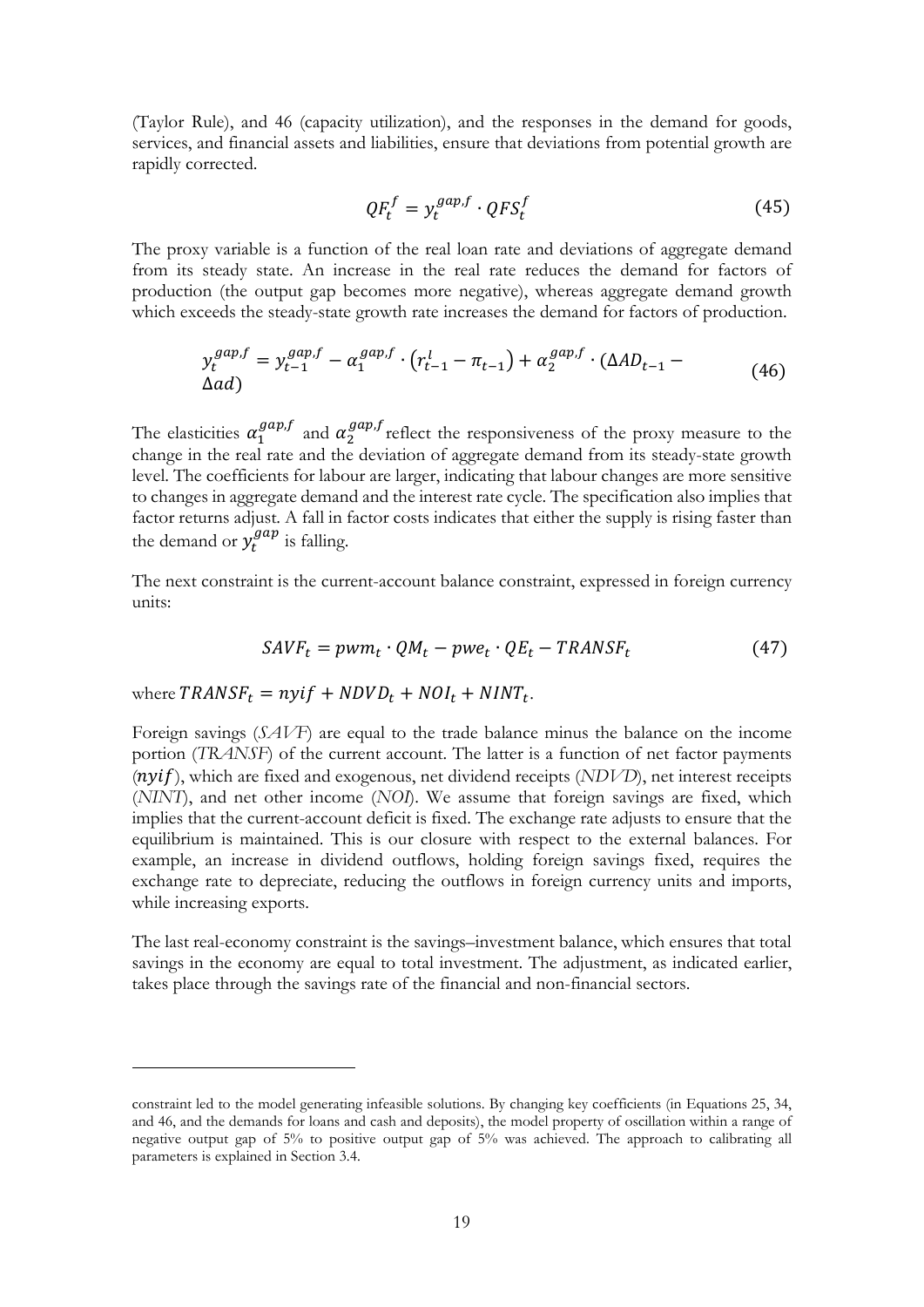(Taylor Rule), and 46 (capacity utilization), and the responses in the demand for goods, services, and financial assets and liabilities, ensure that deviations from potential growth are rapidly corrected.

$$QF_t^f = y_t^{gap,f} \cdot QFS_t^f \tag{45}$$

The proxy variable is a function of the real loan rate and deviations of aggregate demand from its steady state. An increase in the real rate reduces the demand for factors of production (the output gap becomes more negative), whereas aggregate demand growth which exceeds the steady-state growth rate increases the demand for factors of production.

$$y_t^{gap,f} = y_{t-1}^{gap,f} - \alpha_1^{gap,f} \cdot \left(r_{t-1}^l - \pi_{t-1}\right) + \alpha_2^{gap,f} \cdot (\Delta AD_{t-1} - \Delta ad) \tag{46}$$

The elasticities $\alpha_1^{gap,f}$ and $\alpha_2^{gap,f}$ reflect the responsiveness of the proxy measure to the change in the real rate and the deviation of aggregate demand from its steady-state growth level. The coefficients for labour are larger, indicating that labour changes are more sensitive to changes in aggregate demand and the interest rate cycle. The specification also implies that factor returns adjust. A fall in factor costs indicates that either the supply is rising faster than the demand or $y_t^{gap}$ is falling.

The next constraint is the current-account balance constraint, expressed in foreign currency units:

$$SAVF_t = pwm_t \cdot QM_t - pwe_t \cdot QE_t - TRANSF_t \tag{47}$$

where $TRANSF_t = nyif + NDVD_t + NOI_t + NINT_t$.

Foreign savings (*SAVF*) are equal to the trade balance minus the balance on the income portion (*TRANSF*) of the current account. The latter is a function of net factor payments ($nyif$), which are fixed and exogenous, net dividend receipts (*NDVD*), net interest receipts (*NINT*), and net other income (*NOI*). We assume that foreign savings are fixed, which implies that the current-account deficit is fixed. The exchange rate adjusts to ensure that the equilibrium is maintained. This is our closure with respect to the external balances. For example, an increase in dividend outflows, holding foreign savings fixed, requires the exchange rate to depreciate, reducing the outflows in foreign currency units and imports, while increasing exports.

The last real-economy constraint is the savings–investment balance, which ensures that total savings in the economy are equal to total investment. The adjustment, as indicated earlier, takes place through the savings rate of the financial and non-financial sectors.

---

constraint led to the model generating infeasible solutions. By changing key coefficients (in Equations 25, 34, and 46, and the demands for loans and cash and deposits), the model property of oscillation within a range of negative output gap of 5% to positive output gap of 5% was achieved. The approach to calibrating all parameters is explained in Section 3.4.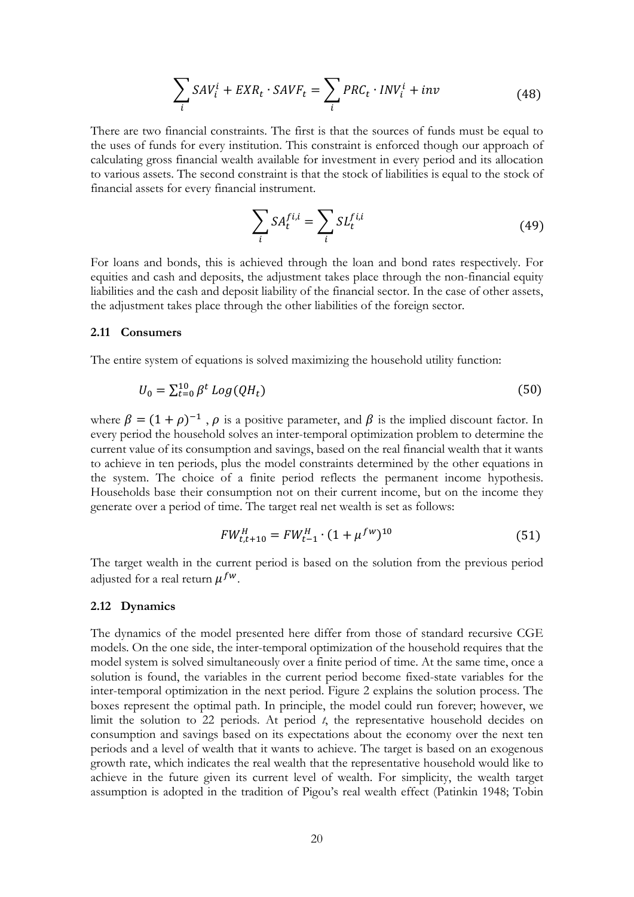$$\sum_{i} SAV_{i}^{i} + EXR_{t} \cdot SAVF_{t} = \sum_{i} PRC_{t} \cdot INV_{i}^{i} + inv \tag{48}$$

There are two financial constraints. The first is that the sources of funds must be equal to the uses of funds for every institution. This constraint is enforced though our approach of calculating gross financial wealth available for investment in every period and its allocation to various assets. The second constraint is that the stock of liabilities is equal to the stock of financial assets for every financial instrument.

$$\sum_{i} SA_{t}^{fi,i} = \sum_{i} SL_{t}^{fi,i} \tag{49}$$

For loans and bonds, this is achieved through the loan and bond rates respectively. For equities and cash and deposits, the adjustment takes place through the non-financial equity liabilities and the cash and deposit liability of the financial sector. In the case of other assets, the adjustment takes place through the other liabilities of the foreign sector.

### 2.11 Consumers

The entire system of equations is solved maximizing the household utility function:

$$U_{0} = \sum_{t=0}^{10} \beta^{t} \, Log(QH_{t}) \tag{50}$$

where $\beta = (1+\rho)^{-1}$ , $\rho$ is a positive parameter, and $\beta$ is the implied discount factor. In every period the household solves an inter-temporal optimization problem to determine the current value of its consumption and savings, based on the real financial wealth that it wants to achieve in ten periods, plus the model constraints determined by the other equations in the system. The choice of a finite period reflects the permanent income hypothesis. Households base their consumption not on their current income, but on the income they generate over a period of time. The target real net wealth is set as follows:

$$FW_{t,t+10}^{H} = FW_{t-1}^{H} \cdot (1+\mu^{fw})^{10} \tag{51}$$

The target wealth in the current period is based on the solution from the previous period adjusted for a real return $\mu^{fw}$.

### 2.12 Dynamics

The dynamics of the model presented here differ from those of standard recursive CGE models. On the one side, the inter-temporal optimization of the household requires that the model system is solved simultaneously over a finite period of time. At the same time, once a solution is found, the variables in the current period become fixed-state variables for the inter-temporal optimization in the next period. Figure 2 explains the solution process. The boxes represent the optimal path. In principle, the model could run forever; however, we limit the solution to 22 periods. At period *t*, the representative household decides on consumption and savings based on its expectations about the economy over the next ten periods and a level of wealth that it wants to achieve. The target is based on an exogenous growth rate, which indicates the real wealth that the representative household would like to achieve in the future given its current level of wealth. For simplicity, the wealth target assumption is adopted in the tradition of Pigou's real wealth effect (Patinkin 1948; Tobin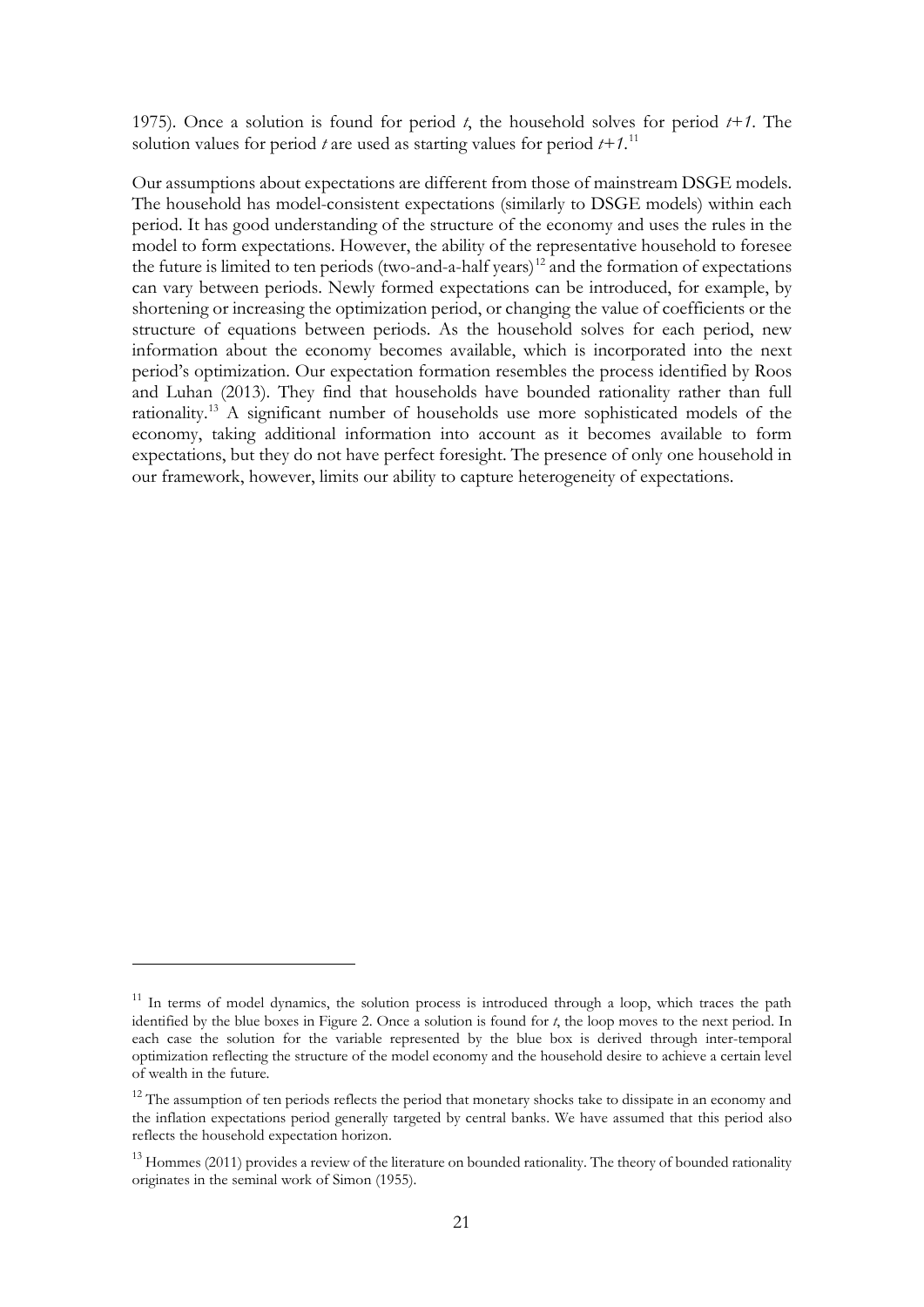1975). Once a solution is found for period *t*, the household solves for period *t+1*. The solution values for period *t* are used as starting values for period *t+1*.[11]

Our assumptions about expectations are different from those of mainstream DSGE models. The household has model-consistent expectations (similarly to DSGE models) within each period. It has good understanding of the structure of the economy and uses the rules in the model to form expectations. However, the ability of the representative household to foresee the future is limited to ten periods (two-and-a-half years)[12] and the formation of expectations can vary between periods. Newly formed expectations can be introduced, for example, by shortening or increasing the optimization period, or changing the value of coefficients or the structure of equations between periods. As the household solves for each period, new information about the economy becomes available, which is incorporated into the next period's optimization. Our expectation formation resembles the process identified by Roos and Luhan (2013). They find that households have bounded rationality rather than full rationality.[13] A significant number of households use more sophisticated models of the economy, taking additional information into account as it becomes available to form expectations, but they do not have perfect foresight. The presence of only one household in our framework, however, limits our ability to capture heterogeneity of expectations.

---

[11] In terms of model dynamics, the solution process is introduced through a loop, which traces the path identified by the blue boxes in Figure 2. Once a solution is found for *t*, the loop moves to the next period. In each case the solution for the variable represented by the blue box is derived through inter-temporal optimization reflecting the structure of the model economy and the household desire to achieve a certain level of wealth in the future.

[12] The assumption of ten periods reflects the period that monetary shocks take to dissipate in an economy and the inflation expectations period generally targeted by central banks. We have assumed that this period also reflects the household expectation horizon.

[13] Hommes (2011) provides a review of the literature on bounded rationality. The theory of bounded rationality originates in the seminal work of Simon (1955).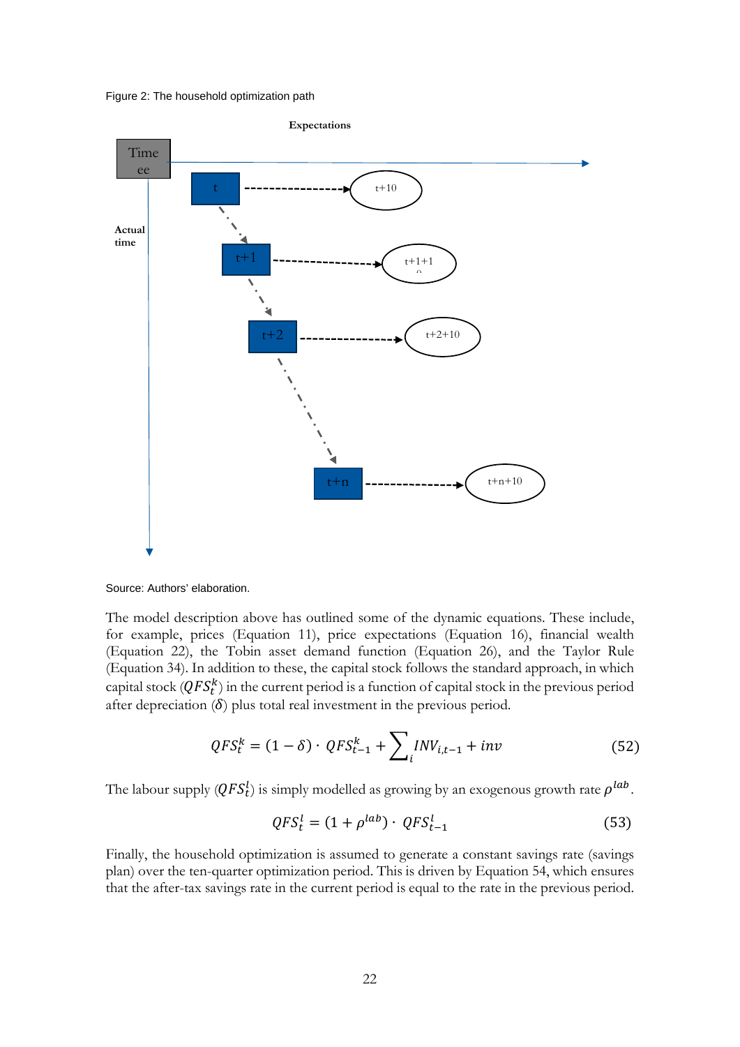Figure 2: The household optimization path

Source: Authors' elaboration.

The model description above has outlined some of the dynamic equations. These include, for example, prices (Equation 11), price expectations (Equation 16), financial wealth (Equation 22), the Tobin asset demand function (Equation 26), and the Taylor Rule (Equation 34). In addition to these, the capital stock follows the standard approach, in which capital stock ($QFS_t^k$) in the current period is a function of capital stock in the previous period after depreciation ($\delta$) plus total real investment in the previous period.

$$QFS_t^k = (1 - \delta) \cdot QFS_{t-1}^k + \sum_i INV_{i,t-1} + inv \tag{52}$$

The labour supply ($QFS_t^l$) is simply modelled as growing by an exogenous growth rate $\rho^{lab}$.

$$QFS_t^l = (1 + \rho^{lab}) \cdot QFS_{t-1}^l \tag{53}$$

Finally, the household optimization is assumed to generate a constant savings rate (savings plan) over the ten-quarter optimization period. This is driven by Equation 54, which ensures that the after-tax savings rate in the current period is equal to the rate in the previous period.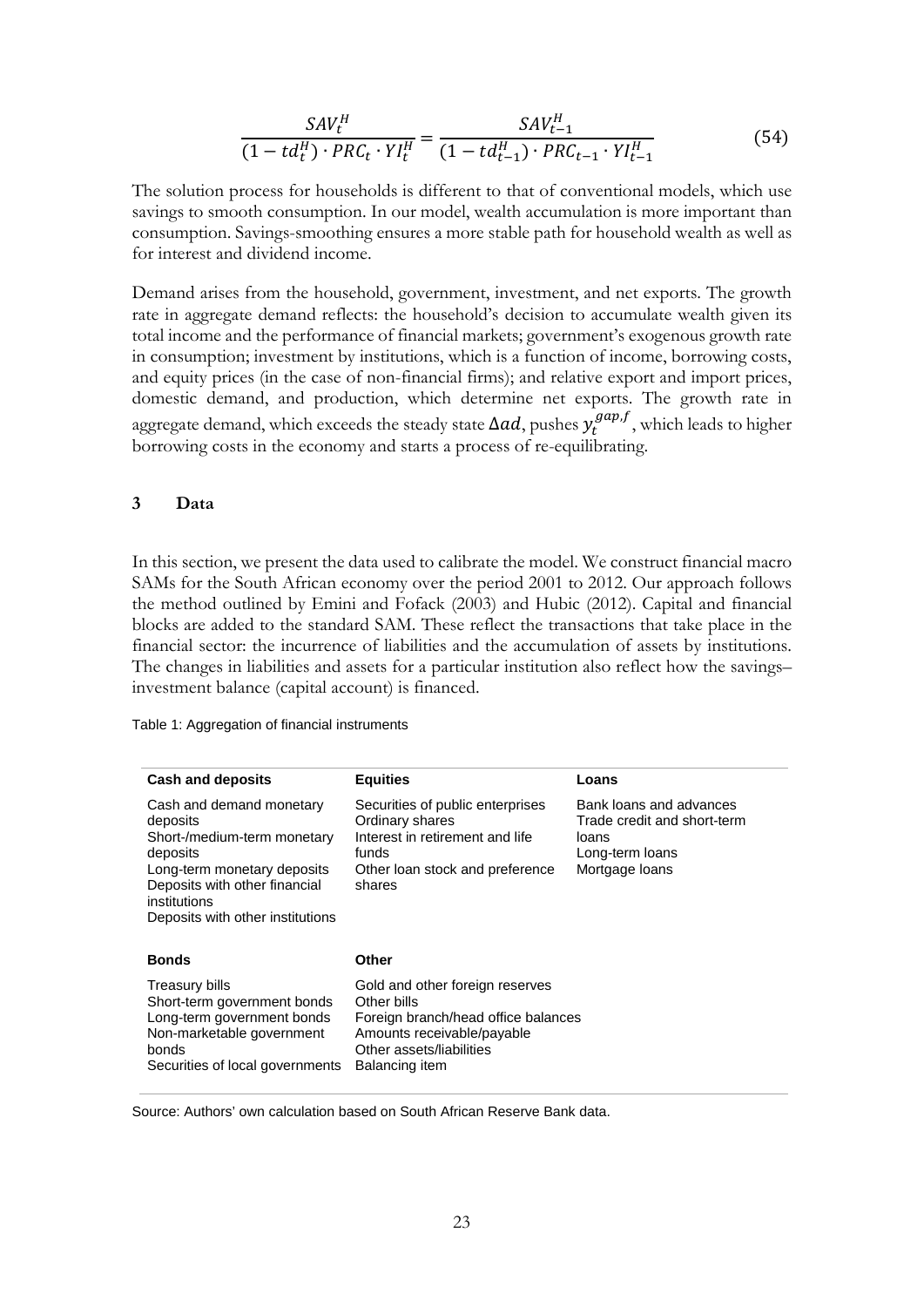$$\frac{SAV_t^H}{(1 - td_t^H) \cdot PRC_t \cdot YI_t^H} = \frac{SAV_{t-1}^H}{(1 - td_{t-1}^H) \cdot PRC_{t-1} \cdot YI_{t-1}^H} \tag{54}$$

The solution process for households is different to that of conventional models, which use savings to smooth consumption. In our model, wealth accumulation is more important than consumption. Savings-smoothing ensures a more stable path for household wealth as well as for interest and dividend income.

Demand arises from the household, government, investment, and net exports. The growth rate in aggregate demand reflects: the household's decision to accumulate wealth given its total income and the performance of financial markets; government's exogenous growth rate in consumption; investment by institutions, which is a function of income, borrowing costs, and equity prices (in the case of non-financial firms); and relative export and import prices, domestic demand, and production, which determine net exports. The growth rate in aggregate demand, which exceeds the steady state $\Delta ad$, pushes $y_t^{gap,f}$, which leads to higher borrowing costs in the economy and starts a process of re-equilibrating.

## 3 Data

In this section, we present the data used to calibrate the model. We construct financial macro SAMs for the South African economy over the period 2001 to 2012. Our approach follows the method outlined by Emini and Fofack (2003) and Hubic (2012). Capital and financial blocks are added to the standard SAM. These reflect the transactions that take place in the financial sector: the incurrence of liabilities and the accumulation of assets by institutions. The changes in liabilities and assets for a particular institution also reflect how the savings–investment balance (capital account) is financed.

Table 1: Aggregation of financial instruments

| Cash and deposits | Equities | Loans |
|---|---|---|
| Cash and demand monetary deposits<br>Short-/medium-term monetary deposits<br>Long-term monetary deposits<br>Deposits with other financial institutions<br>Deposits with other institutions | Securities of public enterprises<br>Ordinary shares<br>Interest in retirement and life funds<br>Other loan stock and preference shares | Bank loans and advances<br>Trade credit and short-term loans<br>Long-term loans<br>Mortgage loans |
| **Bonds** | **Other** | |
| Treasury bills<br>Short-term government bonds<br>Long-term government bonds<br>Non-marketable government bonds<br>Securities of local governments | Gold and other foreign reserves<br>Other bills<br>Foreign branch/head office balances<br>Amounts receivable/payable<br>Other assets/liabilities<br>Balancing item | |

Source: Authors' own calculation based on South African Reserve Bank data.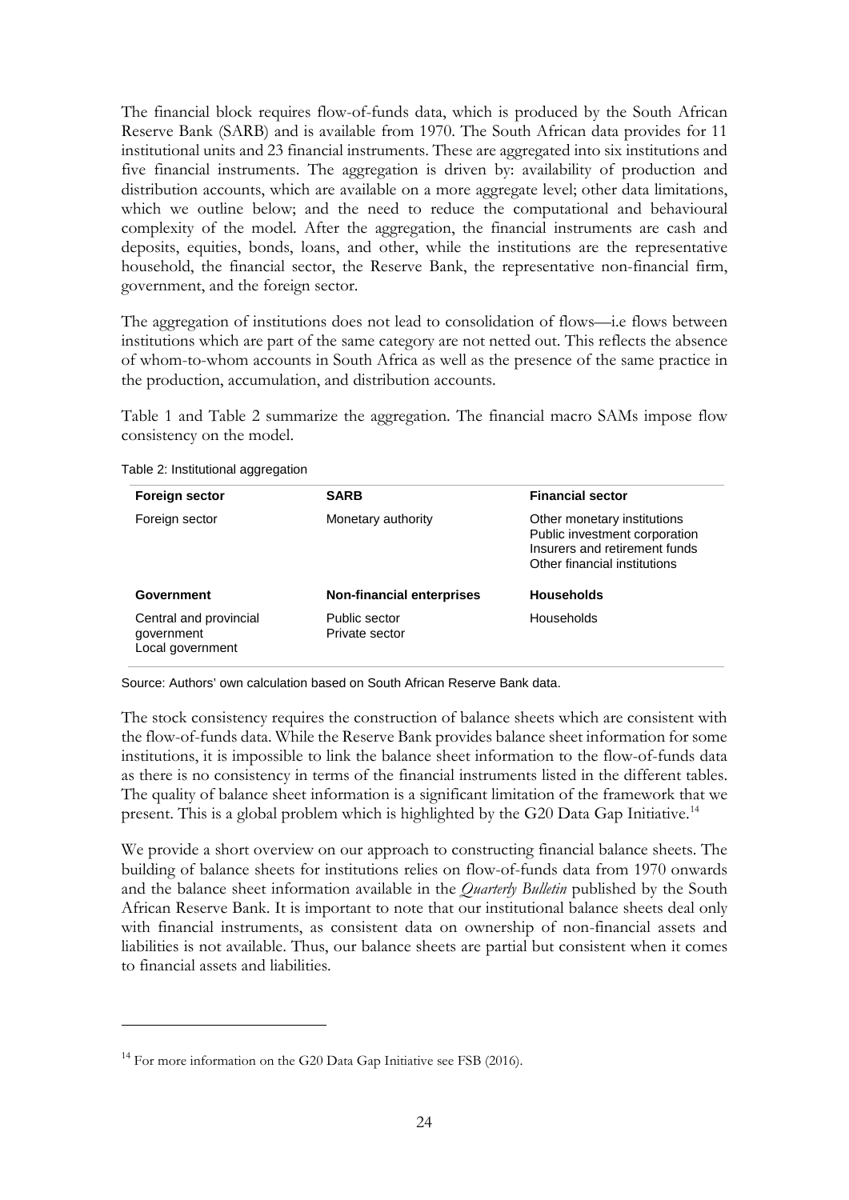The financial block requires flow-of-funds data, which is produced by the South African Reserve Bank (SARB) and is available from 1970. The South African data provides for 11 institutional units and 23 financial instruments. These are aggregated into six institutions and five financial instruments. The aggregation is driven by: availability of production and distribution accounts, which are available on a more aggregate level; other data limitations, which we outline below; and the need to reduce the computational and behavioural complexity of the model. After the aggregation, the financial instruments are cash and deposits, equities, bonds, loans, and other, while the institutions are the representative household, the financial sector, the Reserve Bank, the representative non-financial firm, government, and the foreign sector.

The aggregation of institutions does not lead to consolidation of flows—i.e flows between institutions which are part of the same category are not netted out. This reflects the absence of whom-to-whom accounts in South Africa as well as the presence of the same practice in the production, accumulation, and distribution accounts.

Table 1 and Table 2 summarize the aggregation. The financial macro SAMs impose flow consistency on the model.

Table 2: Institutional aggregation

| **Foreign sector** | **SARB** | **Financial sector** |
|---|---|---|
| Foreign sector | Monetary authority | Other monetary institutions<br>Public investment corporation<br>Insurers and retirement funds<br>Other financial institutions |
| **Government** | **Non-financial enterprises** | **Households** |
| Central and provincial government<br>Local government | Public sector<br>Private sector | Households |

Source: Authors' own calculation based on South African Reserve Bank data.

The stock consistency requires the construction of balance sheets which are consistent with the flow-of-funds data. While the Reserve Bank provides balance sheet information for some institutions, it is impossible to link the balance sheet information to the flow-of-funds data as there is no consistency in terms of the financial instruments listed in the different tables. The quality of balance sheet information is a significant limitation of the framework that we present. This is a global problem which is highlighted by the G20 Data Gap Initiative.[14]

We provide a short overview on our approach to constructing financial balance sheets. The building of balance sheets for institutions relies on flow-of-funds data from 1970 onwards and the balance sheet information available in the *Quarterly Bulletin* published by the South African Reserve Bank. It is important to note that our institutional balance sheets deal only with financial instruments, as consistent data on ownership of non-financial assets and liabilities is not available. Thus, our balance sheets are partial but consistent when it comes to financial assets and liabilities.

[14] For more information on the G20 Data Gap Initiative see FSB (2016).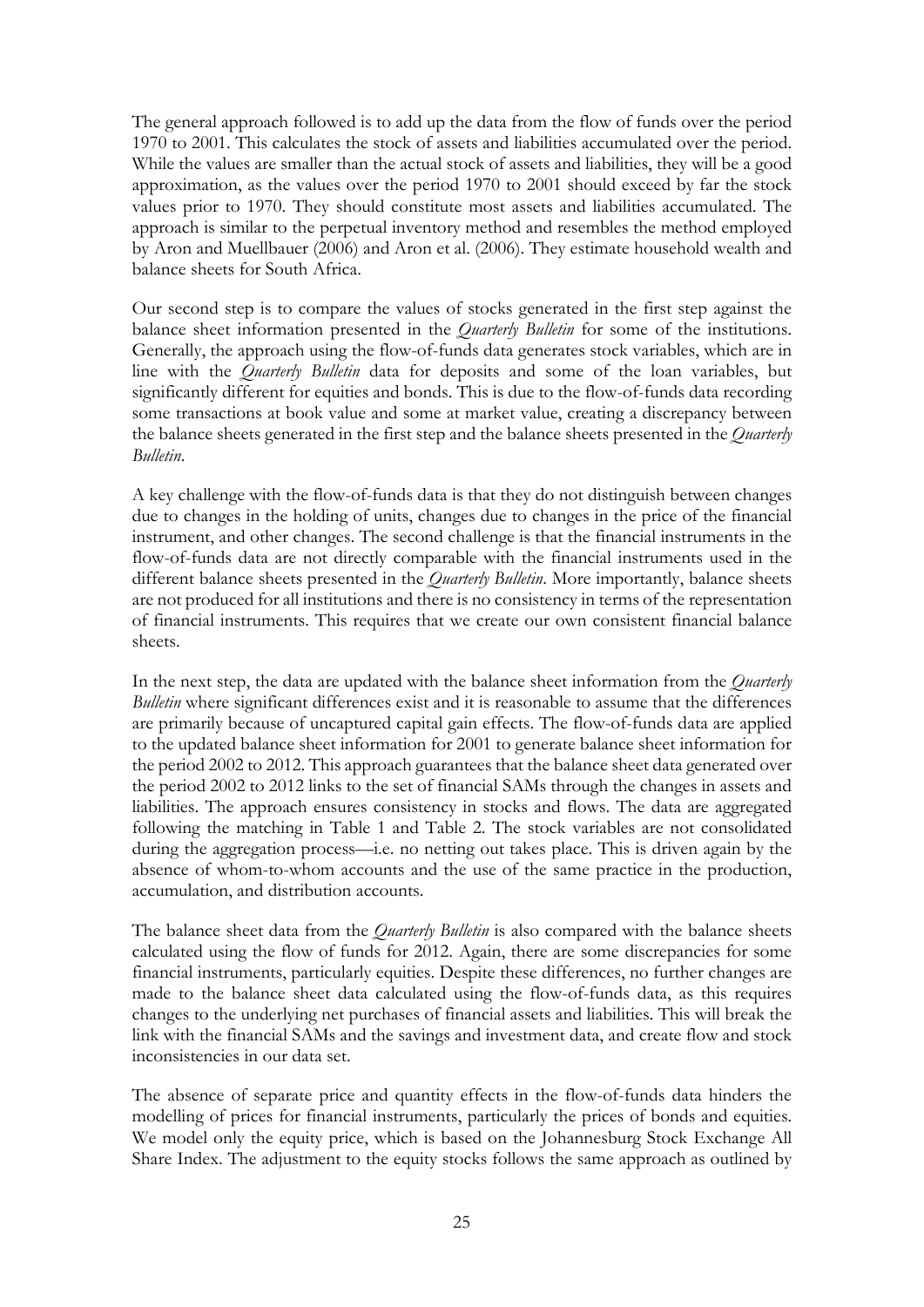The general approach followed is to add up the data from the flow of funds over the period 1970 to 2001. This calculates the stock of assets and liabilities accumulated over the period. While the values are smaller than the actual stock of assets and liabilities, they will be a good approximation, as the values over the period 1970 to 2001 should exceed by far the stock values prior to 1970. They should constitute most assets and liabilities accumulated. The approach is similar to the perpetual inventory method and resembles the method employed by Aron and Muellbauer (2006) and Aron et al. (2006). They estimate household wealth and balance sheets for South Africa.

Our second step is to compare the values of stocks generated in the first step against the balance sheet information presented in the *Quarterly Bulletin* for some of the institutions. Generally, the approach using the flow-of-funds data generates stock variables, which are in line with the *Quarterly Bulletin* data for deposits and some of the loan variables, but significantly different for equities and bonds. This is due to the flow-of-funds data recording some transactions at book value and some at market value, creating a discrepancy between the balance sheets generated in the first step and the balance sheets presented in the *Quarterly Bulletin*.

A key challenge with the flow-of-funds data is that they do not distinguish between changes due to changes in the holding of units, changes due to changes in the price of the financial instrument, and other changes. The second challenge is that the financial instruments in the flow-of-funds data are not directly comparable with the financial instruments used in the different balance sheets presented in the *Quarterly Bulletin*. More importantly, balance sheets are not produced for all institutions and there is no consistency in terms of the representation of financial instruments. This requires that we create our own consistent financial balance sheets.

In the next step, the data are updated with the balance sheet information from the *Quarterly Bulletin* where significant differences exist and it is reasonable to assume that the differences are primarily because of uncaptured capital gain effects. The flow-of-funds data are applied to the updated balance sheet information for 2001 to generate balance sheet information for the period 2002 to 2012. This approach guarantees that the balance sheet data generated over the period 2002 to 2012 links to the set of financial SAMs through the changes in assets and liabilities. The approach ensures consistency in stocks and flows. The data are aggregated following the matching in Table 1 and Table 2. The stock variables are not consolidated during the aggregation process—i.e. no netting out takes place. This is driven again by the absence of whom-to-whom accounts and the use of the same practice in the production, accumulation, and distribution accounts.

The balance sheet data from the *Quarterly Bulletin* is also compared with the balance sheets calculated using the flow of funds for 2012. Again, there are some discrepancies for some financial instruments, particularly equities. Despite these differences, no further changes are made to the balance sheet data calculated using the flow-of-funds data, as this requires changes to the underlying net purchases of financial assets and liabilities. This will break the link with the financial SAMs and the savings and investment data, and create flow and stock inconsistencies in our data set.

The absence of separate price and quantity effects in the flow-of-funds data hinders the modelling of prices for financial instruments, particularly the prices of bonds and equities. We model only the equity price, which is based on the Johannesburg Stock Exchange All Share Index. The adjustment to the equity stocks follows the same approach as outlined by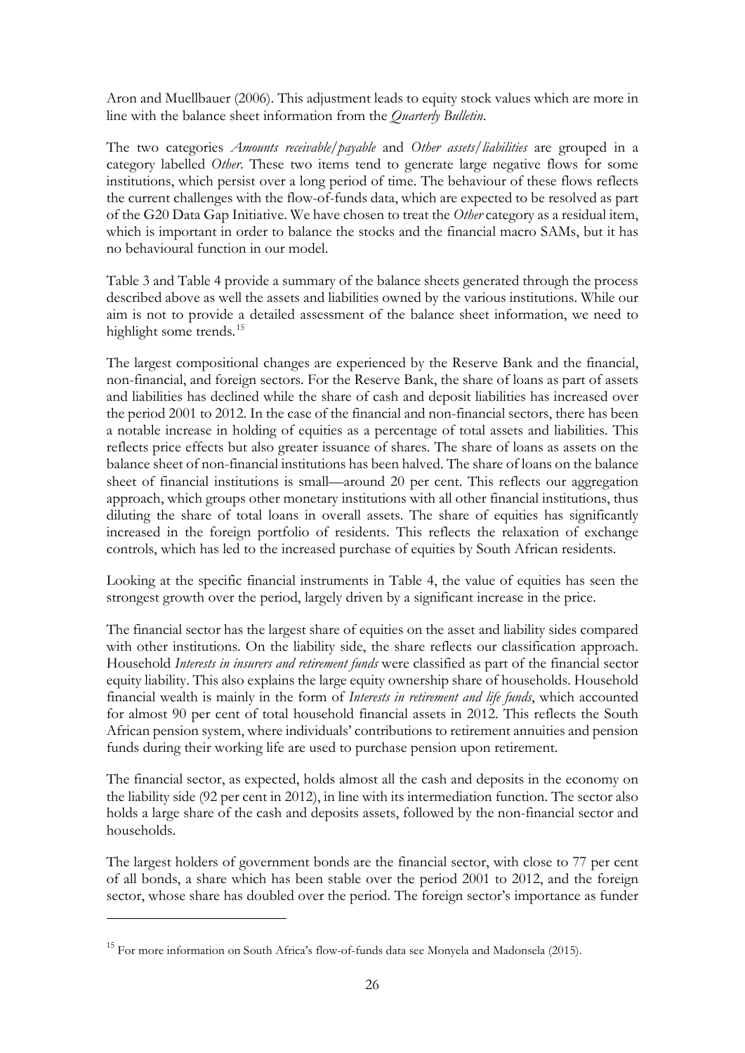Aron and Muellbauer (2006). This adjustment leads to equity stock values which are more in line with the balance sheet information from the *Quarterly Bulletin*.

The two categories *Amounts receivable/payable* and *Other assets/liabilities* are grouped in a category labelled *Other*. These two items tend to generate large negative flows for some institutions, which persist over a long period of time. The behaviour of these flows reflects the current challenges with the flow-of-funds data, which are expected to be resolved as part of the G20 Data Gap Initiative. We have chosen to treat the *Other* category as a residual item, which is important in order to balance the stocks and the financial macro SAMs, but it has no behavioural function in our model.

Table 3 and Table 4 provide a summary of the balance sheets generated through the process described above as well the assets and liabilities owned by the various institutions. While our aim is not to provide a detailed assessment of the balance sheet information, we need to highlight some trends.[15]

The largest compositional changes are experienced by the Reserve Bank and the financial, non-financial, and foreign sectors. For the Reserve Bank, the share of loans as part of assets and liabilities has declined while the share of cash and deposit liabilities has increased over the period 2001 to 2012. In the case of the financial and non-financial sectors, there has been a notable increase in holding of equities as a percentage of total assets and liabilities. This reflects price effects but also greater issuance of shares. The share of loans as assets on the balance sheet of non-financial institutions has been halved. The share of loans on the balance sheet of financial institutions is small—around 20 per cent. This reflects our aggregation approach, which groups other monetary institutions with all other financial institutions, thus diluting the share of total loans in overall assets. The share of equities has significantly increased in the foreign portfolio of residents. This reflects the relaxation of exchange controls, which has led to the increased purchase of equities by South African residents.

Looking at the specific financial instruments in Table 4, the value of equities has seen the strongest growth over the period, largely driven by a significant increase in the price.

The financial sector has the largest share of equities on the asset and liability sides compared with other institutions. On the liability side, the share reflects our classification approach. Household *Interests in insurers and retirement funds* were classified as part of the financial sector equity liability. This also explains the large equity ownership share of households. Household financial wealth is mainly in the form of *Interests in retirement and life funds*, which accounted for almost 90 per cent of total household financial assets in 2012. This reflects the South African pension system, where individuals' contributions to retirement annuities and pension funds during their working life are used to purchase pension upon retirement.

The financial sector, as expected, holds almost all the cash and deposits in the economy on the liability side (92 per cent in 2012), in line with its intermediation function. The sector also holds a large share of the cash and deposits assets, followed by the non-financial sector and households.

The largest holders of government bonds are the financial sector, with close to 77 per cent of all bonds, a share which has been stable over the period 2001 to 2012, and the foreign sector, whose share has doubled over the period. The foreign sector's importance as funder

[15] For more information on South Africa's flow-of-funds data see Monyela and Madonsela (2015).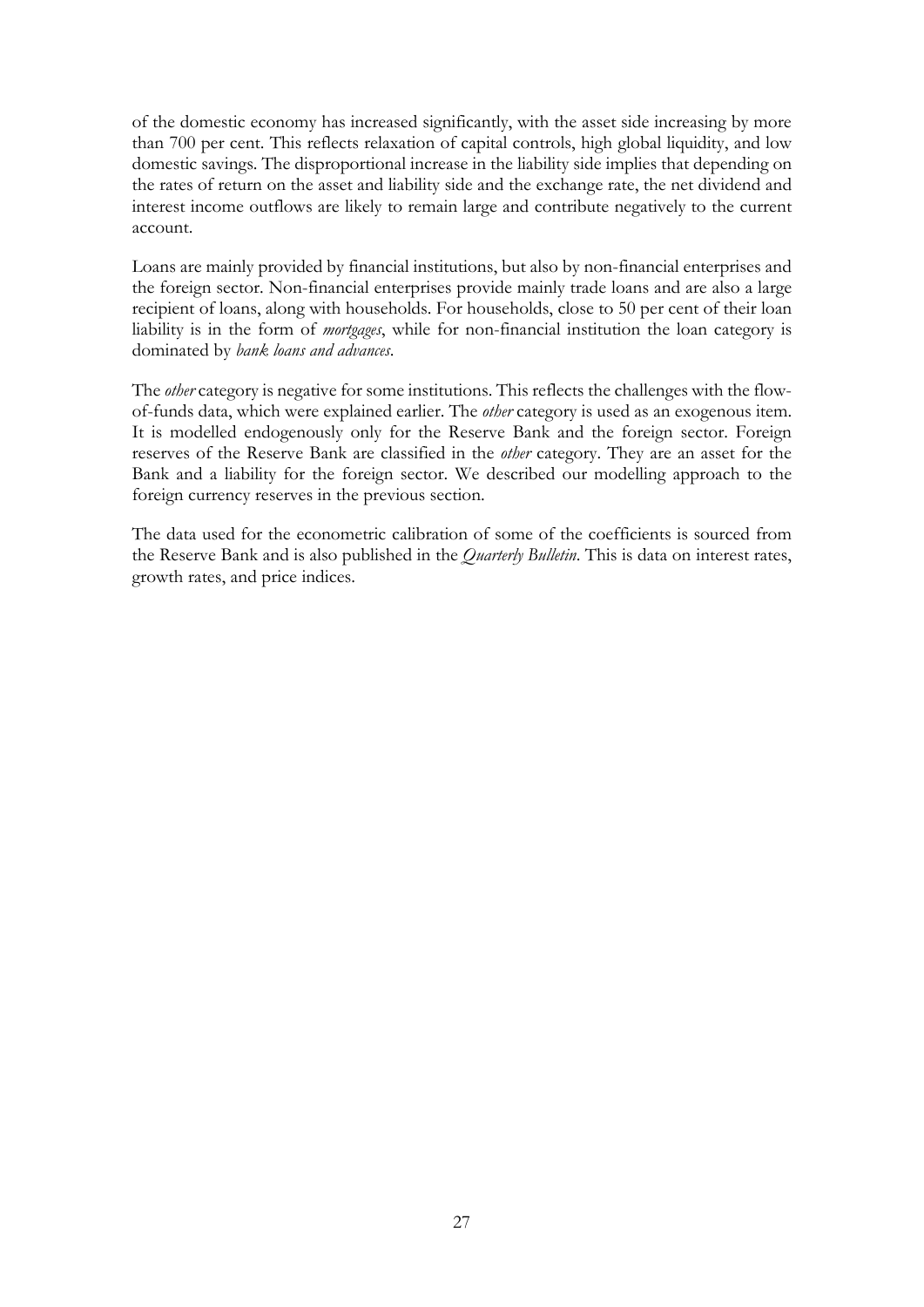of the domestic economy has increased significantly, with the asset side increasing by more than 700 per cent. This reflects relaxation of capital controls, high global liquidity, and low domestic savings. The disproportional increase in the liability side implies that depending on the rates of return on the asset and liability side and the exchange rate, the net dividend and interest income outflows are likely to remain large and contribute negatively to the current account.

Loans are mainly provided by financial institutions, but also by non-financial enterprises and the foreign sector. Non-financial enterprises provide mainly trade loans and are also a large recipient of loans, along with households. For households, close to 50 per cent of their loan liability is in the form of *mortgages*, while for non-financial institution the loan category is dominated by *bank loans and advances*.

The *other* category is negative for some institutions. This reflects the challenges with the flow-of-funds data, which were explained earlier. The *other* category is used as an exogenous item. It is modelled endogenously only for the Reserve Bank and the foreign sector. Foreign reserves of the Reserve Bank are classified in the *other* category. They are an asset for the Bank and a liability for the foreign sector. We described our modelling approach to the foreign currency reserves in the previous section.

The data used for the econometric calibration of some of the coefficients is sourced from the Reserve Bank and is also published in the *Quarterly Bulletin*. This is data on interest rates, growth rates, and price indices.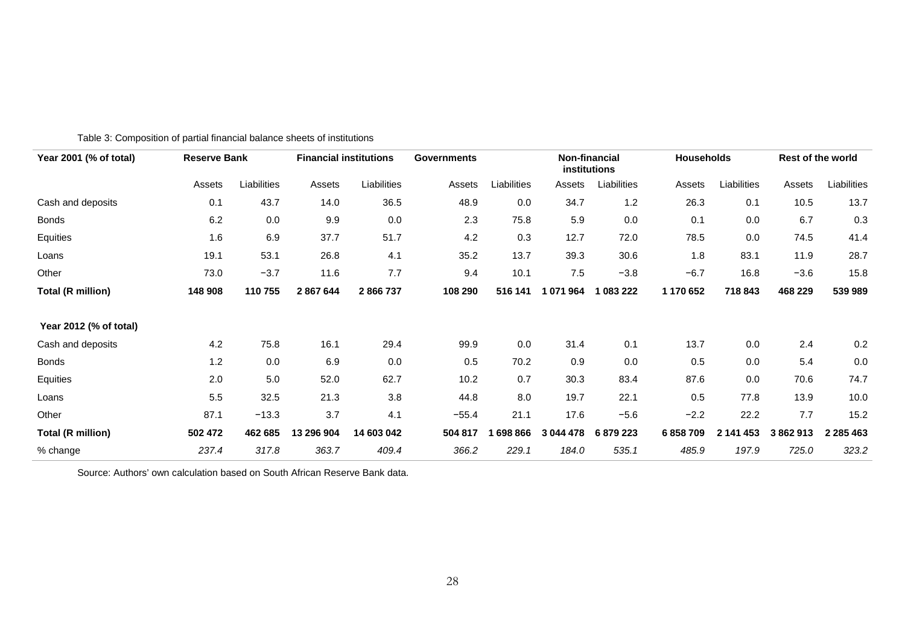Table 3: Composition of partial financial balance sheets of institutions

| Year 2001 (% of total) | Reserve Bank | | Financial institutions | | Governments | | Non-financial institutions | | Households | | Rest of the world | |
|---|---|---|---|---|---|---|---|---|---|---|---|---|
| | Assets | Liabilities | Assets | Liabilities | Assets | Liabilities | Assets | Liabilities | Assets | Liabilities | Assets | Liabilities |
| Cash and deposits | 0.1 | 43.7 | 14.0 | 36.5 | 48.9 | 0.0 | 34.7 | 1.2 | 26.3 | 0.1 | 10.5 | 13.7 |
| Bonds | 6.2 | 0.0 | 9.9 | 0.0 | 2.3 | 75.8 | 5.9 | 0.0 | 0.1 | 0.0 | 6.7 | 0.3 |
| Equities | 1.6 | 6.9 | 37.7 | 51.7 | 4.2 | 0.3 | 12.7 | 72.0 | 78.5 | 0.0 | 74.5 | 41.4 |
| Loans | 19.1 | 53.1 | 26.8 | 4.1 | 35.2 | 13.7 | 39.3 | 30.6 | 1.8 | 83.1 | 11.9 | 28.7 |
| Other | 73.0 | −3.7 | 11.6 | 7.7 | 9.4 | 10.1 | 7.5 | −3.8 | −6.7 | 16.8 | −3.6 | 15.8 |
| **Total (R million)** | **148 908** | **110 755** | **2 867 644** | **2 866 737** | **108 290** | **516 141** | **1 071 964** | **1 083 222** | **1 170 652** | **718 843** | **468 229** | **539 989** |
| **Year 2012 (% of total)** | | | | | | | | | | | | |
| Cash and deposits | 4.2 | 75.8 | 16.1 | 29.4 | 99.9 | 0.0 | 31.4 | 0.1 | 13.7 | 0.0 | 2.4 | 0.2 |
| Bonds | 1.2 | 0.0 | 6.9 | 0.0 | 0.5 | 70.2 | 0.9 | 0.0 | 0.5 | 0.0 | 5.4 | 0.0 |
| Equities | 2.0 | 5.0 | 52.0 | 62.7 | 10.2 | 0.7 | 30.3 | 83.4 | 87.6 | 0.0 | 70.6 | 74.7 |
| Loans | 5.5 | 32.5 | 21.3 | 3.8 | 44.8 | 8.0 | 19.7 | 22.1 | 0.5 | 77.8 | 13.9 | 10.0 |
| Other | 87.1 | −13.3 | 3.7 | 4.1 | −55.4 | 21.1 | 17.6 | −5.6 | −2.2 | 22.2 | 7.7 | 15.2 |
| **Total (R million)** | **502 472** | **462 685** | **13 296 904** | **14 603 042** | **504 817** | **1 698 866** | **3 044 478** | **6 879 223** | **6 858 709** | **2 141 453** | **3 862 913** | **2 285 463** |
| % change | *237.4* | *317.8* | *363.7* | *409.4* | *366.2* | *229.1* | *184.0* | *535.1* | *485.9* | *197.9* | *725.0* | *323.2* |

Source: Authors' own calculation based on South African Reserve Bank data.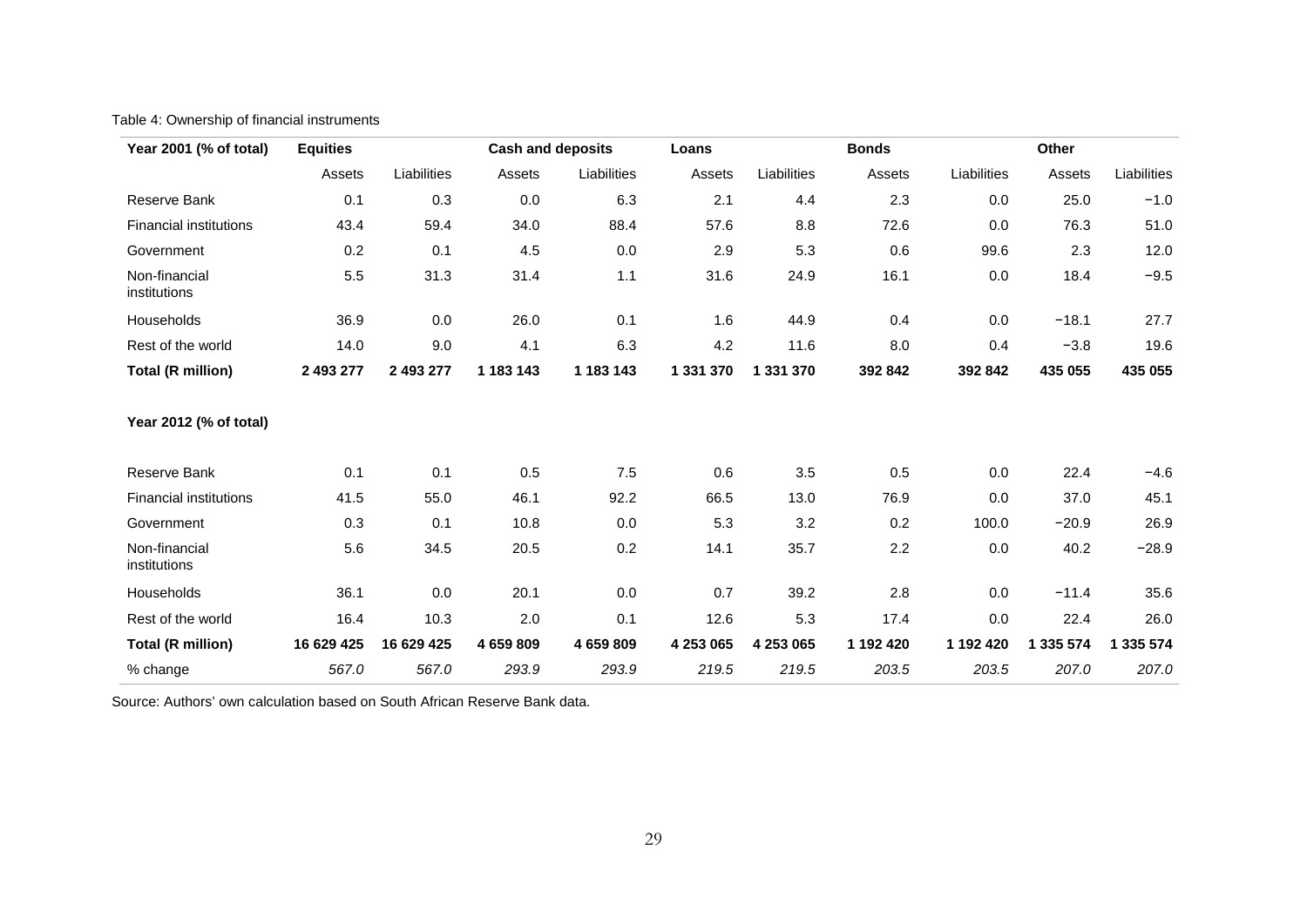Table 4: Ownership of financial instruments

| Year 2001 (% of total) | Equities | | Cash and deposits | | Loans | | Bonds | | Other | |
|---|---|---|---|---|---|---|---|---|---|---|
| | Assets | Liabilities | Assets | Liabilities | Assets | Liabilities | Assets | Liabilities | Assets | Liabilities |
| Reserve Bank | 0.1 | 0.3 | 0.0 | 6.3 | 2.1 | 4.4 | 2.3 | 0.0 | 25.0 | −1.0 |
| Financial institutions | 43.4 | 59.4 | 34.0 | 88.4 | 57.6 | 8.8 | 72.6 | 0.0 | 76.3 | 51.0 |
| Government | 0.2 | 0.1 | 4.5 | 0.0 | 2.9 | 5.3 | 0.6 | 99.6 | 2.3 | 12.0 |
| Non-financial institutions | 5.5 | 31.3 | 31.4 | 1.1 | 31.6 | 24.9 | 16.1 | 0.0 | 18.4 | −9.5 |
| Households | 36.9 | 0.0 | 26.0 | 0.1 | 1.6 | 44.9 | 0.4 | 0.0 | −18.1 | 27.7 |
| Rest of the world | 14.0 | 9.0 | 4.1 | 6.3 | 4.2 | 11.6 | 8.0 | 0.4 | −3.8 | 19.6 |
| **Total (R million)** | **2 493 277** | **2 493 277** | **1 183 143** | **1 183 143** | **1 331 370** | **1 331 370** | **392 842** | **392 842** | **435 055** | **435 055** |
| **Year 2012 (% of total)** | | | | | | | | | | |
| Reserve Bank | 0.1 | 0.1 | 0.5 | 7.5 | 0.6 | 3.5 | 0.5 | 0.0 | 22.4 | −4.6 |
| Financial institutions | 41.5 | 55.0 | 46.1 | 92.2 | 66.5 | 13.0 | 76.9 | 0.0 | 37.0 | 45.1 |
| Government | 0.3 | 0.1 | 10.8 | 0.0 | 5.3 | 3.2 | 0.2 | 100.0 | −20.9 | 26.9 |
| Non-financial institutions | 5.6 | 34.5 | 20.5 | 0.2 | 14.1 | 35.7 | 2.2 | 0.0 | 40.2 | −28.9 |
| Households | 36.1 | 0.0 | 20.1 | 0.0 | 0.7 | 39.2 | 2.8 | 0.0 | −11.4 | 35.6 |
| Rest of the world | 16.4 | 10.3 | 2.0 | 0.1 | 12.6 | 5.3 | 17.4 | 0.0 | 22.4 | 26.0 |
| **Total (R million)** | **16 629 425** | **16 629 425** | **4 659 809** | **4 659 809** | **4 253 065** | **4 253 065** | **1 192 420** | **1 192 420** | **1 335 574** | **1 335 574** |
| % change | *567.0* | *567.0* | *293.9* | *293.9* | *219.5* | *219.5* | *203.5* | *203.5* | *207.0* | *207.0* |

Source: Authors' own calculation based on South African Reserve Bank data.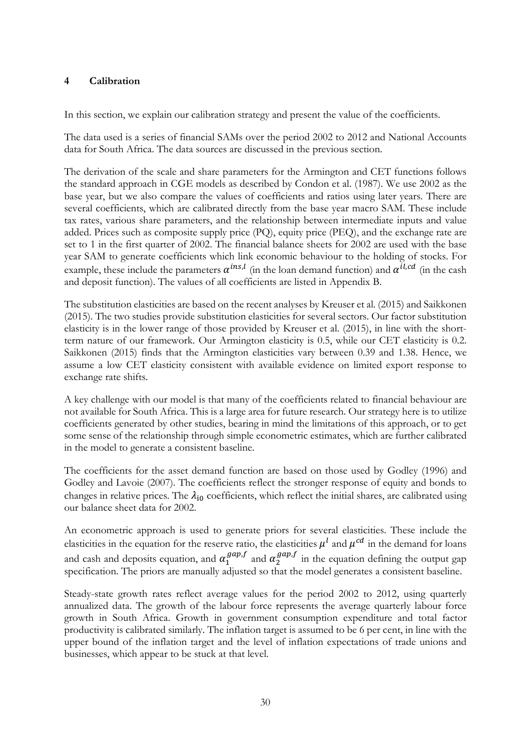## 4 Calibration

In this section, we explain our calibration strategy and present the value of the coefficients.

The data used is a series of financial SAMs over the period 2002 to 2012 and National Accounts data for South Africa. The data sources are discussed in the previous section.

The derivation of the scale and share parameters for the Armington and CET functions follows the standard approach in CGE models as described by Condon et al. (1987). We use 2002 as the base year, but we also compare the values of coefficients and ratios using later years. There are several coefficients, which are calibrated directly from the base year macro SAM. These include tax rates, various share parameters, and the relationship between intermediate inputs and value added. Prices such as composite supply price (PQ), equity price (PEQ), and the exchange rate are set to 1 in the first quarter of 2002. The financial balance sheets for 2002 are used with the base year SAM to generate coefficients which link economic behaviour to the holding of stocks. For example, these include the parameters $\alpha^{ins,l}$ (in the loan demand function) and $\alpha^{il,cd}$ (in the cash and deposit function). The values of all coefficients are listed in Appendix B.

The substitution elasticities are based on the recent analyses by Kreuser et al. (2015) and Saikkonen (2015). The two studies provide substitution elasticities for several sectors. Our factor substitution elasticity is in the lower range of those provided by Kreuser et al. (2015), in line with the short-term nature of our framework. Our Armington elasticity is 0.5, while our CET elasticity is 0.2. Saikkonen (2015) finds that the Armington elasticities vary between 0.39 and 1.38. Hence, we assume a low CET elasticity consistent with available evidence on limited export response to exchange rate shifts.

A key challenge with our model is that many of the coefficients related to financial behaviour are not available for South Africa. This is a large area for future research. Our strategy here is to utilize coefficients generated by other studies, bearing in mind the limitations of this approach, or to get some sense of the relationship through simple econometric estimates, which are further calibrated in the model to generate a consistent baseline.

The coefficients for the asset demand function are based on those used by Godley (1996) and Godley and Lavoie (2007). The coefficients reflect the stronger response of equity and bonds to changes in relative prices. The $\lambda_{i0}$ coefficients, which reflect the initial shares, are calibrated using our balance sheet data for 2002.

An econometric approach is used to generate priors for several elasticities. These include the elasticities in the equation for the reserve ratio, the elasticities $\mu^{l}$ and $\mu^{cd}$ in the demand for loans and cash and deposits equation, and $\alpha_1^{gap,f}$ and $\alpha_2^{gap,f}$ in the equation defining the output gap specification. The priors are manually adjusted so that the model generates a consistent baseline.

Steady-state growth rates reflect average values for the period 2002 to 2012, using quarterly annualized data. The growth of the labour force represents the average quarterly labour force growth in South Africa. Growth in government consumption expenditure and total factor productivity is calibrated similarly. The inflation target is assumed to be 6 per cent, in line with the upper bound of the inflation target and the level of inflation expectations of trade unions and businesses, which appear to be stuck at that level.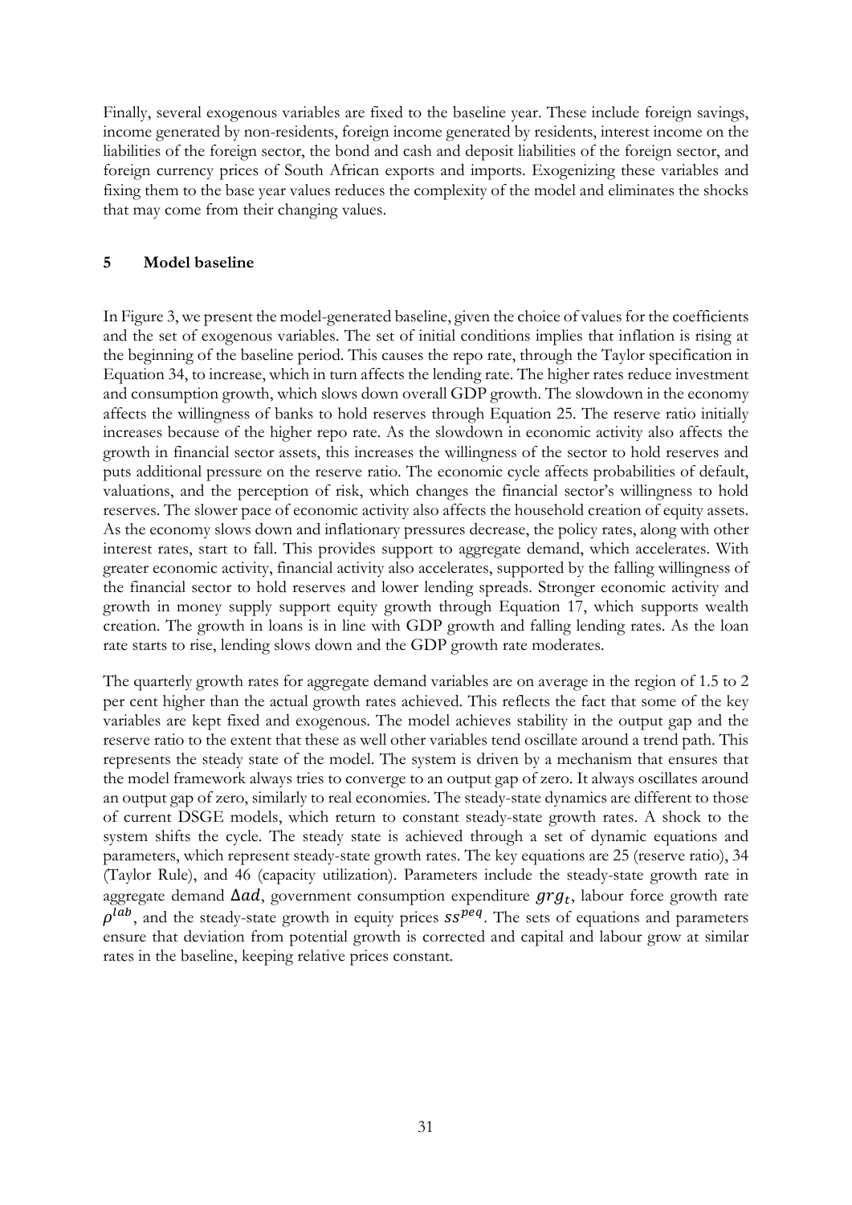Finally, several exogenous variables are fixed to the baseline year. These include foreign savings, income generated by non-residents, foreign income generated by residents, interest income on the liabilities of the foreign sector, the bond and cash and deposit liabilities of the foreign sector, and foreign currency prices of South African exports and imports. Exogenizing these variables and fixing them to the base year values reduces the complexity of the model and eliminates the shocks that may come from their changing values.

## 5 Model baseline

In Figure 3, we present the model-generated baseline, given the choice of values for the coefficients and the set of exogenous variables. The set of initial conditions implies that inflation is rising at the beginning of the baseline period. This causes the repo rate, through the Taylor specification in Equation 34, to increase, which in turn affects the lending rate. The higher rates reduce investment and consumption growth, which slows down overall GDP growth. The slowdown in the economy affects the willingness of banks to hold reserves through Equation 25. The reserve ratio initially increases because of the higher repo rate. As the slowdown in economic activity also affects the growth in financial sector assets, this increases the willingness of the sector to hold reserves and puts additional pressure on the reserve ratio. The economic cycle affects probabilities of default, valuations, and the perception of risk, which changes the financial sector's willingness to hold reserves. The slower pace of economic activity also affects the household creation of equity assets. As the economy slows down and inflationary pressures decrease, the policy rates, along with other interest rates, start to fall. This provides support to aggregate demand, which accelerates. With greater economic activity, financial activity also accelerates, supported by the falling willingness of the financial sector to hold reserves and lower lending spreads. Stronger economic activity and growth in money supply support equity growth through Equation 17, which supports wealth creation. The growth in loans is in line with GDP growth and falling lending rates. As the loan rate starts to rise, lending slows down and the GDP growth rate moderates.

The quarterly growth rates for aggregate demand variables are on average in the region of 1.5 to 2 per cent higher than the actual growth rates achieved. This reflects the fact that some of the key variables are kept fixed and exogenous. The model achieves stability in the output gap and the reserve ratio to the extent that these as well other variables tend oscillate around a trend path. This represents the steady state of the model. The system is driven by a mechanism that ensures that the model framework always tries to converge to an output gap of zero. It always oscillates around an output gap of zero, similarly to real economies. The steady-state dynamics are different to those of current DSGE models, which return to constant steady-state growth rates. A shock to the system shifts the cycle. The steady state is achieved through a set of dynamic equations and parameters, which represent steady-state growth rates. The key equations are 25 (reserve ratio), 34 (Taylor Rule), and 46 (capacity utilization). Parameters include the steady-state growth rate in aggregate demand $\Delta ad$, government consumption expenditure $grg_t$, labour force growth rate $\rho^{lab}$, and the steady-state growth in equity prices $ss^{peq}$. The sets of equations and parameters ensure that deviation from potential growth is corrected and capital and labour grow at similar rates in the baseline, keeping relative prices constant.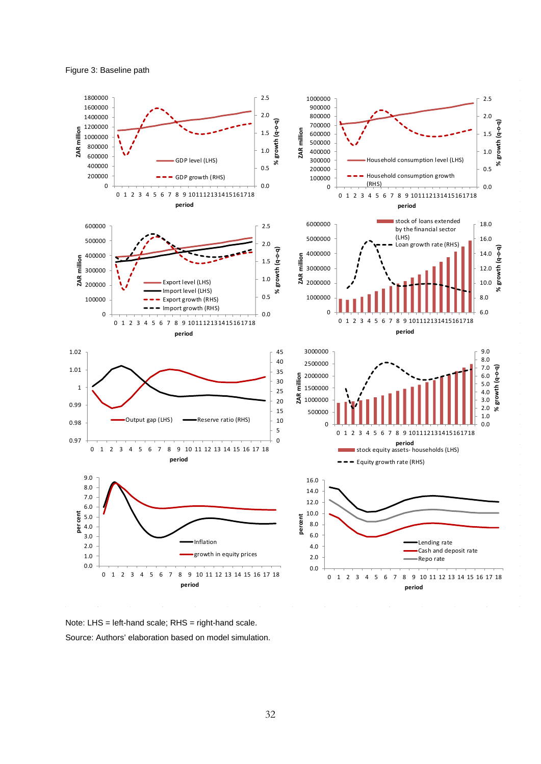Figure 3: Baseline path

Note: LHS = left-hand scale; RHS = right-hand scale.

Source: Authors' elaboration based on model simulation.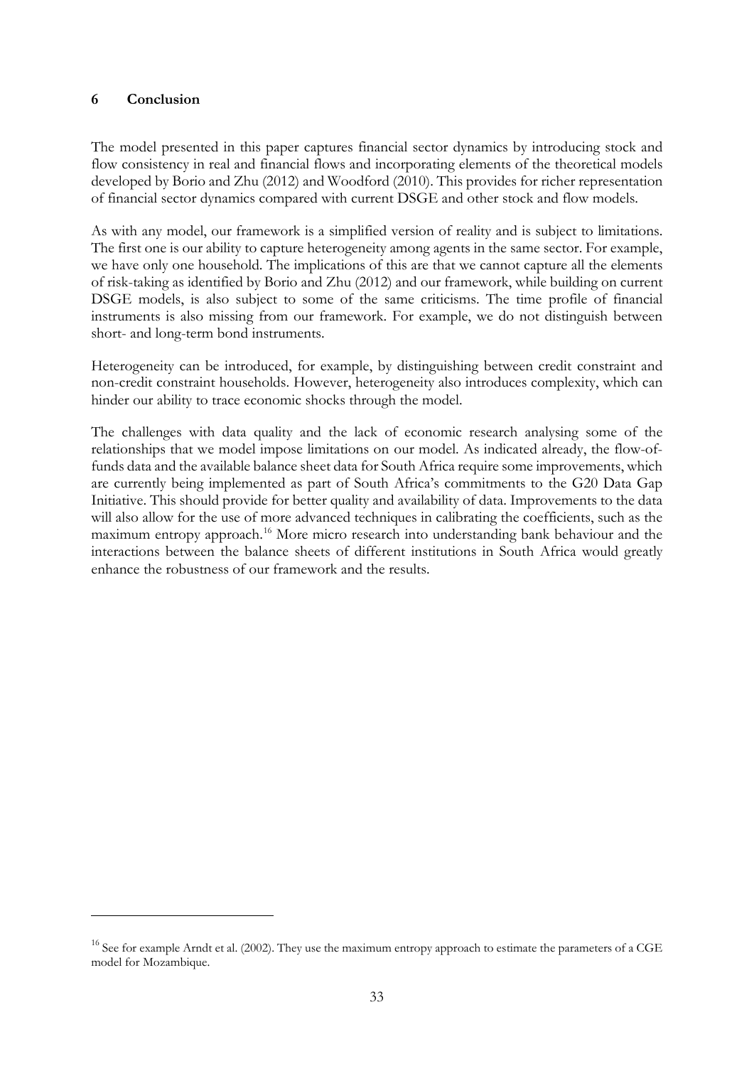## 6 Conclusion

The model presented in this paper captures financial sector dynamics by introducing stock and flow consistency in real and financial flows and incorporating elements of the theoretical models developed by Borio and Zhu (2012) and Woodford (2010). This provides for richer representation of financial sector dynamics compared with current DSGE and other stock and flow models.

As with any model, our framework is a simplified version of reality and is subject to limitations. The first one is our ability to capture heterogeneity among agents in the same sector. For example, we have only one household. The implications of this are that we cannot capture all the elements of risk-taking as identified by Borio and Zhu (2012) and our framework, while building on current DSGE models, is also subject to some of the same criticisms. The time profile of financial instruments is also missing from our framework. For example, we do not distinguish between short- and long-term bond instruments.

Heterogeneity can be introduced, for example, by distinguishing between credit constraint and non-credit constraint households. However, heterogeneity also introduces complexity, which can hinder our ability to trace economic shocks through the model.

The challenges with data quality and the lack of economic research analysing some of the relationships that we model impose limitations on our model. As indicated already, the flow-of-funds data and the available balance sheet data for South Africa require some improvements, which are currently being implemented as part of South Africa's commitments to the G20 Data Gap Initiative. This should provide for better quality and availability of data. Improvements to the data will also allow for the use of more advanced techniques in calibrating the coefficients, such as the maximum entropy approach.[16] More micro research into understanding bank behaviour and the interactions between the balance sheets of different institutions in South Africa would greatly enhance the robustness of our framework and the results.

[16] See for example Arndt et al. (2002). They use the maximum entropy approach to estimate the parameters of a CGE model for Mozambique.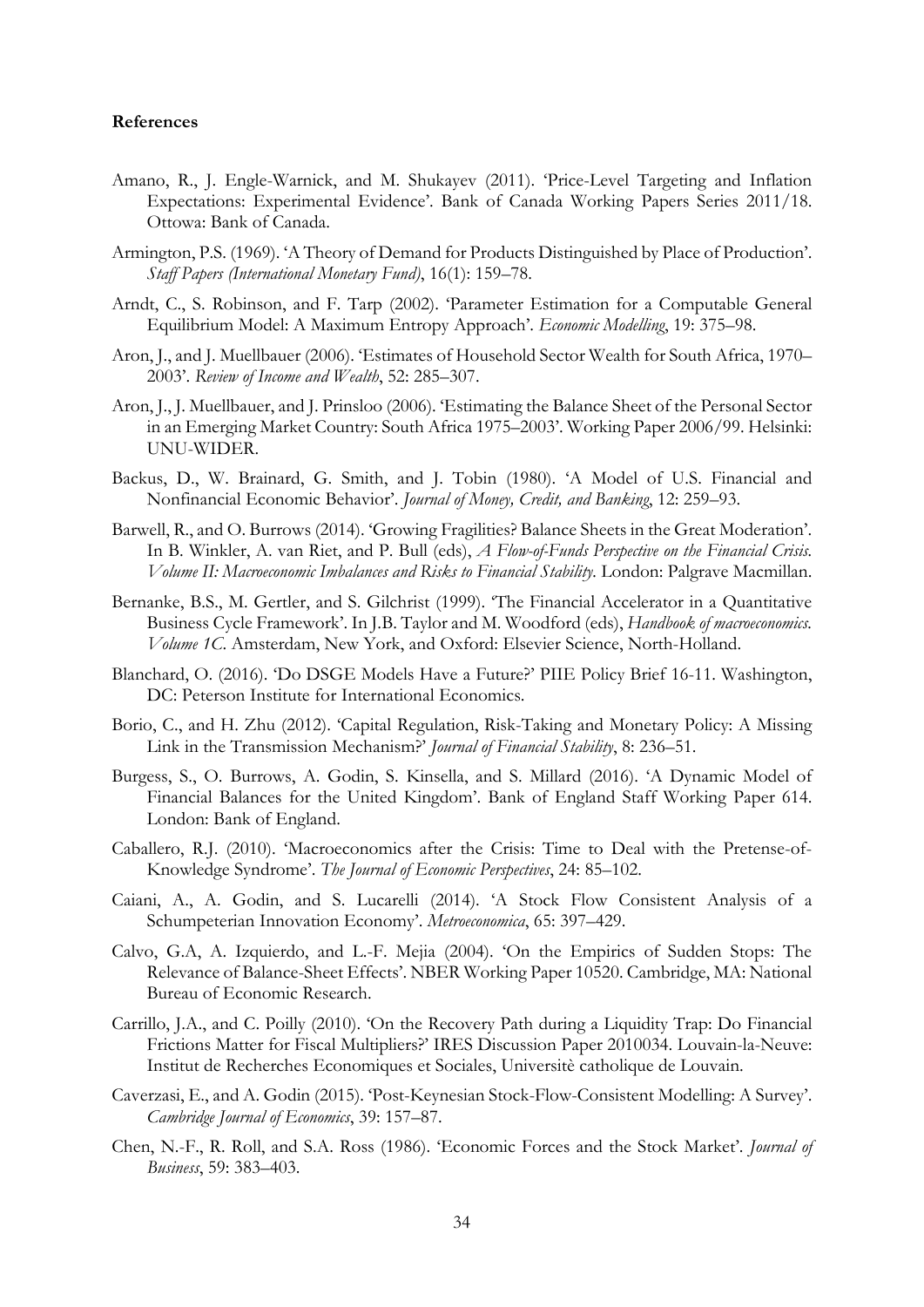**References**

Amano, R., J. Engle-Warnick, and M. Shukayev (2011). 'Price-Level Targeting and Inflation Expectations: Experimental Evidence'. Bank of Canada Working Papers Series 2011/18. Ottowa: Bank of Canada.

Armington, P.S. (1969). 'A Theory of Demand for Products Distinguished by Place of Production'. *Staff Papers (International Monetary Fund)*, 16(1): 159–78.

Arndt, C., S. Robinson, and F. Tarp (2002). 'Parameter Estimation for a Computable General Equilibrium Model: A Maximum Entropy Approach'. *Economic Modelling*, 19: 375–98.

Aron, J., and J. Muellbauer (2006). 'Estimates of Household Sector Wealth for South Africa, 1970–2003'. *Review of Income and Wealth*, 52: 285–307.

Aron, J., J. Muellbauer, and J. Prinsloo (2006). 'Estimating the Balance Sheet of the Personal Sector in an Emerging Market Country: South Africa 1975–2003'. Working Paper 2006/99. Helsinki: UNU-WIDER.

Backus, D., W. Brainard, G. Smith, and J. Tobin (1980). 'A Model of U.S. Financial and Nonfinancial Economic Behavior'. *Journal of Money, Credit, and Banking*, 12: 259–93.

Barwell, R., and O. Burrows (2014). 'Growing Fragilities? Balance Sheets in the Great Moderation'. In B. Winkler, A. van Riet, and P. Bull (eds), *A Flow-of-Funds Perspective on the Financial Crisis. Volume II: Macroeconomic Imbalances and Risks to Financial Stability*. London: Palgrave Macmillan.

Bernanke, B.S., M. Gertler, and S. Gilchrist (1999). 'The Financial Accelerator in a Quantitative Business Cycle Framework'. In J.B. Taylor and M. Woodford (eds), *Handbook of macroeconomics. Volume 1C*. Amsterdam, New York, and Oxford: Elsevier Science, North-Holland.

Blanchard, O. (2016). 'Do DSGE Models Have a Future?' PIIE Policy Brief 16-11. Washington, DC: Peterson Institute for International Economics.

Borio, C., and H. Zhu (2012). 'Capital Regulation, Risk-Taking and Monetary Policy: A Missing Link in the Transmission Mechanism?' *Journal of Financial Stability*, 8: 236–51.

Burgess, S., O. Burrows, A. Godin, S. Kinsella, and S. Millard (2016). 'A Dynamic Model of Financial Balances for the United Kingdom'. Bank of England Staff Working Paper 614. London: Bank of England.

Caballero, R.J. (2010). 'Macroeconomics after the Crisis: Time to Deal with the Pretense-of-Knowledge Syndrome'. *The Journal of Economic Perspectives*, 24: 85–102.

Caiani, A., A. Godin, and S. Lucarelli (2014). 'A Stock Flow Consistent Analysis of a Schumpeterian Innovation Economy'. *Metroeconomica*, 65: 397–429.

Calvo, G.A, A. Izquierdo, and L.-F. Mejia (2004). 'On the Empirics of Sudden Stops: The Relevance of Balance-Sheet Effects'. NBER Working Paper 10520. Cambridge, MA: National Bureau of Economic Research.

Carrillo, J.A., and C. Poilly (2010). 'On the Recovery Path during a Liquidity Trap: Do Financial Frictions Matter for Fiscal Multipliers?' IRES Discussion Paper 2010034. Louvain-la-Neuve: Institut de Recherches Economiques et Sociales, Universitè catholique de Louvain.

Caverzasi, E., and A. Godin (2015). 'Post-Keynesian Stock-Flow-Consistent Modelling: A Survey'. *Cambridge Journal of Economics*, 39: 157–87.

Chen, N.-F., R. Roll, and S.A. Ross (1986). 'Economic Forces and the Stock Market'. *Journal of Business*, 59: 383–403.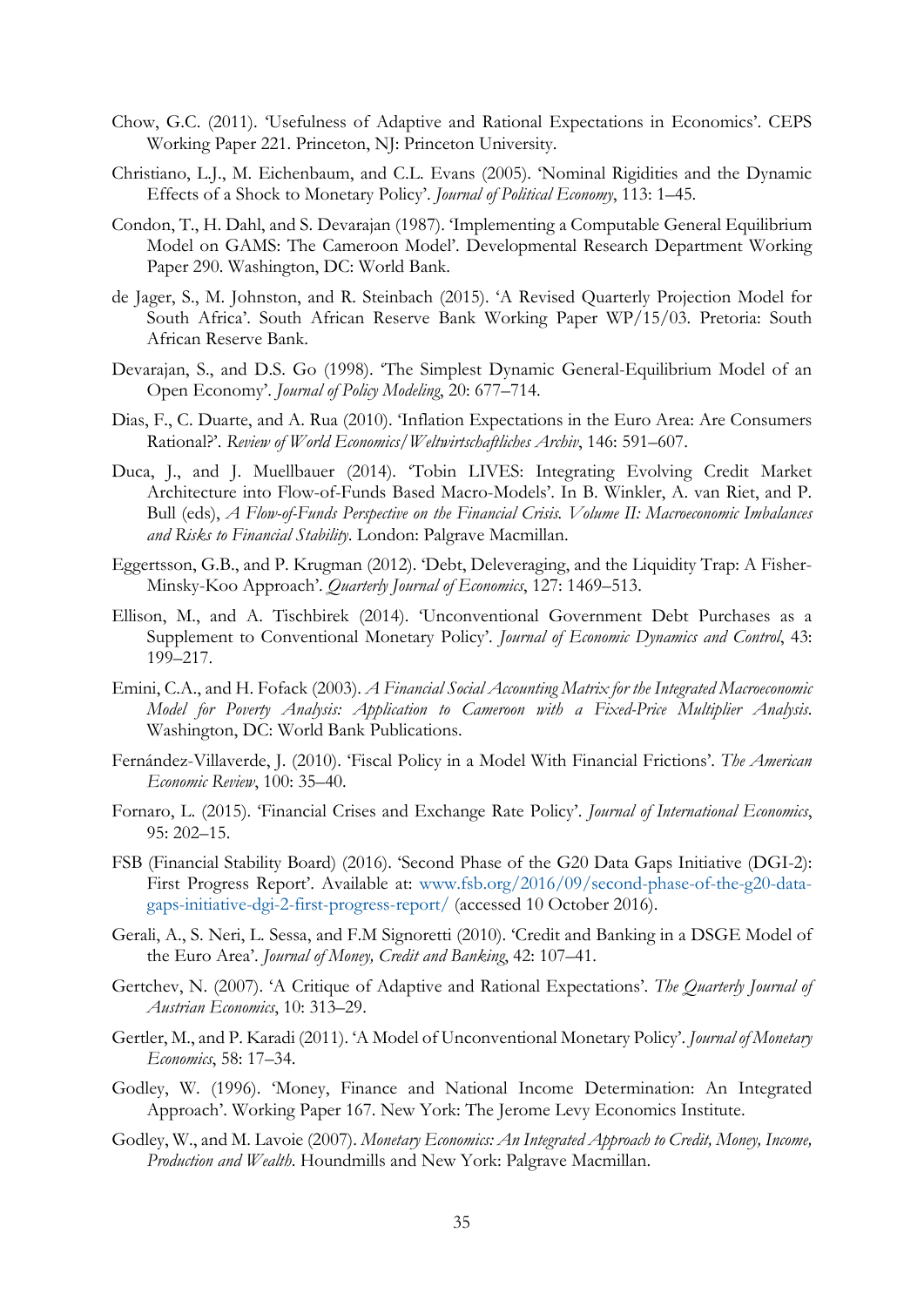Chow, G.C. (2011). 'Usefulness of Adaptive and Rational Expectations in Economics'. CEPS Working Paper 221. Princeton, NJ: Princeton University.

Christiano, L.J., M. Eichenbaum, and C.L. Evans (2005). 'Nominal Rigidities and the Dynamic Effects of a Shock to Monetary Policy'. *Journal of Political Economy*, 113: 1–45.

Condon, T., H. Dahl, and S. Devarajan (1987). 'Implementing a Computable General Equilibrium Model on GAMS: The Cameroon Model'. Developmental Research Department Working Paper 290. Washington, DC: World Bank.

de Jager, S., M. Johnston, and R. Steinbach (2015). 'A Revised Quarterly Projection Model for South Africa'. South African Reserve Bank Working Paper WP/15/03. Pretoria: South African Reserve Bank.

Devarajan, S., and D.S. Go (1998). 'The Simplest Dynamic General-Equilibrium Model of an Open Economy'. *Journal of Policy Modeling*, 20: 677–714.

Dias, F., C. Duarte, and A. Rua (2010). 'Inflation Expectations in the Euro Area: Are Consumers Rational?'. *Review of World Economics/Weltwirtschaftliches Archiv*, 146: 591–607.

Duca, J., and J. Muellbauer (2014). 'Tobin LIVES: Integrating Evolving Credit Market Architecture into Flow-of-Funds Based Macro-Models'. In B. Winkler, A. van Riet, and P. Bull (eds), *A Flow-of-Funds Perspective on the Financial Crisis. Volume II: Macroeconomic Imbalances and Risks to Financial Stability*. London: Palgrave Macmillan.

Eggertsson, G.B., and P. Krugman (2012). 'Debt, Deleveraging, and the Liquidity Trap: A Fisher-Minsky-Koo Approach'. *Quarterly Journal of Economics*, 127: 1469–513.

Ellison, M., and A. Tischbirek (2014). 'Unconventional Government Debt Purchases as a Supplement to Conventional Monetary Policy'. *Journal of Economic Dynamics and Control*, 43: 199–217.

Emini, C.A., and H. Fofack (2003). *A Financial Social Accounting Matrix for the Integrated Macroeconomic Model for Poverty Analysis: Application to Cameroon with a Fixed-Price Multiplier Analysis*. Washington, DC: World Bank Publications.

Fernández-Villaverde, J. (2010). 'Fiscal Policy in a Model With Financial Frictions'. *The American Economic Review*, 100: 35–40.

Fornaro, L. (2015). 'Financial Crises and Exchange Rate Policy'. *Journal of International Economics*, 95: 202–15.

FSB (Financial Stability Board) (2016). 'Second Phase of the G20 Data Gaps Initiative (DGI-2): First Progress Report'. Available at: www.fsb.org/2016/09/second-phase-of-the-g20-data-gaps-initiative-dgi-2-first-progress-report/ (accessed 10 October 2016).

Gerali, A., S. Neri, L. Sessa, and F.M Signoretti (2010). 'Credit and Banking in a DSGE Model of the Euro Area'. *Journal of Money, Credit and Banking*, 42: 107–41.

Gertchev, N. (2007). 'A Critique of Adaptive and Rational Expectations'. *The Quarterly Journal of Austrian Economics*, 10: 313–29.

Gertler, M., and P. Karadi (2011). 'A Model of Unconventional Monetary Policy'. *Journal of Monetary Economics*, 58: 17–34.

Godley, W. (1996). 'Money, Finance and National Income Determination: An Integrated Approach'. Working Paper 167. New York: The Jerome Levy Economics Institute.

Godley, W., and M. Lavoie (2007). *Monetary Economics: An Integrated Approach to Credit, Money, Income, Production and Wealth*. Houndmills and New York: Palgrave Macmillan.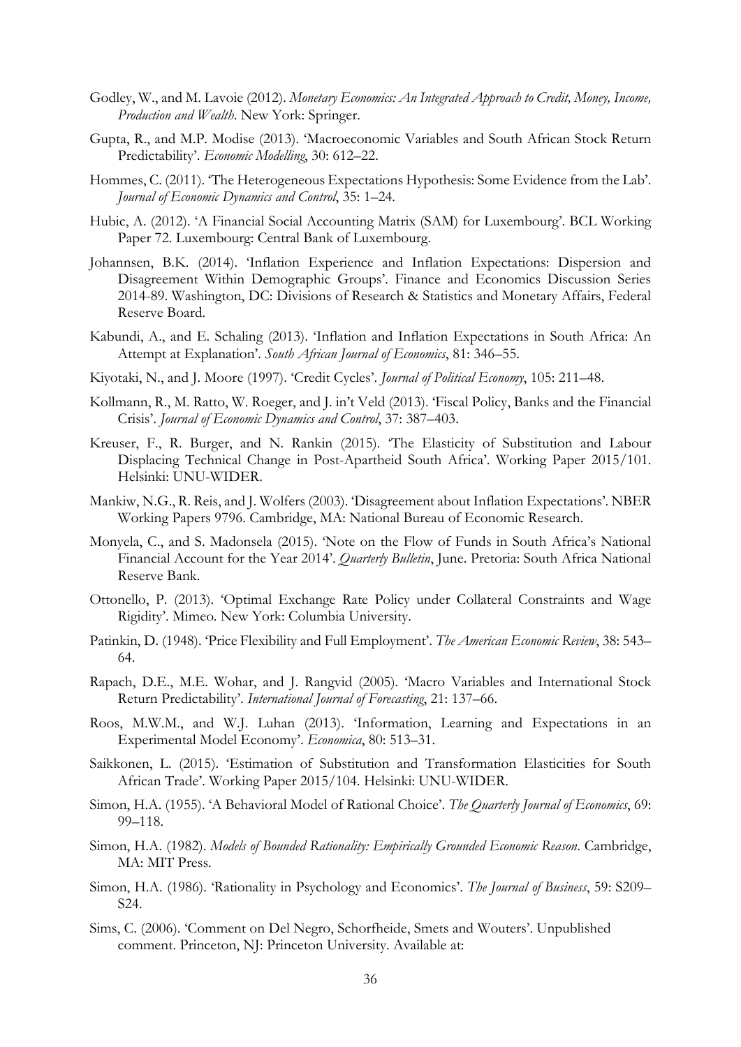Godley, W., and M. Lavoie (2012). *Monetary Economics: An Integrated Approach to Credit, Money, Income, Production and Wealth*. New York: Springer.

Gupta, R., and M.P. Modise (2013). 'Macroeconomic Variables and South African Stock Return Predictability'. *Economic Modelling*, 30: 612–22.

Hommes, C. (2011). 'The Heterogeneous Expectations Hypothesis: Some Evidence from the Lab'. *Journal of Economic Dynamics and Control*, 35: 1–24.

Hubic, A. (2012). 'A Financial Social Accounting Matrix (SAM) for Luxembourg'. BCL Working Paper 72. Luxembourg: Central Bank of Luxembourg.

Johannsen, B.K. (2014). 'Inflation Experience and Inflation Expectations: Dispersion and Disagreement Within Demographic Groups'. Finance and Economics Discussion Series 2014-89. Washington, DC: Divisions of Research & Statistics and Monetary Affairs, Federal Reserve Board.

Kabundi, A., and E. Schaling (2013). 'Inflation and Inflation Expectations in South Africa: An Attempt at Explanation'. *South African Journal of Economics*, 81: 346–55.

Kiyotaki, N., and J. Moore (1997). 'Credit Cycles'. *Journal of Political Economy*, 105: 211–48.

Kollmann, R., M. Ratto, W. Roeger, and J. in't Veld (2013). 'Fiscal Policy, Banks and the Financial Crisis'. *Journal of Economic Dynamics and Control*, 37: 387–403.

Kreuser, F., R. Burger, and N. Rankin (2015). 'The Elasticity of Substitution and Labour Displacing Technical Change in Post-Apartheid South Africa'. Working Paper 2015/101. Helsinki: UNU-WIDER.

Mankiw, N.G., R. Reis, and J. Wolfers (2003). 'Disagreement about Inflation Expectations'. NBER Working Papers 9796. Cambridge, MA: National Bureau of Economic Research.

Monyela, C., and S. Madonsela (2015). 'Note on the Flow of Funds in South Africa's National Financial Account for the Year 2014'. *Quarterly Bulletin*, June. Pretoria: South Africa National Reserve Bank.

Ottonello, P. (2013). 'Optimal Exchange Rate Policy under Collateral Constraints and Wage Rigidity'. Mimeo. New York: Columbia University.

Patinkin, D. (1948). 'Price Flexibility and Full Employment'. *The American Economic Review*, 38: 543–64.

Rapach, D.E., M.E. Wohar, and J. Rangvid (2005). 'Macro Variables and International Stock Return Predictability'. *International Journal of Forecasting*, 21: 137–66.

Roos, M.W.M., and W.J. Luhan (2013). 'Information, Learning and Expectations in an Experimental Model Economy'. *Economica*, 80: 513–31.

Saikkonen, L. (2015). 'Estimation of Substitution and Transformation Elasticities for South African Trade'. Working Paper 2015/104. Helsinki: UNU-WIDER.

Simon, H.A. (1955). 'A Behavioral Model of Rational Choice'. *The Quarterly Journal of Economics*, 69: 99–118.

Simon, H.A. (1982). *Models of Bounded Rationality: Empirically Grounded Economic Reason*. Cambridge, MA: MIT Press.

Simon, H.A. (1986). 'Rationality in Psychology and Economics'. *The Journal of Business*, 59: S209–S24.

Sims, C. (2006). 'Comment on Del Negro, Schorfheide, Smets and Wouters'. Unpublished comment. Princeton, NJ: Princeton University. Available at: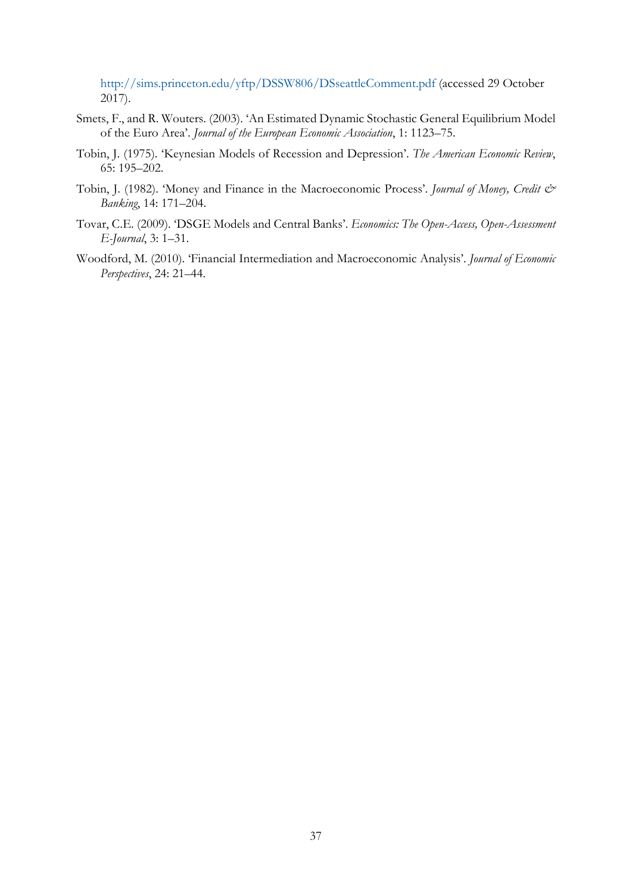http://sims.princeton.edu/yftp/DSSW806/DSseattleComment.pdf (accessed 29 October 2017).

Smets, F., and R. Wouters. (2003). 'An Estimated Dynamic Stochastic General Equilibrium Model of the Euro Area'. *Journal of the European Economic Association*, 1: 1123–75.

Tobin, J. (1975). 'Keynesian Models of Recession and Depression'. *The American Economic Review*, 65: 195–202.

Tobin, J. (1982). 'Money and Finance in the Macroeconomic Process'. *Journal of Money, Credit & Banking*, 14: 171–204.

Tovar, C.E. (2009). 'DSGE Models and Central Banks'. *Economics: The Open-Access, Open-Assessment E-Journal*, 3: 1–31.

Woodford, M. (2010). 'Financial Intermediation and Macroeconomic Analysis'. *Journal of Economic Perspectives*, 24: 21–44.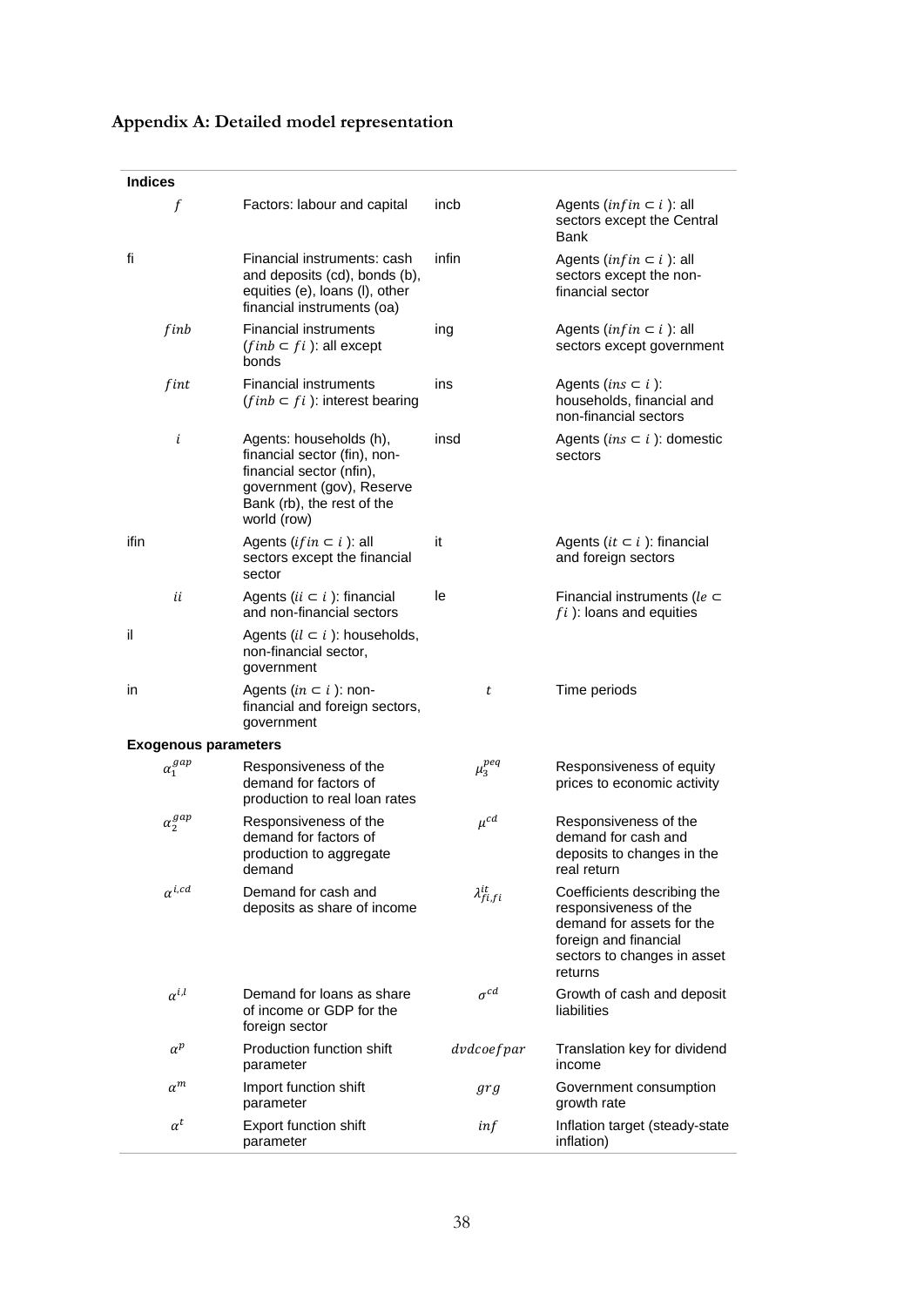## Appendix A: Detailed model representation

| **Indices** | | | |
|---|---|---|---|
| $f$ | Factors: labour and capital | incb | Agents ($infin \subset i$ ): all sectors except the Central Bank |
| fi | Financial instruments: cash and deposits (cd), bonds (b), equities (e), loans (l), other financial instruments (oa) | infin | Agents ($infin \subset i$ ): all sectors except the non-financial sector |
| $finb$ | Financial instruments ($finb \subset fi$ ): all except bonds | ing | Agents ($infin \subset i$ ): all sectors except government |
| $fint$ | Financial instruments ($finb \subset fi$ ): interest bearing | ins | Agents ($ins \subset i$ ): households, financial and non-financial sectors |
| $i$ | Agents: households (h), financial sector (fin), non-financial sector (nfin), government (gov), Reserve Bank (rb), the rest of the world (row) | insd | Agents ($ins \subset i$ ): domestic sectors |
| ifin | Agents ($ifin \subset i$ ): all sectors except the financial sector | it | Agents ($it \subset i$ ): financial and foreign sectors |
| $ii$ | Agents ($ii \subset i$ ): financial and non-financial sectors | le | Financial instruments ($le \subset fi$ ): loans and equities |
| il | Agents ($il \subset i$ ): households, non-financial sector, government | | |
| in | Agents ($in \subset i$ ): non-financial and foreign sectors, government | $t$ | Time periods |
| **Exogenous parameters** | | | |
| $\alpha_1^{gap}$ | Responsiveness of the demand for factors of production to real loan rates | $\mu_3^{peq}$ | Responsiveness of equity prices to economic activity |
| $\alpha_2^{gap}$ | Responsiveness of the demand for factors of production to aggregate demand | $\mu^{cd}$ | Responsiveness of the demand for cash and deposits to changes in the real return |
| $\alpha^{i,cd}$ | Demand for cash and deposits as share of income | $\lambda_{fi,fi}^{it}$ | Coefficients describing the responsiveness of the demand for assets for the foreign and financial sectors to changes in asset returns |
| $\alpha^{i,l}$ | Demand for loans as share of income or GDP for the foreign sector | $\sigma^{cd}$ | Growth of cash and deposit liabilities |
| $\alpha^{p}$ | Production function shift parameter | $dvdcoefpar$ | Translation key for dividend income |
| $\alpha^{m}$ | Import function shift parameter | $grg$ | Government consumption growth rate |
| $\alpha^{t}$ | Export function shift parameter | $inf$ | Inflation target (steady-state inflation) |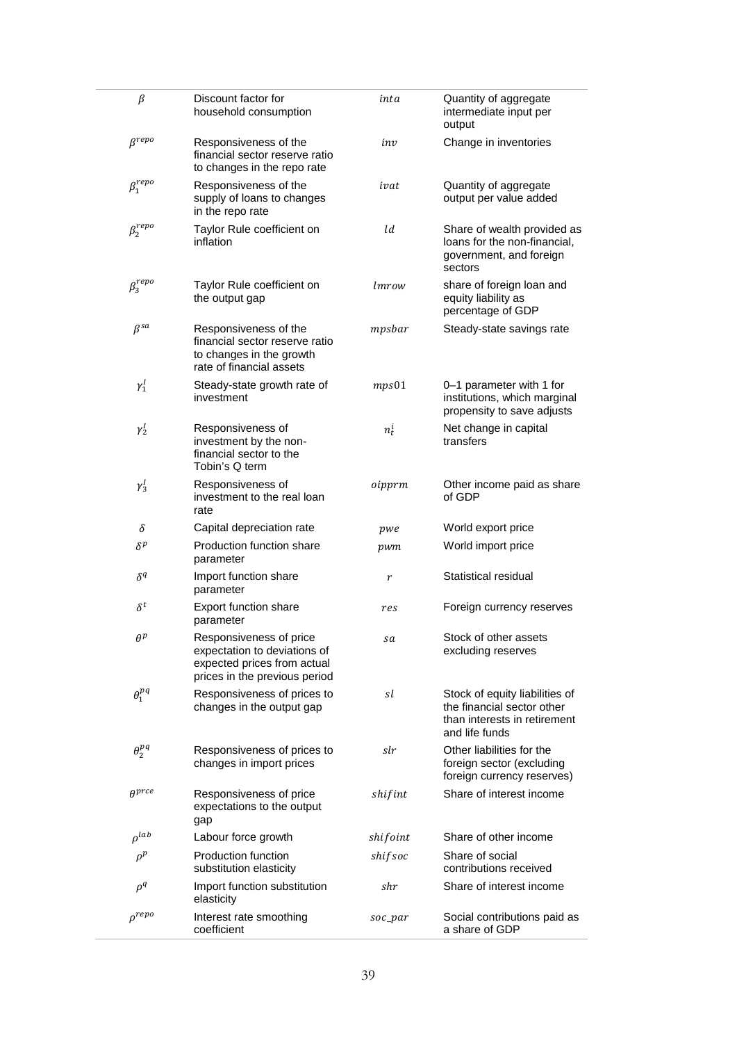| | | | |
|---|---|---|---|
| $\beta$ | Discount factor for household consumption | $inta$ | Quantity of aggregate intermediate input per output |
| $\beta^{repo}$ | Responsiveness of the financial sector reserve ratio to changes in the repo rate | $inv$ | Change in inventories |
| $\beta_1^{repo}$ | Responsiveness of the supply of loans to changes in the repo rate | $ivat$ | Quantity of aggregate output per value added |
| $\beta_2^{repo}$ | Taylor Rule coefficient on inflation | $ld$ | Share of wealth provided as loans for the non-financial, government, and foreign sectors |
| $\beta_3^{repo}$ | Taylor Rule coefficient on the output gap | $lmrow$ | share of foreign loan and equity liability as percentage of GDP |
| $\beta^{sa}$ | Responsiveness of the financial sector reserve ratio to changes in the growth rate of financial assets | $mpsbar$ | Steady-state savings rate |
| $\gamma_1^I$ | Steady-state growth rate of investment | $mps01$ | 0–1 parameter with 1 for institutions, which marginal propensity to save adjusts |
| $\gamma_2^I$ | Responsiveness of investment by the non-financial sector to the Tobin's Q term | $n_t^i$ | Net change in capital transfers |
| $\gamma_3^I$ | Responsiveness of investment to the real loan rate | $oipprm$ | Other income paid as share of GDP |
| $\delta$ | Capital depreciation rate | $pwe$ | World export price |
| $\delta^p$ | Production function share parameter | $pwm$ | World import price |
| $\delta^q$ | Import function share parameter | $r$ | Statistical residual |
| $\delta^t$ | Export function share parameter | $res$ | Foreign currency reserves |
| $\theta^p$ | Responsiveness of price expectation to deviations of expected prices from actual prices in the previous period | $sa$ | Stock of other assets excluding reserves |
| $\theta_1^{pq}$ | Responsiveness of prices to changes in the output gap | $sl$ | Stock of equity liabilities of the financial sector other than interests in retirement and life funds |
| $\theta_2^{pq}$ | Responsiveness of prices to changes in import prices | $slr$ | Other liabilities for the foreign sector (excluding foreign currency reserves) |
| $\theta^{prce}$ | Responsiveness of price expectations to the output gap | $shifint$ | Share of interest income |
| $\rho^{lab}$ | Labour force growth | $shifoint$ | Share of other income |
| $\rho^p$ | Production function substitution elasticity | $shifsoc$ | Share of social contributions received |
| $\rho^q$ | Import function substitution elasticity | $shr$ | Share of interest income |
| $\rho^{repo}$ | Interest rate smoothing coefficient | $soc\_par$ | Social contributions paid as a share of GDP |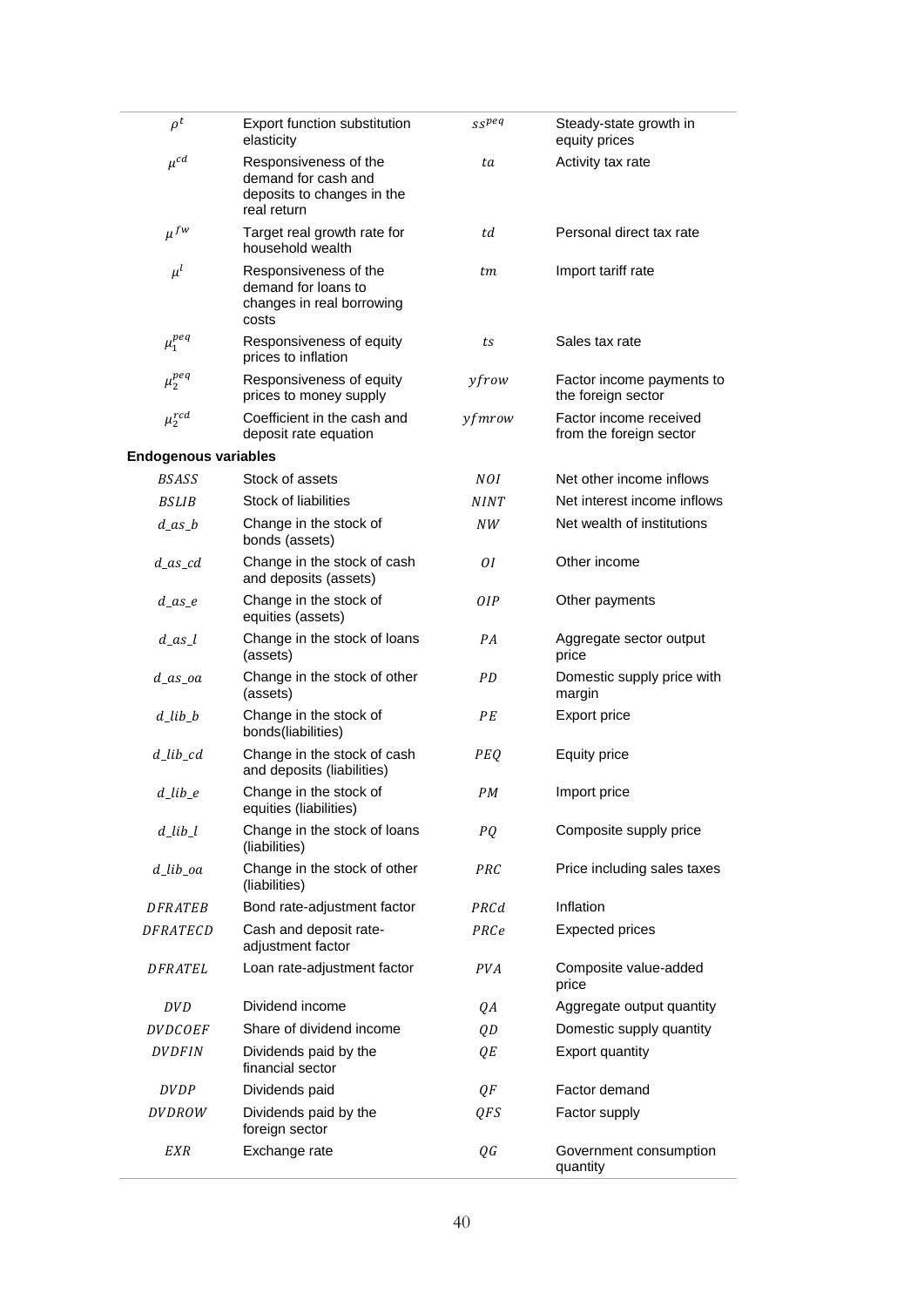| | | | |
|---|---|---|---|
| $\rho^t$ | Export function substitution elasticity | $ss^{peq}$ | Steady-state growth in equity prices |
| $\mu^{cd}$ | Responsiveness of the demand for cash and deposits to changes in the real return | $ta$ | Activity tax rate |
| $\mu^{fw}$ | Target real growth rate for household wealth | $td$ | Personal direct tax rate |
| $\mu^{l}$ | Responsiveness of the demand for loans to changes in real borrowing costs | $tm$ | Import tariff rate |
| $\mu_1^{peq}$ | Responsiveness of equity prices to inflation | $ts$ | Sales tax rate |
| $\mu_2^{peq}$ | Responsiveness of equity prices to money supply | $yfrow$ | Factor income payments to the foreign sector |
| $\mu_2^{rcd}$ | Coefficient in the cash and deposit rate equation | $yfmrow$ | Factor income received from the foreign sector |
| **Endogenous variables** | | | |
| $BSASS$ | Stock of assets | $NOI$ | Net other income inflows |
| $BSLIB$ | Stock of liabilities | $NINT$ | Net interest income inflows |
| $d\_as\_b$ | Change in the stock of bonds (assets) | $NW$ | Net wealth of institutions |
| $d\_as\_cd$ | Change in the stock of cash and deposits (assets) | $OI$ | Other income |
| $d\_as\_e$ | Change in the stock of equities (assets) | $OIP$ | Other payments |
| $d\_as\_l$ | Change in the stock of loans (assets) | $PA$ | Aggregate sector output price |
| $d\_as\_oa$ | Change in the stock of other (assets) | $PD$ | Domestic supply price with margin |
| $d\_lib\_b$ | Change in the stock of bonds(liabilities) | $PE$ | Export price |
| $d\_lib\_cd$ | Change in the stock of cash and deposits (liabilities) | $PEQ$ | Equity price |
| $d\_lib\_e$ | Change in the stock of equities (liabilities) | $PM$ | Import price |
| $d\_lib\_l$ | Change in the stock of loans (liabilities) | $PQ$ | Composite supply price |
| $d\_lib\_oa$ | Change in the stock of other (liabilities) | $PRC$ | Price including sales taxes |
| $DFRATEB$ | Bond rate-adjustment factor | $PRCd$ | Inflation |
| $DFRATECD$ | Cash and deposit rate-adjustment factor | $PRCe$ | Expected prices |
| $DFRATEL$ | Loan rate-adjustment factor | $PVA$ | Composite value-added price |
| $DVD$ | Dividend income | $QA$ | Aggregate output quantity |
| $DVDCOEF$ | Share of dividend income | $QD$ | Domestic supply quantity |
| $DVDFIN$ | Dividends paid by the financial sector | $QE$ | Export quantity |
| $DVDP$ | Dividends paid | $QF$ | Factor demand |
| $DVDROW$ | Dividends paid by the foreign sector | $QFS$ | Factor supply |
| $EXR$ | Exchange rate | $QG$ | Government consumption quantity |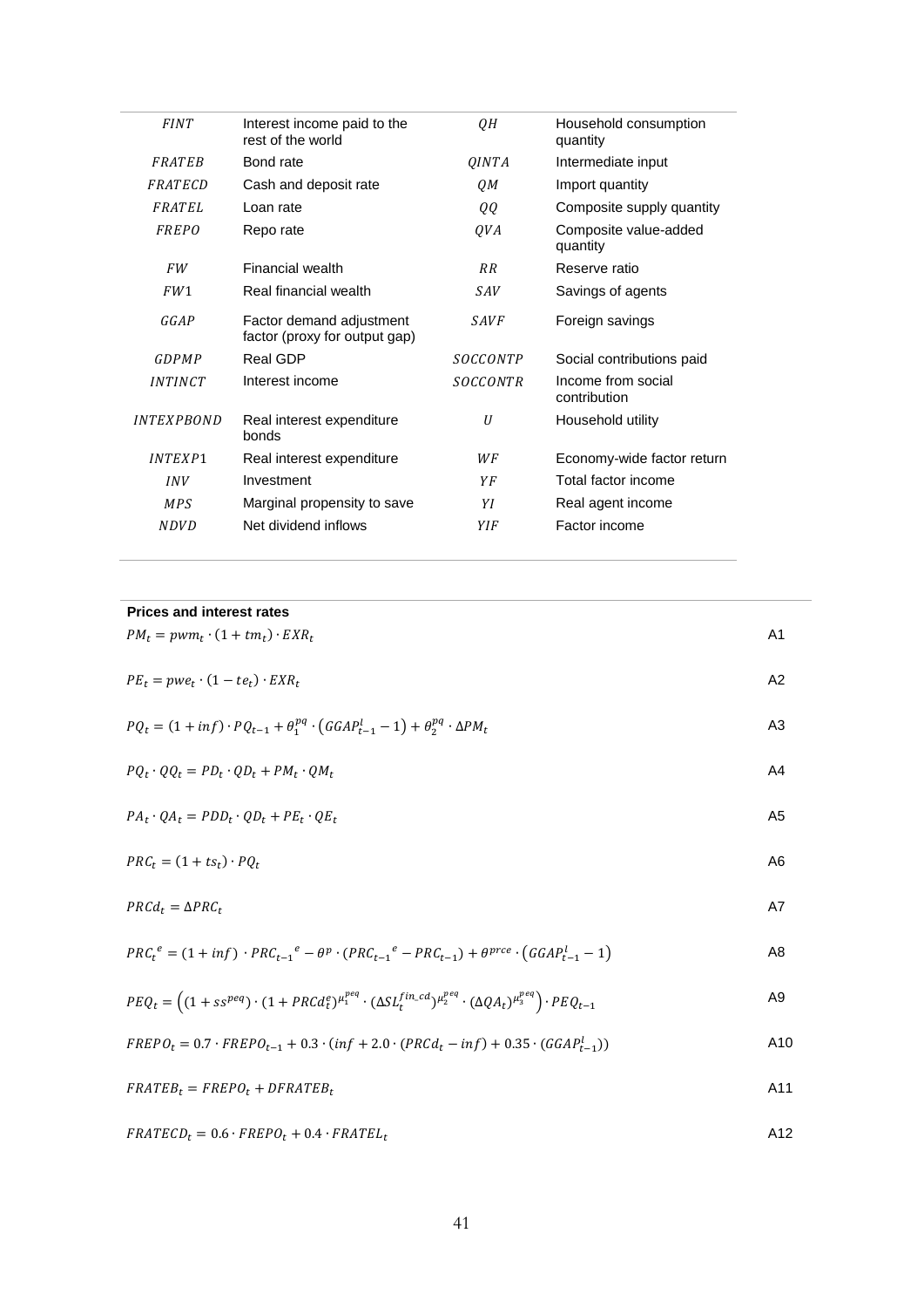| | | | |
|---|---|---|---|
| $FINT$ | Interest income paid to the rest of the world | $QH$ | Household consumption quantity |
| $FRATEB$ | Bond rate | $QINTA$ | Intermediate input |
| $FRATECD$ | Cash and deposit rate | $QM$ | Import quantity |
| $FRATEL$ | Loan rate | $QQ$ | Composite supply quantity |
| $FREPO$ | Repo rate | $QVA$ | Composite value-added quantity |
| $FW$ | Financial wealth | $RR$ | Reserve ratio |
| $FW1$ | Real financial wealth | $SAV$ | Savings of agents |
| $GGAP$ | Factor demand adjustment factor (proxy for output gap) | $SAVF$ | Foreign savings |
| $GDPMP$ | Real GDP | $SOCCONTP$ | Social contributions paid |
| $INTINCT$ | Interest income | $SOCCONTR$ | Income from social contribution |
| $INTEXPBOND$ | Real interest expenditure bonds | $U$ | Household utility |
| $INTEXP1$ | Real interest expenditure | $WF$ | Economy-wide factor return |
| $INV$ | Investment | $YF$ | Total factor income |
| $MPS$ | Marginal propensity to save | $YI$ | Real agent income |
| $NDVD$ | Net dividend inflows | $YIF$ | Factor income |

**Prices and interest rates**

$$PM_t = pwm_t \cdot (1 + tm_t) \cdot EXR_t \quad \text{A1}$$

$$PE_t = pwe_t \cdot (1 - te_t) \cdot EXR_t \quad \text{A2}$$

$$PQ_t = (1 + inf) \cdot PQ_{t-1} + \theta_1^{pq} \cdot \left(GGAP_{t-1}^l - 1\right) + \theta_2^{pq} \cdot \Delta PM_t \quad \text{A3}$$

$$PQ_t \cdot QQ_t = PD_t \cdot QD_t + PM_t \cdot QM_t \quad \text{A4}$$

$$PA_t \cdot QA_t = PDD_t \cdot QD_t + PE_t \cdot QE_t \quad \text{A5}$$

$$PRC_t = (1 + ts_t) \cdot PQ_t \quad \text{A6}$$

$$PRCd_t = \Delta PRC_t \quad \text{A7}$$

$$PRC_t^{\ e} = (1 + inf) \cdot PRC_{t-1}^{\ e} - \theta^p \cdot (PRC_{t-1}^{\ e} - PRC_{t-1}) + \theta^{prce} \cdot \left(GGAP_{t-1}^l - 1\right) \quad \text{A8}$$

$$PEQ_t = \left((1 + ss^{peq}) \cdot (1 + PRCd_t^e)^{\mu_1^{peq}} \cdot (\Delta SL_t^{fin\_cd})^{\mu_2^{peq}} \cdot (\Delta QA_t)^{\mu_3^{peq}}\right) \cdot PEQ_{t-1} \quad \text{A9}$$

$$FREPO_t = 0.7 \cdot FREPO_{t-1} + 0.3 \cdot (inf + 2.0 \cdot (PRCd_t - inf) + 0.35 \cdot (GGAP_{t-1}^l)) \quad \text{A10}$$

$$FRATEB_t = FREPO_t + DFRATEB_t \quad \text{A11}$$

$$FRATECD_t = 0.6 \cdot FREPO_t + 0.4 \cdot FRATEL_t \quad \text{A12}$$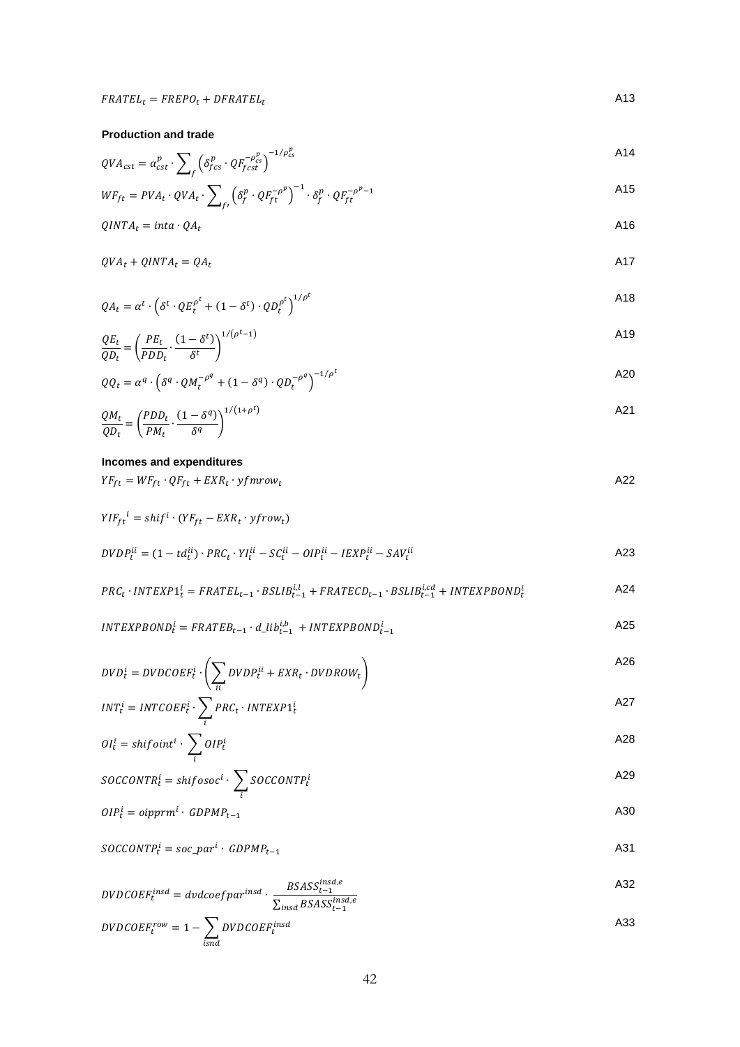$$FRATEL_t = FREPO_t + DFRATEL_t \tag{A13}$$

**Production and trade**

$$QVA_{cst} = \alpha_{cst}^p \cdot \sum_f \left(\delta_{fcs}^p \cdot QF_{fcst}^{-\rho_{cs}^p}\right)^{-1/\rho_{cs}^p} \tag{A14}$$

$$WF_{ft} = PVA_t \cdot QVA_t \cdot \sum_{f'} \left(\delta_f^p \cdot QF_{ft}^{-\rho^p}\right)^{-1} \cdot \delta_f^p \cdot QF_{ft}^{-\rho^p - 1} \tag{A15}$$

$$QINTA_t = inta \cdot QA_t \tag{A16}$$

$$QVA_t + QINTA_t = QA_t \tag{A17}$$

$$QA_t = \alpha^t \cdot \left(\delta^t \cdot QE_t^{\rho^t} + (1-\delta^t) \cdot QD_t^{\rho^t}\right)^{1/\rho^t} \tag{A18}$$

$$\frac{QE_t}{QD_t} = \left(\frac{PE_t}{PDD_t} \cdot \frac{(1-\delta^t)}{\delta^t}\right)^{1/(\rho^t - 1)} \tag{A19}$$

$$QQ_t = \alpha^q \cdot \left(\delta^q \cdot QM_t^{-\rho^q} + (1-\delta^q) \cdot QD_t^{-\rho^q}\right)^{-1/\rho^t} \tag{A20}$$

$$\frac{QM_t}{QD_t} = \left(\frac{PDD_t}{PM_t} \cdot \frac{(1-\delta^q)}{\delta^q}\right)^{1/(1+\rho^t)} \tag{A21}$$

**Incomes and expenditures**

$$YF_{ft} = WF_{ft} \cdot QF_{ft} + EXR_t \cdot yfmrow_t \tag{A22}$$

$$YIF_{ft}{}^i = shif^i \cdot (YF_{ft} - EXR_t \cdot yfrow_t)$$

$$DVDP_t^{ii} = (1 - td_t^{ii}) \cdot PRC_t \cdot YI_t^{ii} - SC_t^{ii} - OIP_t^{ii} - IEXP_t^{ii} - SAV_t^{ii} \tag{A23}$$

$$PRC_t \cdot INTEXP1_t^i = FRATEL_{t-1} \cdot BSLIB_{t-1}^{i,l} + FRATECD_{t-1} \cdot BSLIB_{t-1}^{i,cd} + INTEXPBOND_t^i \tag{A24}$$

$$INTEXPBOND_t^i = FRATEB_{t-1} \cdot d\_lib_{t-1}^{i,b} + INTEXPBOND_{t-1}^i \tag{A25}$$

$$DVD_t^i = DVDCOEF_t^i \cdot \left(\sum_{ii} DVDP_t^{ii} + EXR_t \cdot DVDROW_t\right) \tag{A26}$$

$$INT_t^i = INTCOEF_t^i \cdot \sum_i PRC_t \cdot INTEXP1_t^i \tag{A27}$$

$$OI_t^i = shifoint^i \cdot \sum_i OIP_t^i \tag{A28}$$

$$SOCCONTR_t^i = shifosoc^i \cdot \sum_i SOCCONTP_t^i \tag{A29}$$

$$OIP_t^i = oipprm^i \cdot GDPMP_{t-1} \tag{A30}$$

$$SOCCONTP_t^i = soc\_par^i \cdot GDPMP_{t-1} \tag{A31}$$

$$DVDCOEF_t^{insd} = dvdcoefpar^{insd} \cdot \frac{BSASS_{t-1}^{insd,e}}{\sum_{insd} BSASS_{t-1}^{insd,e}} \tag{A32}$$

$$DVDCOEF_t^{row} = 1 - \sum_{isnd} DVDCOEF_t^{insd} \tag{A33}$$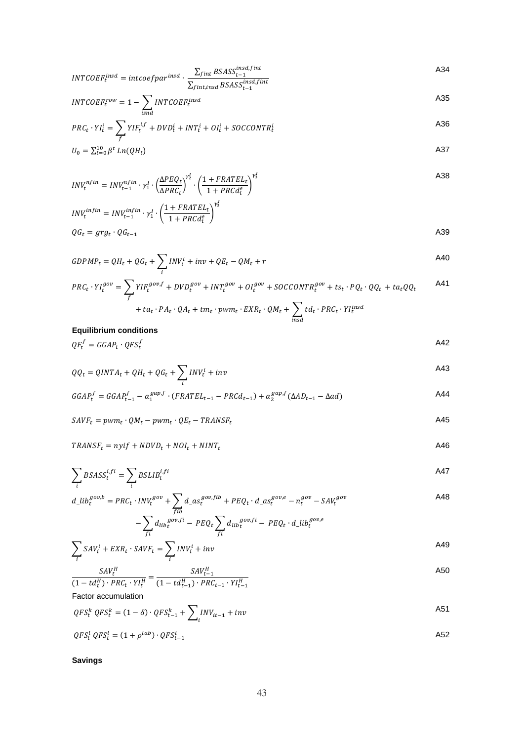$$INTCOEF_t^{insd} = intcoefpar^{insd} \cdot \frac{\sum_{fint} BSASS_{t-1}^{insd,fint}}{\sum_{fint,insd} BSASS_{t-1}^{insd,fint}} \quad \text{A34}$$

$$INTCOEF_t^{row} = 1 - \sum_{isnd} INTCOEF_t^{insd} \quad \text{A35}$$

$$PRC_t \cdot YI_t^{i} = \sum_{f} YIF_t^{i,f} + DVD_t^{i} + INT_t^{i} + OI_t^{i} + SOCCONTR_t^{i} \quad \text{A36}$$

$$U_0 = \sum_{t=0}^{10} \beta^t \, Ln(QH_t) \quad \text{A37}$$

$$INV_t^{nfin} = INV_{t-1}^{nfin} \cdot \gamma_1^I \cdot \left(\frac{\Delta PEQ_t}{\Delta PRC_t}\right)^{\gamma_2^I} \cdot \left(\frac{1 + FRATEL_t}{1 + PRCd_t^e}\right)^{\gamma_3^I} \quad \text{A38}$$

$$INV_t^{infin} = INV_{t-1}^{infin} \cdot \gamma_1^I \cdot \left(\frac{1 + FRATEL_t}{1 + PRCd_t^e}\right)^{\gamma_3^I}$$

$$QG_t = grg_t \cdot QG_{t-1} \quad \text{A39}$$

$$GDPMP_t = QH_t + QG_t + \sum_{i} INV_i^{i} + inv + QE_t - QM_t + r \quad \text{A40}$$

$$PRC_t \cdot YI_t^{gov} = \sum_{f} YIF_t^{gov,f} + DVD_t^{gov} + INT_t^{gov} + OI_t^{gov} + SOCCONTR_t^{gov} + ts_t \cdot PQ_t \cdot QQ_t + ta_t QQ_t + ta_t \cdot PA_t \cdot QA_t + tm_t \cdot pwm_t \cdot EXR_t \cdot QM_t + \sum_{insd} td_t \cdot PRC_t \cdot YI_t^{insd} \quad \text{A41}$$

**Equilibrium conditions**

$$QF_t^{f} = GGAP_t \cdot QFS_t^{f} \quad \text{A42}$$

$$QQ_t = QINTA_t + QH_t + QG_t + \sum_{i} INV_t^{i} + inv \quad \text{A43}$$

$$GGAP_t^{f} = GGAP_{t-1}^{f} - \alpha_1^{gap,f} \cdot (FRATEL_{t-1} - PRCd_{t-1}) + \alpha_2^{gap,f}(\Delta AD_{t-1} - \Delta ad) \quad \text{A44}$$

$$SAVF_t = pwm_t \cdot QM_t - pwm_t \cdot QE_t - TRANSF_t \quad \text{A45}$$

$$TRANSF_t = nyif + NDVD_t + NOI_t + NINT_t \quad \text{A46}$$

$$\sum_{i} BSASS_t^{i,fi} = \sum_{i} BSLIB_t^{i,fi} \quad \text{A47}$$

$$d\_lib_t^{gov,b} = PRC_t \cdot INV_t^{gov} + \sum_{fib} d\_as_t^{gov,fib} + PEQ_t \cdot d\_as_t^{gov,e} - n_t^{gov} - SAV_t^{gov} - \sum_{fi} d_{lib}{}_t^{gov,fi} - PEQ_t \sum_{fi} d_{lib}{}_t^{gov,fi} - PEQ_t \cdot d\_lib_t^{gov,e} \quad \text{A48}$$

$$\sum_{i} SAV_i^{i} + EXR_t \cdot SAVF_t = \sum_{i} INV_i^{i} + inv \quad \text{A49}$$

$$\frac{SAV_t^{H}}{(1 - td_t^{H}) \cdot PRC_t \cdot YI_t^{H}} = \frac{SAV_{t-1}^{H}}{(1 - td_{t-1}^{H}) \cdot PRC_{t-1} \cdot YI_{t-1}^{H}} \quad \text{A50}$$

Factor accumulation

$$QFS_t^{k} \; QFS_t^{k} = (1 - \delta) \cdot QFS_{t-1}^{k} + \sum_{i} INV_{it-1} + inv \quad \text{A51}$$

$$QFS_t^{l} \; QFS_t^{l} = (1 + \rho^{lab}) \cdot QFS_{t-1}^{l} \quad \text{A52}$$

**Savings**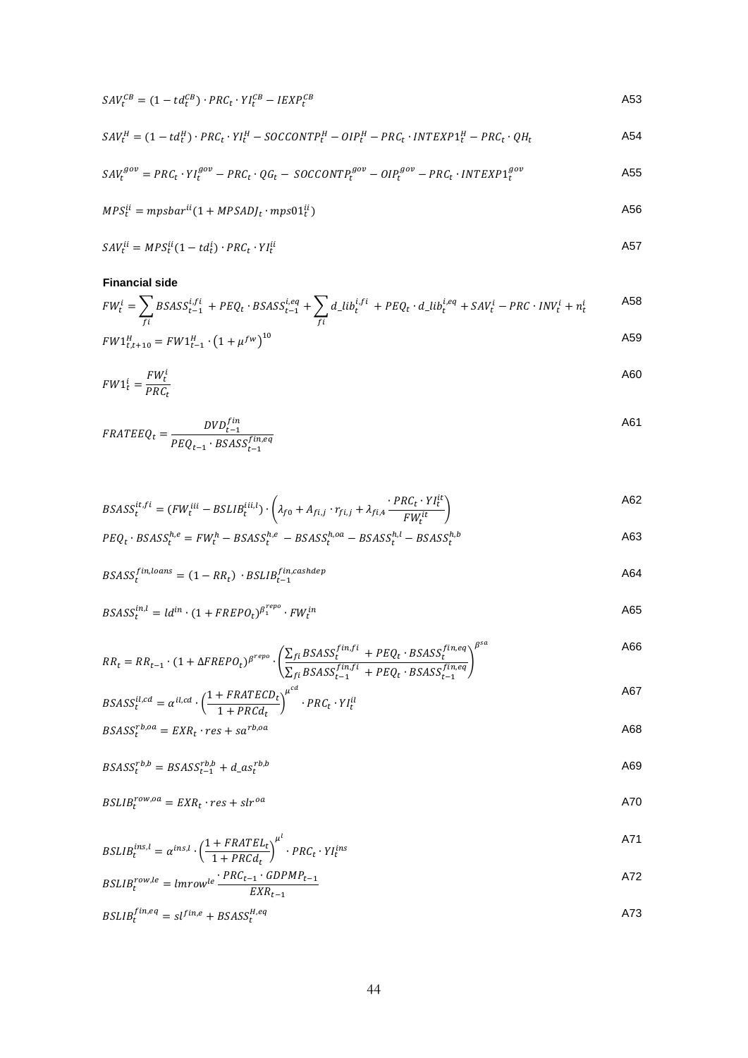$$SAV_t^{CB} = (1 - td_t^{CB}) \cdot PRC_t \cdot YI_t^{CB} - IEXP_t^{CB} \tag{A53}$$

$$SAV_t^{H} = (1 - td_t^{H}) \cdot PRC_t \cdot YI_t^{H} - SOCCONTP_t^{H} - OIP_t^{H} - PRC_t \cdot INTEXP1_t^{H} - PRC_t \cdot QH_t \tag{A54}$$

$$SAV_t^{gov} = PRC_t \cdot YI_t^{gov} - PRC_t \cdot QG_t - \ SOCCONTP_t^{gov} - OIP_t^{gov} - PRC_t \cdot INTEXP1_t^{gov} \tag{A55}$$

$$MPS_t^{ii} = mpsbar^{ii}(1 + MPSADJ_t \cdot mps01_t^{ii}) \tag{A56}$$

$$SAV_t^{ii} = MPS_t^{ii}(1 - td_t^{i}) \cdot PRC_t \cdot YI_t^{ii} \tag{A57}$$

**Financial side**

$$FW_t^{i} = \sum_{fi} BSASS_{t-1}^{i,fi} + PEQ_t \cdot BSASS_{t-1}^{i,eq} + \sum_{fi} d\_lib_t^{i,fi} + PEQ_t \cdot d\_lib_t^{i,eq} + SAV_t^{i} - PRC \cdot INV_t^{i} + n_t^{i} \tag{A58}$$

$$FW1_{t,t+10}^{H} = FW1_{t-1}^{H} \cdot \left(1 + \mu^{fw}\right)^{10} \tag{A59}$$

$$FW1_t^{i} = \frac{FW_t^{i}}{PRC_t} \tag{A60}$$

$$FRATEEQ_t = \frac{DVD_{t-1}^{fin}}{PEQ_{t-1} \cdot BSASS_{t-1}^{fin,eq}} \tag{A61}$$

$$BSASS_t^{it,fi} = (FW_t^{iii} - BSLIB_t^{iii,l}) \cdot \left(\lambda_{f0} + A_{fi,j} \cdot r_{fi,j} + \lambda_{fi,4} \frac{\cdot PRC_t \cdot YI_t^{it}}{FW_t^{it}}\right) \tag{A62}$$

$$PEQ_t \cdot BSASS_t^{h,e} = FW_t^{h} - BSASS_t^{h,e} \ - BSASS_t^{h,oa} - BSASS_t^{h,l} - BSASS_t^{h,b} \tag{A63}$$

$$BSASS_t^{fin,loans} = (1 - RR_t) \ \cdot BSLIB_{t-1}^{fin,cashdep} \tag{A64}$$

$$BSASS_t^{in,l} = ld^{in} \cdot (1 + FREPO_t)^{\beta_1^{repo}} \cdot FW_t^{in} \tag{A65}$$

$$RR_t = RR_{t-1} \cdot (1 + \Delta FREPO_t)^{\beta^{repo}} \cdot \left(\frac{\sum_{fi} BSASS_t^{fin,fi} \ + PEQ_t \cdot BSASS_t^{fin,eq}}{\sum_{fi} BSASS_{t-1}^{fin,fi} + PEQ_t \cdot BSASS_{t-1}^{fin,eq}}\right)^{\beta^{sa}} \tag{A66}$$

$$BSASS_t^{il,cd} = \alpha^{il,cd} \cdot \left(\frac{1 + FRATECD_t}{1 + PRCd_t}\right)^{\mu^{cd}} \cdot PRC_t \cdot YI_t^{il} \tag{A67}$$

$$BSASS_t^{rb,oa} = EXR_t \cdot res + sa^{rb,oa} \tag{A68}$$

$$BSASS_t^{rb,b} = BSASS_{t-1}^{rb,b} + d\_as_t^{rb,b} \tag{A69}$$

$$BSLIB_t^{row,oa} = EXR_t \cdot res + slr^{oa} \tag{A70}$$

$$BSLIB_t^{ins,l} = \alpha^{ins,l} \cdot \left(\frac{1 + FRATEL_t}{1 + PRCd_t}\right)^{\mu^{l}} \cdot PRC_t \cdot YI_t^{ins} \tag{A71}$$

$$BSLIB_t^{row,le} = lmrow^{le} \frac{\cdot PRC_{t-1} \cdot GDPMP_{t-1}}{EXR_{t-1}} \tag{A72}$$

$$BSLIB_t^{fin,eq} = sl^{fin,e} + BSASS_t^{H,eq} \tag{A73}$$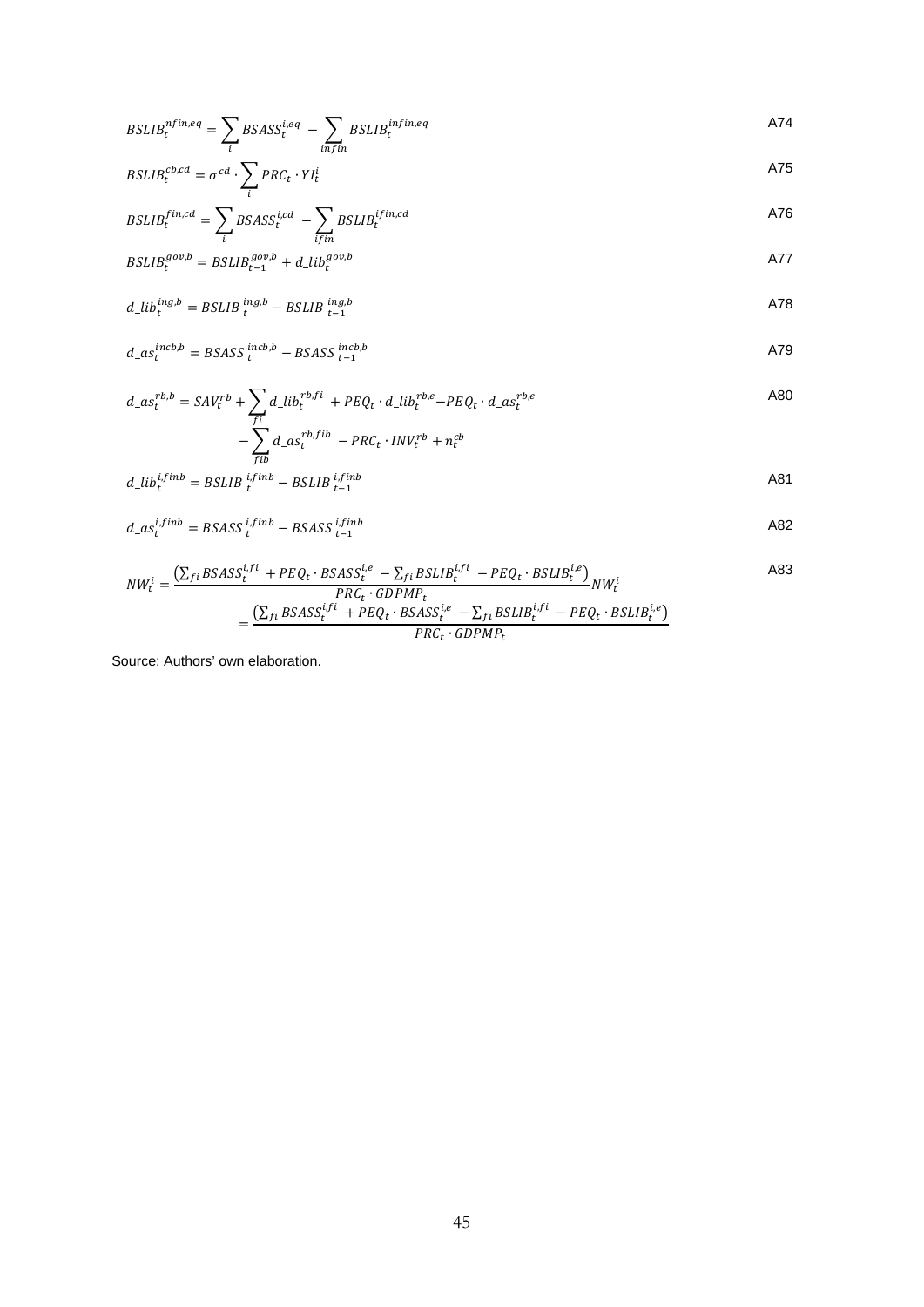$$BSLIB_t^{nfin,eq} = \sum_i BSASS_t^{i,eq} - \sum_{infin} BSLIB_t^{infin,eq} \quad \text{A74}$$

$$BSLIB_t^{cb,cd} = \sigma^{cd} \cdot \sum_i PRC_t \cdot YI_t^i \quad \text{A75}$$

$$BSLIB_t^{fin,cd} = \sum_i BSASS_t^{i,cd} - \sum_{ifin} BSLIB_t^{ifin,cd} \quad \text{A76}$$

$$BSLIB_t^{gov,b} = BSLIB_{t-1}^{gov,b} + d\_lib_t^{gov,b} \quad \text{A77}$$

$$d\_lib_t^{ing,b} = BSLIB\,_t^{ing,b} - BSLIB\,_{t-1}^{ing,b} \quad \text{A78}$$

$$d\_as_t^{incb,b} = BSASS\,_t^{incb,b} - BSASS\,_{t-1}^{incb,b} \quad \text{A79}$$

$$\begin{aligned} d\_as_t^{rb,b} = SAV_t^{rb} + \sum_{fi} d\_lib_t^{rb,fi} + PEQ_t \cdot d\_lib_t^{rb,e} - PEQ_t \cdot d\_as_t^{rb,e} \\ - \sum_{fib} d\_as_t^{rb,fib} - PRC_t \cdot INV_t^{rb} + n_t^{cb} \end{aligned} \quad \text{A80}$$

$$d\_lib_t^{i,finb} = BSLIB\,_t^{i,finb} - BSLIB\,_{t-1}^{i,finb} \quad \text{A81}$$

$$d\_as_t^{i,finb} = BSASS\,_t^{i,finb} - BSASS\,_{t-1}^{i,finb} \quad \text{A82}$$

$$\begin{aligned} NW_t^i = \frac{\left(\sum_{fi} BSASS_t^{i,fi} + PEQ_t \cdot BSASS_t^{i,e} - \sum_{fi} BSLIB_t^{i,fi} - PEQ_t \cdot BSLIB_t^{i,e}\right)}{PRC_t \cdot GDPMP_t} NW_t^i \\ = \frac{\left(\sum_{fi} BSASS_t^{i,fi} + PEQ_t \cdot BSASS_t^{i,e} - \sum_{fi} BSLIB_t^{i,fi} - PEQ_t \cdot BSLIB_t^{i,e}\right)}{PRC_t \cdot GDPMP_t} \end{aligned} \quad \text{A83}$$

Source: Authors' own elaboration.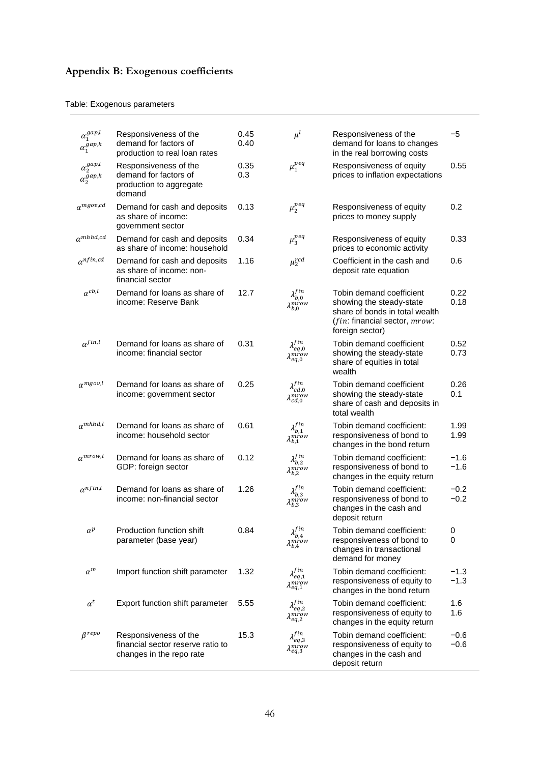## Appendix B: Exogenous coefficients

Table: Exogenous parameters

| | | | | | |
|---|---|---|---|---|---|
| $\alpha_1^{gap,l}$ <br> $\alpha_1^{gap,k}$ | Responsiveness of the demand for factors of production to real loan rates | 0.45 <br> 0.40 | $\mu^l$ | Responsiveness of the demand for loans to changes in the real borrowing costs | −5 |
| $\alpha_2^{gap,l}$ <br> $\alpha_2^{gap,k}$ | Responsiveness of the demand for factors of production to aggregate demand | 0.35 <br> 0.3 | $\mu_1^{peq}$ | Responsiveness of equity prices to inflation expectations | 0.55 |
| $\alpha^{mgov,cd}$ | Demand for cash and deposits as share of income: government sector | 0.13 | $\mu_2^{peq}$ | Responsiveness of equity prices to money supply | 0.2 |
| $\alpha^{mhhd,cd}$ | Demand for cash and deposits as share of income: household | 0.34 | $\mu_3^{peq}$ | Responsiveness of equity prices to economic activity | 0.33 |
| $\alpha^{nfin,cd}$ | Demand for cash and deposits as share of income: non-financial sector | 1.16 | $\mu_2^{rcd}$ | Coefficient in the cash and deposit rate equation | 0.6 |
| $\alpha^{cb,l}$ | Demand for loans as share of income: Reserve Bank | 12.7 | $\lambda_{b,0}^{fin}$ <br> $\lambda_{b,0}^{mrow}$ | Tobin demand coefficient showing the steady-state share of bonds in total wealth ($fin$: financial sector, $mrow$: foreign sector) | 0.22 <br> 0.18 |
| $\alpha^{fin,l}$ | Demand for loans as share of income: financial sector | 0.31 | $\lambda_{eq,0}^{fin}$ <br> $\lambda_{eq,0}^{mrow}$ | Tobin demand coefficient showing the steady-state share of equities in total wealth | 0.52 <br> 0.73 |
| $\alpha^{mgov,l}$ | Demand for loans as share of income: government sector | 0.25 | $\lambda_{cd,0}^{fin}$ <br> $\lambda_{cd,0}^{mrow}$ | Tobin demand coefficient showing the steady-state share of cash and deposits in total wealth | 0.26 <br> 0.1 |
| $\alpha^{mhhd,l}$ | Demand for loans as share of income: household sector | 0.61 | $\lambda_{b,1}^{fin}$ <br> $\lambda_{b,1}^{mrow}$ | Tobin demand coefficient: responsiveness of bond to changes in the bond return | 1.99 <br> 1.99 |
| $\alpha^{mrow,l}$ | Demand for loans as share of GDP: foreign sector | 0.12 | $\lambda_{b,2}^{fin}$ <br> $\lambda_{b,2}^{mrow}$ | Tobin demand coefficient: responsiveness of bond to changes in the equity return | −1.6 <br> −1.6 |
| $\alpha^{nfin,l}$ | Demand for loans as share of income: non-financial sector | 1.26 | $\lambda_{b,3}^{fin}$ <br> $\lambda_{b,3}^{mrow}$ | Tobin demand coefficient: responsiveness of bond to changes in the cash and deposit return | −0.2 <br> −0.2 |
| $\alpha^p$ | Production function shift parameter (base year) | 0.84 | $\lambda_{b,4}^{fin}$ <br> $\lambda_{b,4}^{mrow}$ | Tobin demand coefficient: responsiveness of bond to changes in transactional demand for money | 0 <br> 0 |
| $\alpha^m$ | Import function shift parameter | 1.32 | $\lambda_{eq,1}^{fin}$ <br> $\lambda_{eq,1}^{mrow}$ | Tobin demand coefficient: responsiveness of equity to changes in the bond return | −1.3 <br> −1.3 |
| $\alpha^t$ | Export function shift parameter | 5.55 | $\lambda_{eq,2}^{fin}$ <br> $\lambda_{eq,2}^{mrow}$ | Tobin demand coefficient: responsiveness of equity to changes in the equity return | 1.6 <br> 1.6 |
| $\beta^{repo}$ | Responsiveness of the financial sector reserve ratio to changes in the repo rate | 15.3 | $\lambda_{eq,3}^{fin}$ <br> $\lambda_{eq,3}^{mrow}$ | Tobin demand coefficient: responsiveness of equity to changes in the cash and deposit return | −0.6 <br> −0.6 |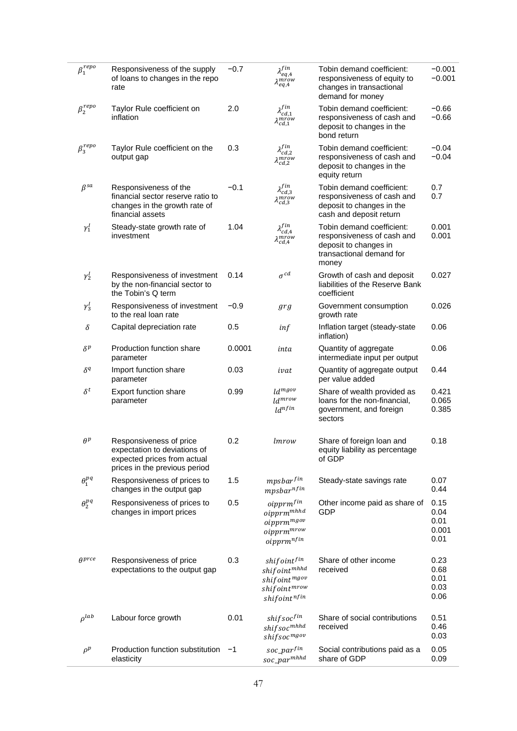| | | | | | |
|---|---|---|---|---|---|
| $\beta_1^{repo}$ | Responsiveness of the supply of loans to changes in the repo rate | −0.7 | $\lambda_{eq,4}^{fin}$ $\lambda_{eq,4}^{mrow}$ | Tobin demand coefficient: responsiveness of equity to changes in transactional demand for money | −0.001 −0.001 |
| $\beta_2^{repo}$ | Taylor Rule coefficient on inflation | 2.0 | $\lambda_{cd,1}^{fin}$ $\lambda_{cd,1}^{mrow}$ | Tobin demand coefficient: responsiveness of cash and deposit to changes in the bond return | −0.66 −0.66 |
| $\beta_3^{repo}$ | Taylor Rule coefficient on the output gap | 0.3 | $\lambda_{cd,2}^{fin}$ $\lambda_{cd,2}^{mrow}$ | Tobin demand coefficient: responsiveness of cash and deposit to changes in the equity return | −0.04 −0.04 |
| $\beta^{sa}$ | Responsiveness of the financial sector reserve ratio to changes in the growth rate of financial assets | −0.1 | $\lambda_{cd,3}^{fin}$ $\lambda_{cd,3}^{mrow}$ | Tobin demand coefficient: responsiveness of cash and deposit to changes in the cash and deposit return | 0.7 0.7 |
| $\gamma_1^I$ | Steady-state growth rate of investment | 1.04 | $\lambda_{cd,4}^{fin}$ $\lambda_{cd,4}^{mrow}$ | Tobin demand coefficient: responsiveness of cash and deposit to changes in transactional demand for money | 0.001 0.001 |
| $\gamma_2^I$ | Responsiveness of investment by the non-financial sector to the Tobin's Q term | 0.14 | $\sigma^{cd}$ | Growth of cash and deposit liabilities of the Reserve Bank coefficient | 0.027 |
| $\gamma_3^I$ | Responsiveness of investment to the real loan rate | −0.9 | $grg$ | Government consumption growth rate | 0.026 |
| $\delta$ | Capital depreciation rate | 0.5 | $inf$ | Inflation target (steady-state inflation) | 0.06 |
| $\delta^p$ | Production function share parameter | 0.0001 | $inta$ | Quantity of aggregate intermediate input per output | 0.06 |
| $\delta^q$ | Import function share parameter | 0.03 | $ivat$ | Quantity of aggregate output per value added | 0.44 |
| $\delta^t$ | Export function share parameter | 0.99 | $ld^{mgov}$ $ld^{mrow}$ $ld^{nfin}$ | Share of wealth provided as loans for the non-financial, government, and foreign sectors | 0.421 0.065 0.385 |
| $\theta^p$ | Responsiveness of price expectation to deviations of expected prices from actual prices in the previous period | 0.2 | $lmrow$ | Share of foreign loan and equity liability as percentage of GDP | 0.18 |
| $\theta_1^{pq}$ | Responsiveness of prices to changes in the output gap | 1.5 | $mpsbar^{fin}$ $mpsbar^{nfin}$ | Steady-state savings rate | 0.07 0.44 |
| $\theta_2^{pq}$ | Responsiveness of prices to changes in import prices | 0.5 | $oipprm^{fin}$ $oipprm^{mhhd}$ $oipprm^{mgov}$ $oipprm^{mrow}$ $oipprm^{nfin}$ | Other income paid as share of GDP | 0.15 0.04 0.01 0.001 0.01 |
| $\theta^{prce}$ | Responsiveness of price expectations to the output gap | 0.3 | $shifoint^{fin}$ $shifoint^{mhhd}$ $shifoint^{mgov}$ $shifoint^{mrow}$ $shifoint^{nfin}$ | Share of other income received | 0.23 0.68 0.01 0.03 0.06 |
| $\rho^{lab}$ | Labour force growth | 0.01 | $shifsoc^{fin}$ $shifsoc^{mhhd}$ $shifsoc^{mgov}$ | Share of social contributions received | 0.51 0.46 0.03 |
| $\rho^p$ | Production function substitution elasticity | −1 | $soc\_par^{fin}$ $soc\_par^{mhhd}$ | Social contributions paid as a share of GDP | 0.05 0.09 |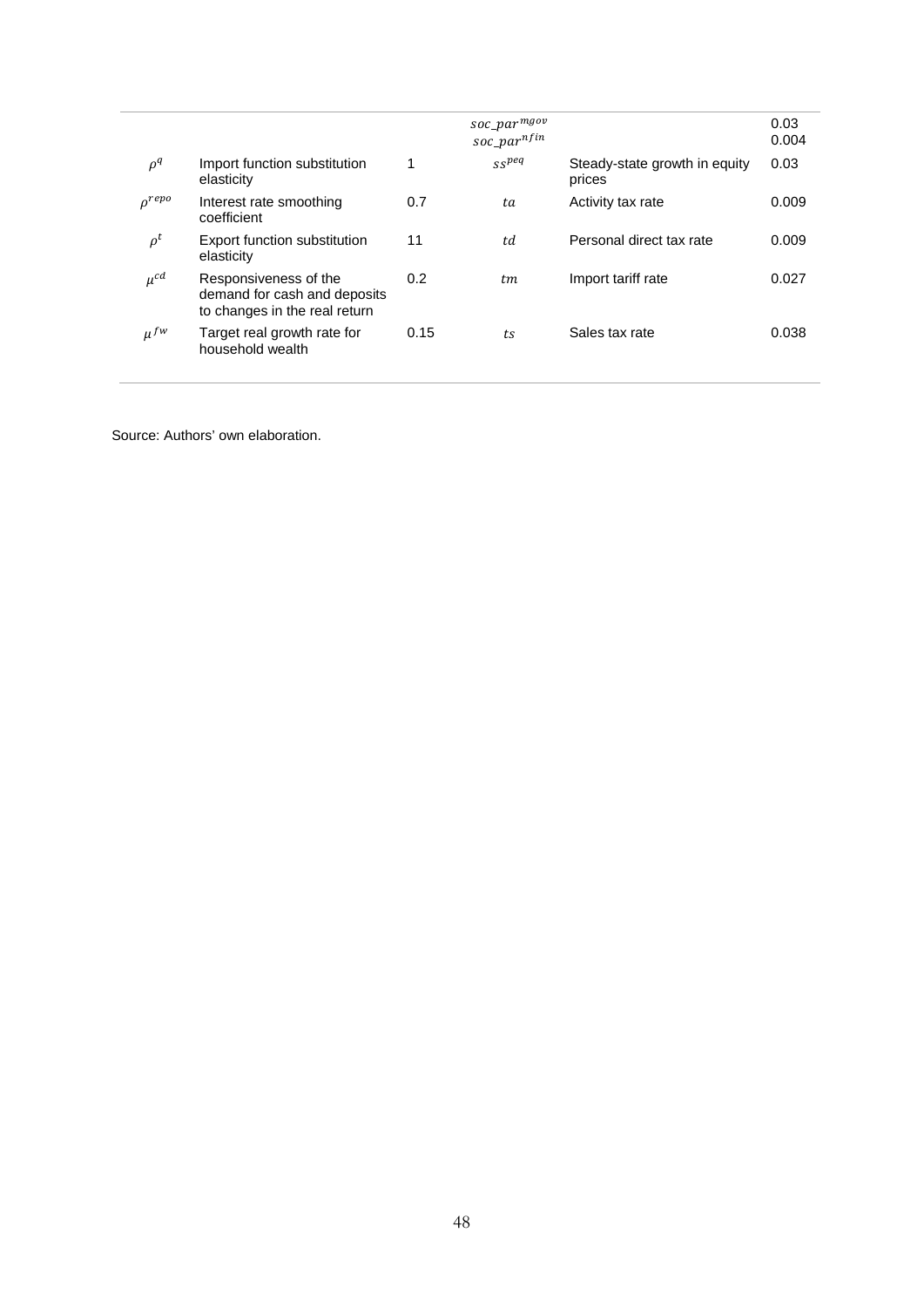| | | | | | |
|---|---|---|---|---|---|
| | | | $soc\_par^{mgov}$<br>$soc\_par^{nfin}$ | | 0.03<br>0.004 |
| $\rho^{q}$ | Import function substitution elasticity | 1 | $ss^{peq}$ | Steady-state growth in equity prices | 0.03 |
| $\rho^{repo}$ | Interest rate smoothing coefficient | 0.7 | $ta$ | Activity tax rate | 0.009 |
| $\rho^{t}$ | Export function substitution elasticity | 11 | $td$ | Personal direct tax rate | 0.009 |
| $\mu^{cd}$ | Responsiveness of the demand for cash and deposits to changes in the real return | 0.2 | $tm$ | Import tariff rate | 0.027 |
| $\mu^{fw}$ | Target real growth rate for household wealth | 0.15 | $ts$ | Sales tax rate | 0.038 |

Source: Authors' own elaboration.